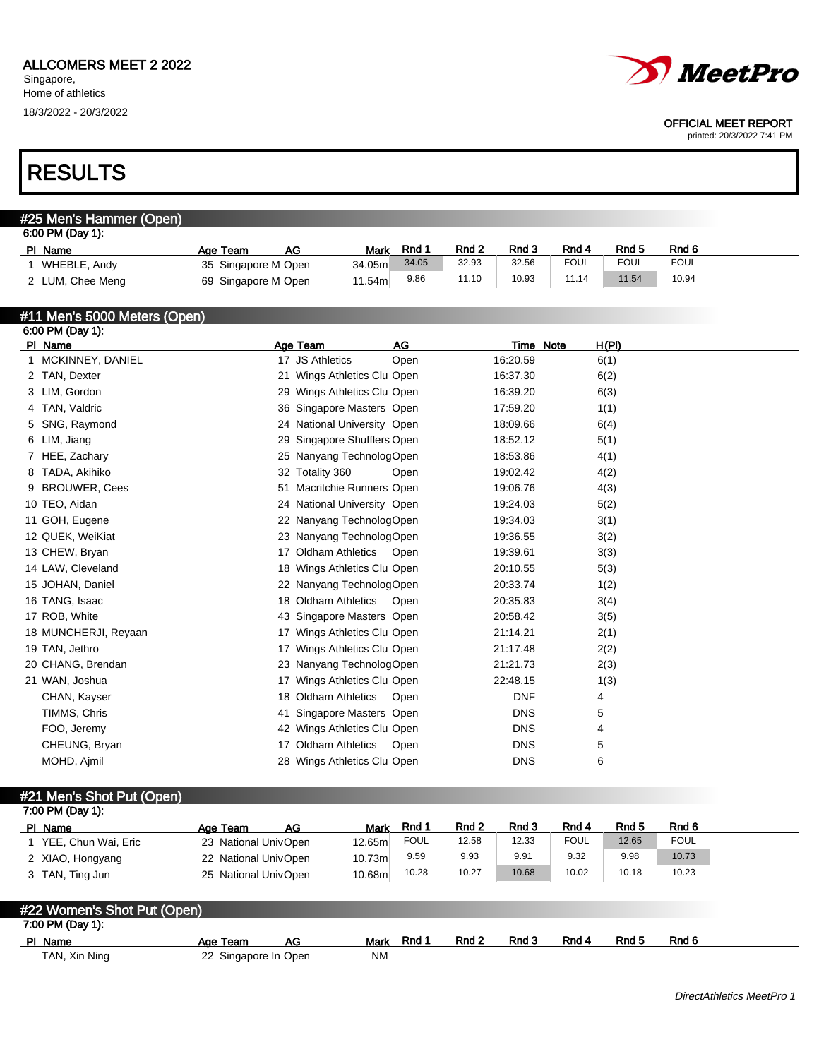ALLCOMERS MEET 2 2022
Singapore,
Home of athletics
18/3/2022 - 20/3/2022

**MeetPro**

OFFICIAL MEET REPORT
printed: 20/3/2022 7:41 PM

# RESULTS

## #25 Men's Hammer (Open)

6:00 PM (Day 1):

| Pl | Name | Age | Team | AG | Mark | Rnd 1 | Rnd 2 | Rnd 3 | Rnd 4 | Rnd 5 | Rnd 6 |
|---|---|---|---|---|---|---|---|---|---|---|---|
| 1 | WHEBLE, Andy | 35 | Singapore M | Open | 34.05m | 34.05 | 32.93 | 32.56 | FOUL | FOUL | FOUL |
| 2 | LUM, Chee Meng | 69 | Singapore M | Open | 11.54m | 9.86 | 11.10 | 10.93 | 11.14 | 11.54 | 10.94 |

## #11 Men's 5000 Meters (Open)

6:00 PM (Day 1):

| Pl | Name | Age | Team | AG | Time | Note | H(Pl) |
|---|---|---|---|---|---|---|---|
| 1 | MCKINNEY, DANIEL | 17 | JS Athletics | Open | 16:20.59 | | 6(1) |
| 2 | TAN, Dexter | 21 | Wings Athletics Clu | Open | 16:37.30 | | 6(2) |
| 3 | LIM, Gordon | 29 | Wings Athletics Clu | Open | 16:39.20 | | 6(3) |
| 4 | TAN, Valdric | 36 | Singapore Masters | Open | 17:59.20 | | 1(1) |
| 5 | SNG, Raymond | 24 | National University | Open | 18:09.66 | | 6(4) |
| 6 | LIM, Jiang | 29 | Singapore Shufflers | Open | 18:52.12 | | 5(1) |
| 7 | HEE, Zachary | 25 | Nanyang Technolog | Open | 18:53.86 | | 4(1) |
| 8 | TADA, Akihiko | 32 | Totality 360 | Open | 19:02.42 | | 4(2) |
| 9 | BROUWER, Cees | 51 | Macritchie Runners | Open | 19:06.76 | | 4(3) |
| 10 | TEO, Aidan | 24 | National University | Open | 19:24.03 | | 5(2) |
| 11 | GOH, Eugene | 22 | Nanyang Technolog | Open | 19:34.03 | | 3(1) |
| 12 | QUEK, WeiKiat | 23 | Nanyang Technolog | Open | 19:36.55 | | 3(2) |
| 13 | CHEW, Bryan | 17 | Oldham Athletics | Open | 19:39.61 | | 3(3) |
| 14 | LAW, Cleveland | 18 | Wings Athletics Clu | Open | 20:10.55 | | 5(3) |
| 15 | JOHAN, Daniel | 22 | Nanyang Technolog | Open | 20:33.74 | | 1(2) |
| 16 | TANG, Isaac | 18 | Oldham Athletics | Open | 20:35.83 | | 3(4) |
| 17 | ROB, White | 43 | Singapore Masters | Open | 20:58.42 | | 3(5) |
| 18 | MUNCHERJI, Reyaan | 17 | Wings Athletics Clu | Open | 21:14.21 | | 2(1) |
| 19 | TAN, Jethro | 17 | Wings Athletics Clu | Open | 21:17.48 | | 2(2) |
| 20 | CHANG, Brendan | 23 | Nanyang Technolog | Open | 21:21.73 | | 2(3) |
| 21 | WAN, Joshua | 17 | Wings Athletics Clu | Open | 22:48.15 | | 1(3) |
| | CHAN, Kayser | 18 | Oldham Athletics | Open | DNF | | 4 |
| | TIMMS, Chris | 41 | Singapore Masters | Open | DNS | | 5 |
| | FOO, Jeremy | 42 | Wings Athletics Clu | Open | DNS | | 4 |
| | CHEUNG, Bryan | 17 | Oldham Athletics | Open | DNS | | 5 |
| | MOHD, Ajmil | 28 | Wings Athletics Clu | Open | DNS | | 6 |

## #21 Men's Shot Put (Open)

7:00 PM (Day 1):

| Pl | Name | Age | Team | AG | Mark | Rnd 1 | Rnd 2 | Rnd 3 | Rnd 4 | Rnd 5 | Rnd 6 |
|---|---|---|---|---|---|---|---|---|---|---|---|
| 1 | YEE, Chun Wai, Eric | 23 | National Univ | Open | 12.65m | FOUL | 12.58 | 12.33 | FOUL | 12.65 | FOUL |
| 2 | XIAO, Hongyang | 22 | National Univ | Open | 10.73m | 9.59 | 9.93 | 9.91 | 9.32 | 9.98 | 10.73 |
| 3 | TAN, Ting Jun | 25 | National Univ | Open | 10.68m | 10.28 | 10.27 | 10.68 | 10.02 | 10.18 | 10.23 |

## #22 Women's Shot Put (Open)

7:00 PM (Day 1):

| Pl | Name | Age | Team | AG | Mark | Rnd 1 | Rnd 2 | Rnd 3 | Rnd 4 | Rnd 5 | Rnd 6 |
|---|---|---|---|---|---|---|---|---|---|---|---|
| | TAN, Xin Ning | 22 | Singapore In | Open | NM | | | | | | |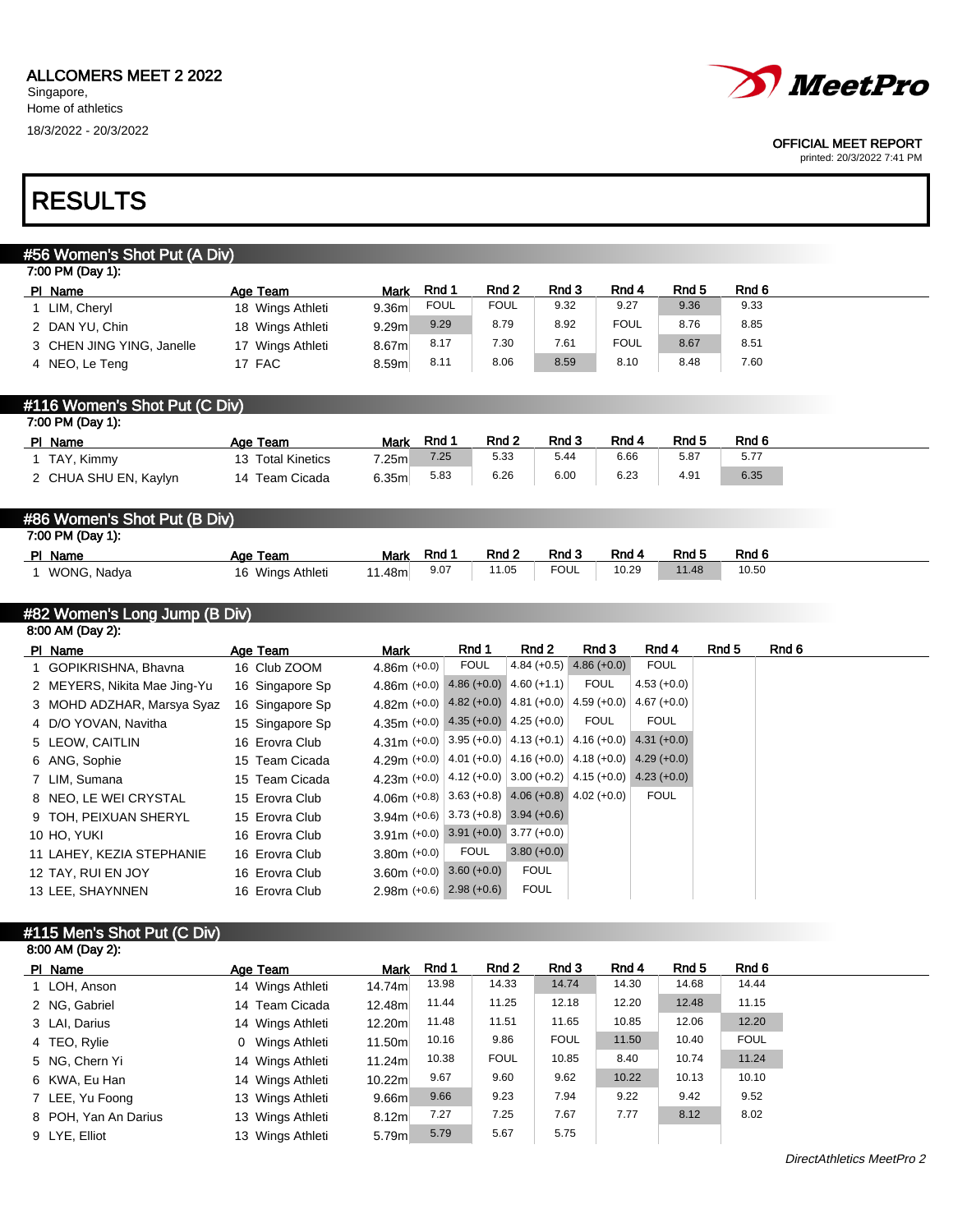ALLCOMERS MEET 2 2022
Singapore,
Home of athletics
18/3/2022 - 20/3/2022

OFFICIAL MEET REPORT
printed: 20/3/2022 7:41 PM

# RESULTS

## #56 Women's Shot Put (A Div)

7:00 PM (Day 1):

| Pl | Name | Age | Team | Mark | Rnd 1 | Rnd 2 | Rnd 3 | Rnd 4 | Rnd 5 | Rnd 6 |
|---|---|---|---|---|---|---|---|---|---|---|
| 1 | LIM, Cheryl | 18 | Wings Athleti | 9.36m | FOUL | FOUL | 9.32 | 9.27 | 9.36 | 9.33 |
| 2 | DAN YU, Chin | 18 | Wings Athleti | 9.29m | 9.29 | 8.79 | 8.92 | FOUL | 8.76 | 8.85 |
| 3 | CHEN JING YING, Janelle | 17 | Wings Athleti | 8.67m | 8.17 | 7.30 | 7.61 | FOUL | 8.67 | 8.51 |
| 4 | NEO, Le Teng | 17 | FAC | 8.59m | 8.11 | 8.06 | 8.59 | 8.10 | 8.48 | 7.60 |

## #116 Women's Shot Put (C Div)

7:00 PM (Day 1):

| Pl | Name | Age | Team | Mark | Rnd 1 | Rnd 2 | Rnd 3 | Rnd 4 | Rnd 5 | Rnd 6 |
|---|---|---|---|---|---|---|---|---|---|---|
| 1 | TAY, Kimmy | 13 | Total Kinetics | 7.25m | 7.25 | 5.33 | 5.44 | 6.66 | 5.87 | 5.77 |
| 2 | CHUA SHU EN, Kaylyn | 14 | Team Cicada | 6.35m | 5.83 | 6.26 | 6.00 | 6.23 | 4.91 | 6.35 |

## #86 Women's Shot Put (B Div)

7:00 PM (Day 1):

| Pl | Name | Age | Team | Mark | Rnd 1 | Rnd 2 | Rnd 3 | Rnd 4 | Rnd 5 | Rnd 6 |
|---|---|---|---|---|---|---|---|---|---|---|
| 1 | WONG, Nadya | 16 | Wings Athleti | 11.48m | 9.07 | 11.05 | FOUL | 10.29 | 11.48 | 10.50 |

## #82 Women's Long Jump (B Div)

8:00 AM (Day 2):

| Pl | Name | Age | Team | Mark | Rnd 1 | Rnd 2 | Rnd 3 | Rnd 4 | Rnd 5 | Rnd 6 |
|---|---|---|---|---|---|---|---|---|---|---|
| 1 | GOPIKRISHNA, Bhavna | 16 | Club ZOOM | 4.86m (+0.0) | FOUL | 4.84 (+0.5) | 4.86 (+0.0) | FOUL | | |
| 2 | MEYERS, Nikita Mae Jing-Yu | 16 | Singapore Sp | 4.86m (+0.0) | 4.86 (+0.0) | 4.60 (+1.1) | FOUL | 4.53 (+0.0) | | |
| 3 | MOHD ADZHAR, Marsya Syaz | 16 | Singapore Sp | 4.82m (+0.0) | 4.82 (+0.0) | 4.81 (+0.0) | 4.59 (+0.0) | 4.67 (+0.0) | | |
| 4 | D/O YOVAN, Navitha | 15 | Singapore Sp | 4.35m (+0.0) | 4.35 (+0.0) | 4.25 (+0.0) | FOUL | FOUL | | |
| 5 | LEOW, CAITLIN | 16 | Erovra Club | 4.31m (+0.0) | 3.95 (+0.0) | 4.13 (+0.1) | 4.16 (+0.0) | 4.31 (+0.0) | | |
| 6 | ANG, Sophie | 15 | Team Cicada | 4.29m (+0.0) | 4.01 (+0.0) | 4.16 (+0.0) | 4.18 (+0.0) | 4.29 (+0.0) | | |
| 7 | LIM, Sumana | 15 | Team Cicada | 4.23m (+0.0) | 4.12 (+0.0) | 3.00 (+0.2) | 4.15 (+0.0) | 4.23 (+0.0) | | |
| 8 | NEO, LE WEI CRYSTAL | 15 | Erovra Club | 4.06m (+0.8) | 3.63 (+0.8) | 4.06 (+0.8) | 4.02 (+0.0) | FOUL | | |
| 9 | TOH, PEIXUAN SHERYL | 15 | Erovra Club | 3.94m (+0.6) | 3.73 (+0.8) | 3.94 (+0.6) | | | | |
| 10 | HO, YUKI | 16 | Erovra Club | 3.91m (+0.0) | 3.91 (+0.0) | 3.77 (+0.0) | | | | |
| 11 | LAHEY, KEZIA STEPHANIE | 16 | Erovra Club | 3.80m (+0.0) | FOUL | 3.80 (+0.0) | | | | |
| 12 | TAY, RUI EN JOY | 16 | Erovra Club | 3.60m (+0.0) | 3.60 (+0.0) | FOUL | | | | |
| 13 | LEE, SHAYNNEN | 16 | Erovra Club | 2.98m (+0.6) | 2.98 (+0.6) | FOUL | | | | |

## #115 Men's Shot Put (C Div)

8:00 AM (Day 2):

| Pl | Name | Age | Team | Mark | Rnd 1 | Rnd 2 | Rnd 3 | Rnd 4 | Rnd 5 | Rnd 6 |
|---|---|---|---|---|---|---|---|---|---|---|
| 1 | LOH, Anson | 14 | Wings Athleti | 14.74m | 13.98 | 14.33 | 14.74 | 14.30 | 14.68 | 14.44 |
| 2 | NG, Gabriel | 14 | Team Cicada | 12.48m | 11.44 | 11.25 | 12.18 | 12.20 | 12.48 | 11.15 |
| 3 | LAI, Darius | 14 | Wings Athleti | 12.20m | 11.48 | 11.51 | 11.65 | 10.85 | 12.06 | 12.20 |
| 4 | TEO, Rylie | 0 | Wings Athleti | 11.50m | 10.16 | 9.86 | FOUL | 11.50 | 10.40 | FOUL |
| 5 | NG, Chern Yi | 14 | Wings Athleti | 11.24m | 10.38 | FOUL | 10.85 | 8.40 | 10.74 | 11.24 |
| 6 | KWA, Eu Han | 14 | Wings Athleti | 10.22m | 9.67 | 9.60 | 9.62 | 10.22 | 10.13 | 10.10 |
| 7 | LEE, Yu Foong | 13 | Wings Athleti | 9.66m | 9.66 | 9.23 | 7.94 | 9.22 | 9.42 | 9.52 |
| 8 | POH, Yan An Darius | 13 | Wings Athleti | 8.12m | 7.27 | 7.25 | 7.67 | 7.77 | 8.12 | 8.02 |
| 9 | LYE, Elliot | 13 | Wings Athleti | 5.79m | 5.79 | 5.67 | 5.75 | | | |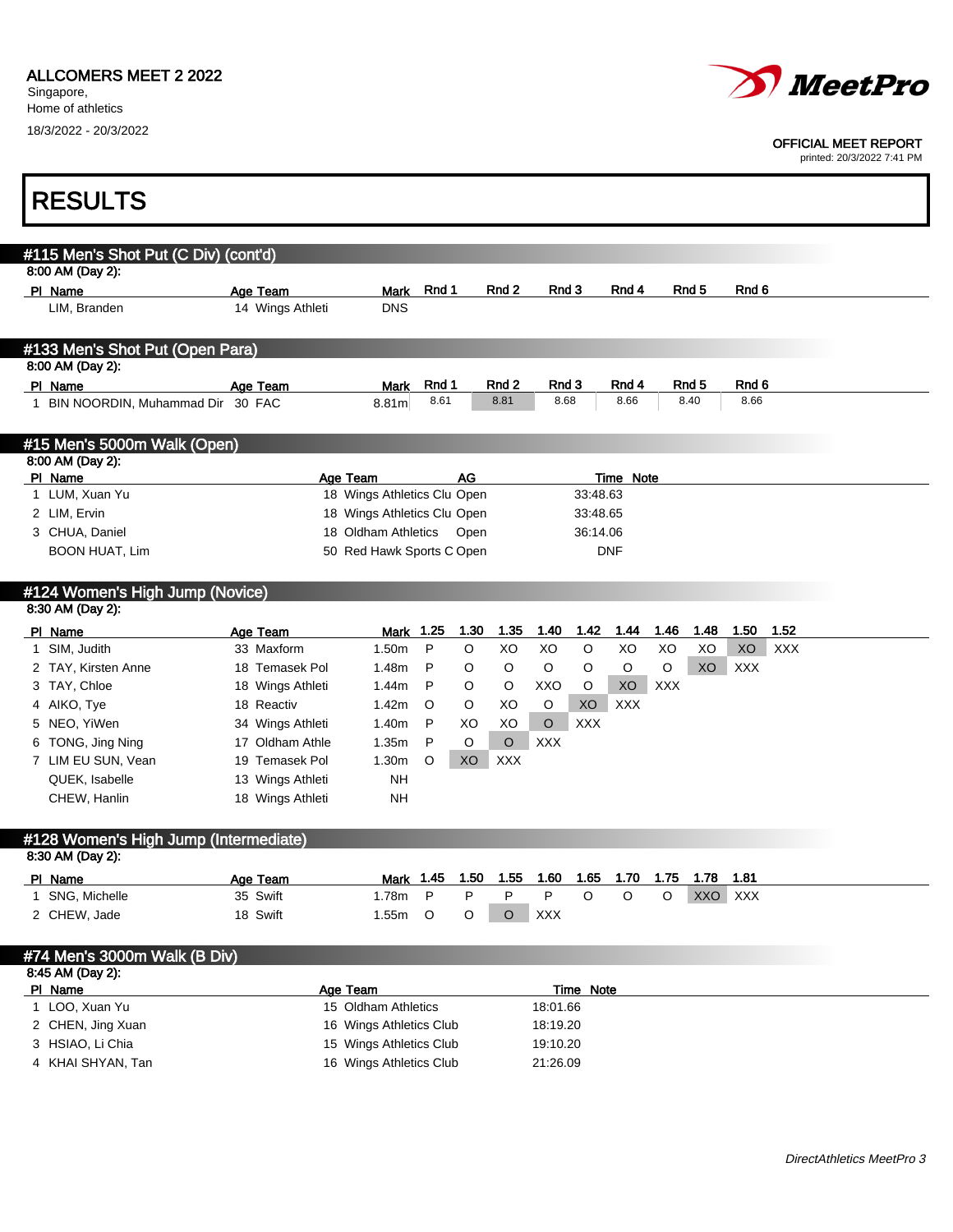ALLCOMERS MEET 2 2022
Singapore,
Home of athletics
18/3/2022 - 20/3/2022

OFFICIAL MEET REPORT
printed: 20/3/2022 7:41 PM

# RESULTS

## #115 Men's Shot Put (C Div) (cont'd)

8:00 AM (Day 2):

| Pl | Name | Age | Team | Mark | Rnd 1 | Rnd 2 | Rnd 3 | Rnd 4 | Rnd 5 | Rnd 6 |
|---|---|---|---|---|---|---|---|---|---|---|
| | LIM, Branden | 14 | Wings Athleti | DNS | | | | | | |

## #133 Men's Shot Put (Open Para)

8:00 AM (Day 2):

| Pl | Name | Age | Team | Mark | Rnd 1 | Rnd 2 | Rnd 3 | Rnd 4 | Rnd 5 | Rnd 6 |
|---|---|---|---|---|---|---|---|---|---|---|
| 1 | BIN NOORDIN, Muhammad Dir | 30 | FAC | 8.81m | 8.61 | 8.81 | 8.68 | 8.66 | 8.40 | 8.66 |

## #15 Men's 5000m Walk (Open)

8:00 AM (Day 2):

| Pl | Name | Age | Team | AG | Time | Note |
|---|---|---|---|---|---|---|
| 1 | LUM, Xuan Yu | 18 | Wings Athletics Clu | Open | 33:48.63 | |
| 2 | LIM, Ervin | 18 | Wings Athletics Clu | Open | 33:48.65 | |
| 3 | CHUA, Daniel | 18 | Oldham Athletics | Open | 36:14.06 | |
| | BOON HUAT, Lim | 50 | Red Hawk Sports C | Open | DNF | |

## #124 Women's High Jump (Novice)

8:30 AM (Day 2):

| Pl | Name | Age | Team | Mark | 1.25 | 1.30 | 1.35 | 1.40 | 1.42 | 1.44 | 1.46 | 1.48 | 1.50 | 1.52 |
|---|---|---|---|---|---|---|---|---|---|---|---|---|---|---|
| 1 | SIM, Judith | 33 | Maxform | 1.50m | P | O | XO | XO | O | XO | XO | XO | XO | XXX |
| 2 | TAY, Kirsten Anne | 18 | Temasek Pol | 1.48m | P | O | O | O | O | O | O | XO | XXX | |
| 3 | TAY, Chloe | 18 | Wings Athleti | 1.44m | P | O | O | XXO | O | XO | XXX | | | |
| 4 | AIKO, Tye | 18 | Reactiv | 1.42m | O | O | XO | O | XO | XXX | | | | |
| 5 | NEO, YiWen | 34 | Wings Athleti | 1.40m | P | XO | XO | O | XXX | | | | | |
| 6 | TONG, Jing Ning | 17 | Oldham Athle | 1.35m | P | O | O | XXX | | | | | | |
| 7 | LIM EU SUN, Vean | 19 | Temasek Pol | 1.30m | O | XO | XXX | | | | | | | |
| | QUEK, Isabelle | 13 | Wings Athleti | NH | | | | | | | | | | |
| | CHEW, Hanlin | 18 | Wings Athleti | NH | | | | | | | | | | |

## #128 Women's High Jump (Intermediate)

8:30 AM (Day 2):

| Pl | Name | Age | Team | Mark | 1.45 | 1.50 | 1.55 | 1.60 | 1.65 | 1.70 | 1.75 | 1.78 | 1.81 |
|---|---|---|---|---|---|---|---|---|---|---|---|---|---|
| 1 | SNG, Michelle | 35 | Swift | 1.78m | P | P | P | P | O | O | O | XXO | XXX |
| 2 | CHEW, Jade | 18 | Swift | 1.55m | O | O | O | XXX | | | | | |

## #74 Men's 3000m Walk (B Div)

8:45 AM (Day 2):

| Pl | Name | Age | Team | Time | Note |
|---|---|---|---|---|---|
| 1 | LOO, Xuan Yu | 15 | Oldham Athletics | 18:01.66 | |
| 2 | CHEN, Jing Xuan | 16 | Wings Athletics Club | 18:19.20 | |
| 3 | HSIAO, Li Chia | 15 | Wings Athletics Club | 19:10.20 | |
| 4 | KHAI SHYAN, Tan | 16 | Wings Athletics Club | 21:26.09 | |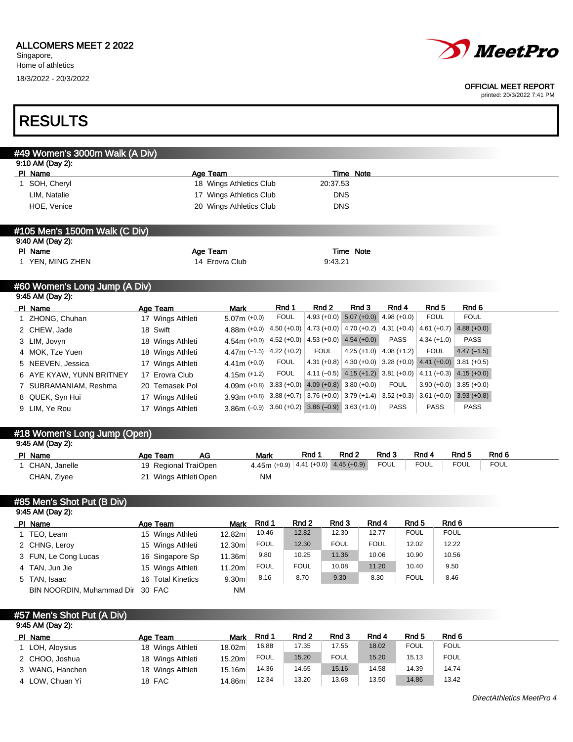ALLCOMERS MEET 2 2022
Singapore,
Home of athletics
18/3/2022 - 20/3/2022

OFFICIAL MEET REPORT
printed: 20/3/2022 7:41 PM

# RESULTS

## #49 Women's 3000m Walk (A Div)

9:10 AM (Day 2):

| Pl | Name | Age | Team | Time | Note |
|---|---|---|---|---|---|
| 1 | SOH, Cheryl | 18 | Wings Athletics Club | 20:37.53 | |
| | LIM, Natalie | 17 | Wings Athletics Club | DNS | |
| | HOE, Venice | 20 | Wings Athletics Club | DNS | |

## #105 Men's 1500m Walk (C Div)

9:40 AM (Day 2):

| Pl | Name | Age | Team | Time | Note |
|---|---|---|---|---|---|
| 1 | YEN, MING ZHEN | 14 | Erovra Club | 9:43.21 | |

## #60 Women's Long Jump (A Div)

9:45 AM (Day 2):

| Pl | Name | Age | Team | Mark | Rnd 1 | Rnd 2 | Rnd 3 | Rnd 4 | Rnd 5 | Rnd 6 |
|---|---|---|---|---|---|---|---|---|---|---|
| 1 | ZHONG, Chuhan | 17 | Wings Athleti | 5.07m (+0.0) | FOUL | 4.93 (+0.0) | 5.07 (+0.0) | 4.98 (+0.0) | FOUL | FOUL |
| 2 | CHEW, Jade | 18 | Swift | 4.88m (+0.0) | 4.50 (+0.0) | 4.73 (+0.0) | 4.70 (+0.2) | 4.31 (+0.4) | 4.61 (+0.7) | 4.88 (+0.0) |
| 3 | LIM, Jovyn | 18 | Wings Athleti | 4.54m (+0.0) | 4.52 (+0.0) | 4.53 (+0.0) | 4.54 (+0.0) | PASS | 4.34 (+1.0) | PASS |
| 4 | MOK, Tze Yuen | 18 | Wings Athleti | 4.47m (–1.5) | 4.22 (+0.2) | FOUL | 4.25 (+1.0) | 4.08 (+1.2) | FOUL | 4.47 (–1.5) |
| 5 | NEEVEN, Jessica | 17 | Wings Athleti | 4.41m (+0.0) | FOUL | 4.31 (+0.8) | 4.30 (+0.0) | 3.28 (+0.0) | 4.41 (+0.0) | 3.81 (+0.5) |
| 6 | AYE KYAW, YUNN BRITNEY | 17 | Erovra Club | 4.15m (+1.2) | FOUL | 4.11 (–0.5) | 4.15 (+1.2) | 3.81 (+0.0) | 4.11 (+0.3) | 4.15 (+0.0) |
| 7 | SUBRAMANIAM, Reshma | 20 | Temasek Pol | 4.09m (+0.8) | 3.83 (+0.0) | 4.09 (+0.8) | 3.80 (+0.0) | FOUL | 3.90 (+0.0) | 3.85 (+0.0) |
| 8 | QUEK, Syn Hui | 17 | Wings Athleti | 3.93m (+0.8) | 3.88 (+0.7) | 3.76 (+0.0) | 3.79 (+1.4) | 3.52 (+0.3) | 3.61 (+0.0) | 3.93 (+0.8) |
| 9 | LIM, Ye Rou | 17 | Wings Athleti | 3.86m (–0.9) | 3.60 (+0.2) | 3.86 (–0.9) | 3.63 (+1.0) | PASS | PASS | PASS |

## #18 Women's Long Jump (Open)

9:45 AM (Day 2):

| Pl | Name | Age | Team | AG | Mark | Rnd 1 | Rnd 2 | Rnd 3 | Rnd 4 | Rnd 5 | Rnd 6 |
|---|---|---|---|---|---|---|---|---|---|---|---|
| 1 | CHAN, Janelle | 19 | Regional Trai | Open | 4.45m (+0.9) | 4.41 (+0.0) | 4.45 (+0.9) | FOUL | FOUL | FOUL | FOUL |
| | CHAN, Ziyee | 21 | Wings Athleti | Open | NM | | | | | | |

## #85 Men's Shot Put (B Div)

9:45 AM (Day 2):

| Pl | Name | Age | Team | Mark | Rnd 1 | Rnd 2 | Rnd 3 | Rnd 4 | Rnd 5 | Rnd 6 |
|---|---|---|---|---|---|---|---|---|---|---|
| 1 | TEO, Leam | 15 | Wings Athleti | 12.82m | 10.46 | 12.82 | 12.30 | 12.77 | FOUL | FOUL |
| 2 | CHNG, Leroy | 15 | Wings Athleti | 12.30m | FOUL | 12.30 | FOUL | FOUL | 12.02 | 12.22 |
| 3 | FUN, Le Cong Lucas | 16 | Singapore Sp | 11.36m | 9.80 | 10.25 | 11.36 | 10.06 | 10.90 | 10.56 |
| 4 | TAN, Jun Jie | 15 | Wings Athleti | 11.20m | FOUL | FOUL | 10.08 | 11.20 | 10.40 | 9.50 |
| 5 | TAN, Isaac | 16 | Total Kinetics | 9.30m | 8.16 | 8.70 | 9.30 | 8.30 | FOUL | 8.46 |
| | BIN NOORDIN, Muhammad Dir | 30 | FAC | NM | | | | | | |

## #57 Men's Shot Put (A Div)

9:45 AM (Day 2):

| Pl | Name | Age | Team | Mark | Rnd 1 | Rnd 2 | Rnd 3 | Rnd 4 | Rnd 5 | Rnd 6 |
|---|---|---|---|---|---|---|---|---|---|---|
| 1 | LOH, Aloysius | 18 | Wings Athleti | 18.02m | 16.88 | 17.35 | 17.55 | 18.02 | FOUL | FOUL |
| 2 | CHOO, Joshua | 18 | Wings Athleti | 15.20m | FOUL | 15.20 | FOUL | 15.20 | 15.13 | FOUL |
| 3 | WANG, Hanchen | 18 | Wings Athleti | 15.16m | 14.36 | 14.65 | 15.16 | 14.58 | 14.39 | 14.74 |
| 4 | LOW, Chuan Yi | 18 | FAC | 14.86m | 12.34 | 13.20 | 13.68 | 13.50 | 14.86 | 13.42 |

*DirectAthletics MeetPro 4*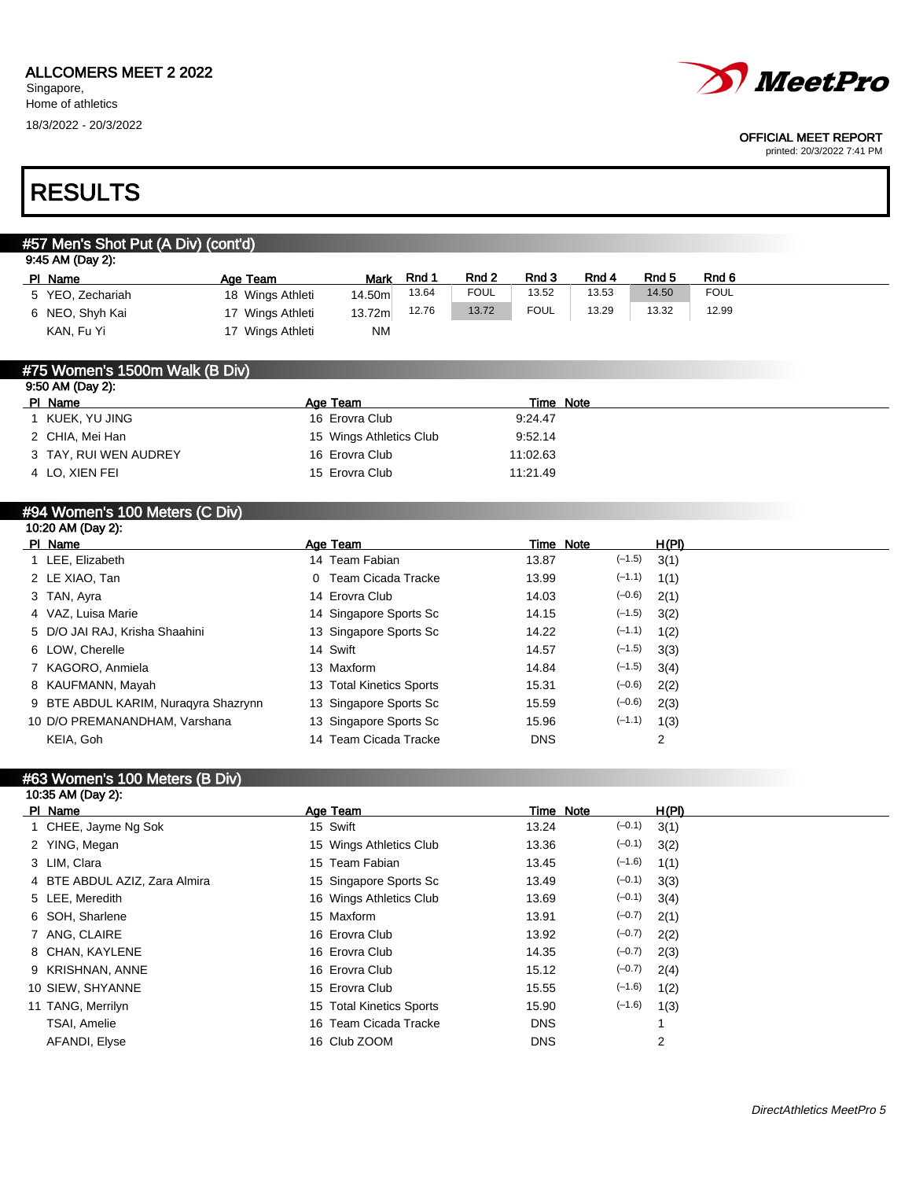ALLCOMERS MEET 2 2022
Singapore,
Home of athletics
18/3/2022 - 20/3/2022

OFFICIAL MEET REPORT
printed: 20/3/2022 7:41 PM

# RESULTS

## #57 Men's Shot Put (A Div) (cont'd)

9:45 AM (Day 2):

| Pl | Name | Age | Team | Mark | Rnd 1 | Rnd 2 | Rnd 3 | Rnd 4 | Rnd 5 | Rnd 6 |
|---|---|---|---|---|---|---|---|---|---|---|
| 5 | YEO, Zechariah | 18 | Wings Athleti | 14.50m | 13.64 | FOUL | 13.52 | 13.53 | 14.50 | FOUL |
| 6 | NEO, Shyh Kai | 17 | Wings Athleti | 13.72m | 12.76 | 13.72 | FOUL | 13.29 | 13.32 | 12.99 |
| | KAN, Fu Yi | 17 | Wings Athleti | NM | | | | | | |

## #75 Women's 1500m Walk (B Div)

9:50 AM (Day 2):

| Pl | Name | Age | Team | Time | Note |
|---|---|---|---|---|---|
| 1 | KUEK, YU JING | 16 | Erovra Club | 9:24.47 | |
| 2 | CHIA, Mei Han | 15 | Wings Athletics Club | 9:52.14 | |
| 3 | TAY, RUI WEN AUDREY | 16 | Erovra Club | 11:02.63 | |
| 4 | LO, XIEN FEI | 15 | Erovra Club | 11:21.49 | |

## #94 Women's 100 Meters (C Div)

10:20 AM (Day 2):

| Pl | Name | Age | Team | Time | Note | | H(Pl) |
|---|---|---|---|---|---|---|---|
| 1 | LEE, Elizabeth | 14 | Team Fabian | 13.87 | | (–1.5) | 3(1) |
| 2 | LE XIAO, Tan | 0 | Team Cicada Tracke | 13.99 | | (–1.1) | 1(1) |
| 3 | TAN, Ayra | 14 | Erovra Club | 14.03 | | (–0.6) | 2(1) |
| 4 | VAZ, Luisa Marie | 14 | Singapore Sports Sc | 14.15 | | (–1.5) | 3(2) |
| 5 | D/O JAI RAJ, Krisha Shaahini | 13 | Singapore Sports Sc | 14.22 | | (–1.1) | 1(2) |
| 6 | LOW, Cherelle | 14 | Swift | 14.57 | | (–1.5) | 3(3) |
| 7 | KAGORO, Anmiela | 13 | Maxform | 14.84 | | (–1.5) | 3(4) |
| 8 | KAUFMANN, Mayah | 13 | Total Kinetics Sports | 15.31 | | (–0.6) | 2(2) |
| 9 | BTE ABDUL KARIM, Nuraqyra Shazrynn | 13 | Singapore Sports Sc | 15.59 | | (–0.6) | 2(3) |
| 10 | D/O PREMANANDHAM, Varshana | 13 | Singapore Sports Sc | 15.96 | | (–1.1) | 1(3) |
| | KEIA, Goh | 14 | Team Cicada Tracke | DNS | | | 2 |

## #63 Women's 100 Meters (B Div)

10:35 AM (Day 2):

| Pl | Name | Age | Team | Time | Note | | H(Pl) |
|---|---|---|---|---|---|---|---|
| 1 | CHEE, Jayme Ng Sok | 15 | Swift | 13.24 | | (–0.1) | 3(1) |
| 2 | YING, Megan | 15 | Wings Athletics Club | 13.36 | | (–0.1) | 3(2) |
| 3 | LIM, Clara | 15 | Team Fabian | 13.45 | | (–1.6) | 1(1) |
| 4 | BTE ABDUL AZIZ, Zara Almira | 15 | Singapore Sports Sc | 13.49 | | (–0.1) | 3(3) |
| 5 | LEE, Meredith | 16 | Wings Athletics Club | 13.69 | | (–0.1) | 3(4) |
| 6 | SOH, Sharlene | 15 | Maxform | 13.91 | | (–0.7) | 2(1) |
| 7 | ANG, CLAIRE | 16 | Erovra Club | 13.92 | | (–0.7) | 2(2) |
| 8 | CHAN, KAYLENE | 16 | Erovra Club | 14.35 | | (–0.7) | 2(3) |
| 9 | KRISHNAN, ANNE | 16 | Erovra Club | 15.12 | | (–0.7) | 2(4) |
| 10 | SIEW, SHYANNE | 15 | Erovra Club | 15.55 | | (–1.6) | 1(2) |
| 11 | TANG, Merrilyn | 15 | Total Kinetics Sports | 15.90 | | (–1.6) | 1(3) |
| | TSAI, Amelie | 16 | Team Cicada Tracke | DNS | | | 1 |
| | AFANDI, Elyse | 16 | Club ZOOM | DNS | | | 2 |

*DirectAthletics MeetPro 5*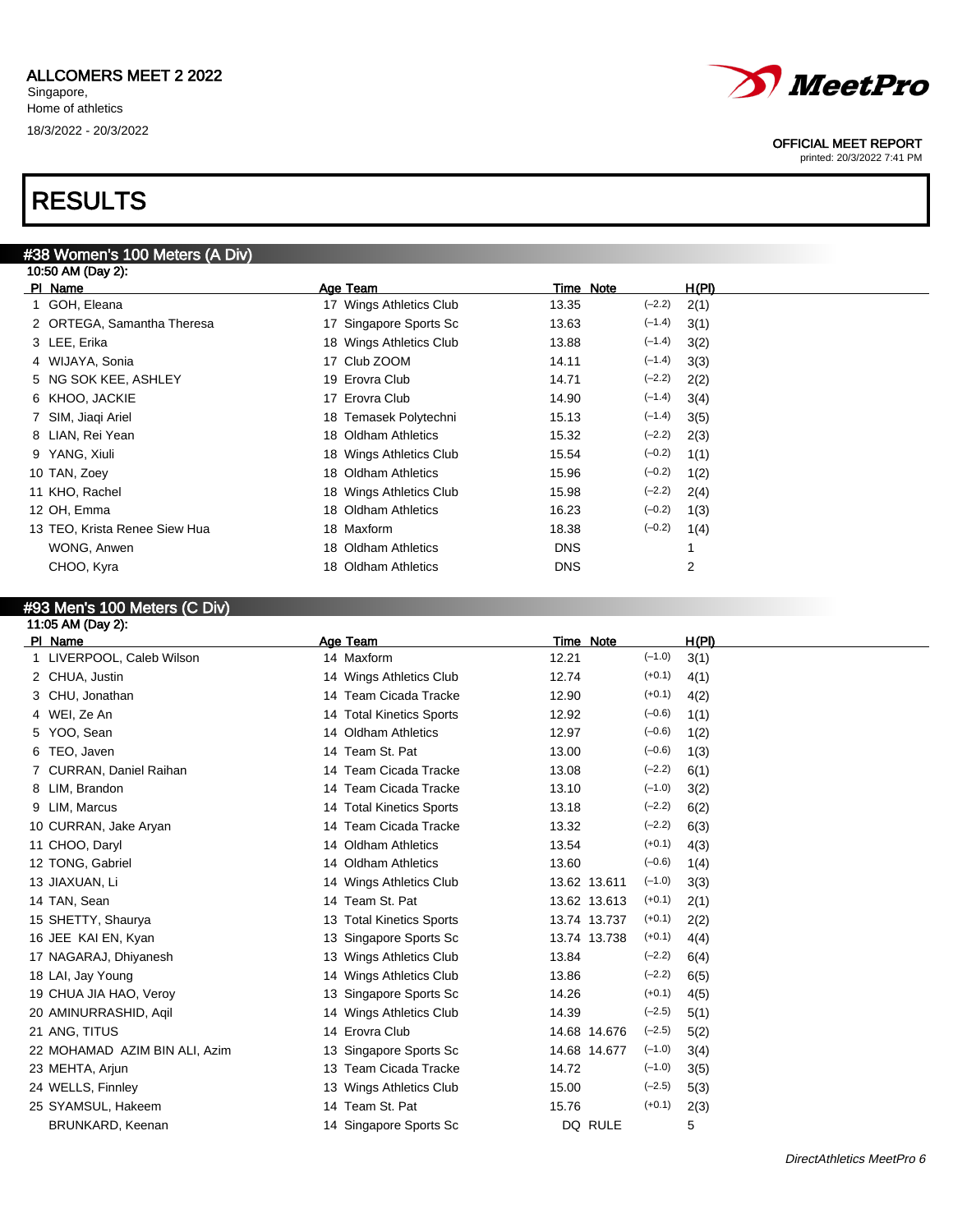ALLCOMERS MEET 2 2022
Singapore,
Home of athletics
18/3/2022 - 20/3/2022

OFFICIAL MEET REPORT
printed: 20/3/2022 7:41 PM

# RESULTS

## #38 Women's 100 Meters (A Div)

10:50 AM (Day 2):

| Pl | Name | Age | Team | Time | Note | | H(Pl) |
|---|---|---|---|---|---|---|---|
| 1 | GOH, Eleana | 17 | Wings Athletics Club | 13.35 | | (−2.2) | 2(1) |
| 2 | ORTEGA, Samantha Theresa | 17 | Singapore Sports Sc | 13.63 | | (−1.4) | 3(1) |
| 3 | LEE, Erika | 18 | Wings Athletics Club | 13.88 | | (−1.4) | 3(2) |
| 4 | WIJAYA, Sonia | 17 | Club ZOOM | 14.11 | | (−1.4) | 3(3) |
| 5 | NG SOK KEE, ASHLEY | 19 | Erovra Club | 14.71 | | (−2.2) | 2(2) |
| 6 | KHOO, JACKIE | 17 | Erovra Club | 14.90 | | (−1.4) | 3(4) |
| 7 | SIM, Jiaqi Ariel | 18 | Temasek Polytechni | 15.13 | | (−1.4) | 3(5) |
| 8 | LIAN, Rei Yean | 18 | Oldham Athletics | 15.32 | | (−2.2) | 2(3) |
| 9 | YANG, Xiuli | 18 | Wings Athletics Club | 15.54 | | (−0.2) | 1(1) |
| 10 | TAN, Zoey | 18 | Oldham Athletics | 15.96 | | (−0.2) | 1(2) |
| 11 | KHO, Rachel | 18 | Wings Athletics Club | 15.98 | | (−2.2) | 2(4) |
| 12 | OH, Emma | 18 | Oldham Athletics | 16.23 | | (−0.2) | 1(3) |
| 13 | TEO, Krista Renee Siew Hua | 18 | Maxform | 18.38 | | (−0.2) | 1(4) |
| | WONG, Anwen | 18 | Oldham Athletics | DNS | | | 1 |
| | CHOO, Kyra | 18 | Oldham Athletics | DNS | | | 2 |

## #93 Men's 100 Meters (C Div)

11:05 AM (Day 2):

| Pl | Name | Age | Team | Time | Note | | H(Pl) |
|---|---|---|---|---|---|---|---|
| 1 | LIVERPOOL, Caleb Wilson | 14 | Maxform | 12.21 | | (−1.0) | 3(1) |
| 2 | CHUA, Justin | 14 | Wings Athletics Club | 12.74 | | (+0.1) | 4(1) |
| 3 | CHU, Jonathan | 14 | Team Cicada Tracke | 12.90 | | (+0.1) | 4(2) |
| 4 | WEI, Ze An | 14 | Total Kinetics Sports | 12.92 | | (−0.6) | 1(1) |
| 5 | YOO, Sean | 14 | Oldham Athletics | 12.97 | | (−0.6) | 1(2) |
| 6 | TEO, Javen | 14 | Team St. Pat | 13.00 | | (−0.6) | 1(3) |
| 7 | CURRAN, Daniel Raihan | 14 | Team Cicada Tracke | 13.08 | | (−2.2) | 6(1) |
| 8 | LIM, Brandon | 14 | Team Cicada Tracke | 13.10 | | (−1.0) | 3(2) |
| 9 | LIM, Marcus | 14 | Total Kinetics Sports | 13.18 | | (−2.2) | 6(2) |
| 10 | CURRAN, Jake Aryan | 14 | Team Cicada Tracke | 13.32 | | (−2.2) | 6(3) |
| 11 | CHOO, Daryl | 14 | Oldham Athletics | 13.54 | | (+0.1) | 4(3) |
| 12 | TONG, Gabriel | 14 | Oldham Athletics | 13.60 | | (−0.6) | 1(4) |
| 13 | JIAXUAN, Li | 14 | Wings Athletics Club | 13.62 | 13.611 | (−1.0) | 3(3) |
| 14 | TAN, Sean | 14 | Team St. Pat | 13.62 | 13.613 | (+0.1) | 2(1) |
| 15 | SHETTY, Shaurya | 13 | Total Kinetics Sports | 13.74 | 13.737 | (+0.1) | 2(2) |
| 16 | JEE KAI EN, Kyan | 13 | Singapore Sports Sc | 13.74 | 13.738 | (+0.1) | 4(4) |
| 17 | NAGARAJ, Dhiyanesh | 13 | Wings Athletics Club | 13.84 | | (−2.2) | 6(4) |
| 18 | LAI, Jay Young | 14 | Wings Athletics Club | 13.86 | | (−2.2) | 6(5) |
| 19 | CHUA JIA HAO, Veroy | 13 | Singapore Sports Sc | 14.26 | | (+0.1) | 4(5) |
| 20 | AMINURRASHID, Aqil | 14 | Wings Athletics Club | 14.39 | | (−2.5) | 5(1) |
| 21 | ANG, TITUS | 14 | Erovra Club | 14.68 | 14.676 | (−2.5) | 5(2) |
| 22 | MOHAMAD AZIM BIN ALI, Azim | 13 | Singapore Sports Sc | 14.68 | 14.677 | (−1.0) | 3(4) |
| 23 | MEHTA, Arjun | 13 | Team Cicada Tracke | 14.72 | | (−1.0) | 3(5) |
| 24 | WELLS, Finnley | 13 | Wings Athletics Club | 15.00 | | (−2.5) | 5(3) |
| 25 | SYAMSUL, Hakeem | 14 | Team St. Pat | 15.76 | | (+0.1) | 2(3) |
| | BRUNKARD, Keenan | 14 | Singapore Sports Sc | DQ | RULE | | 5 |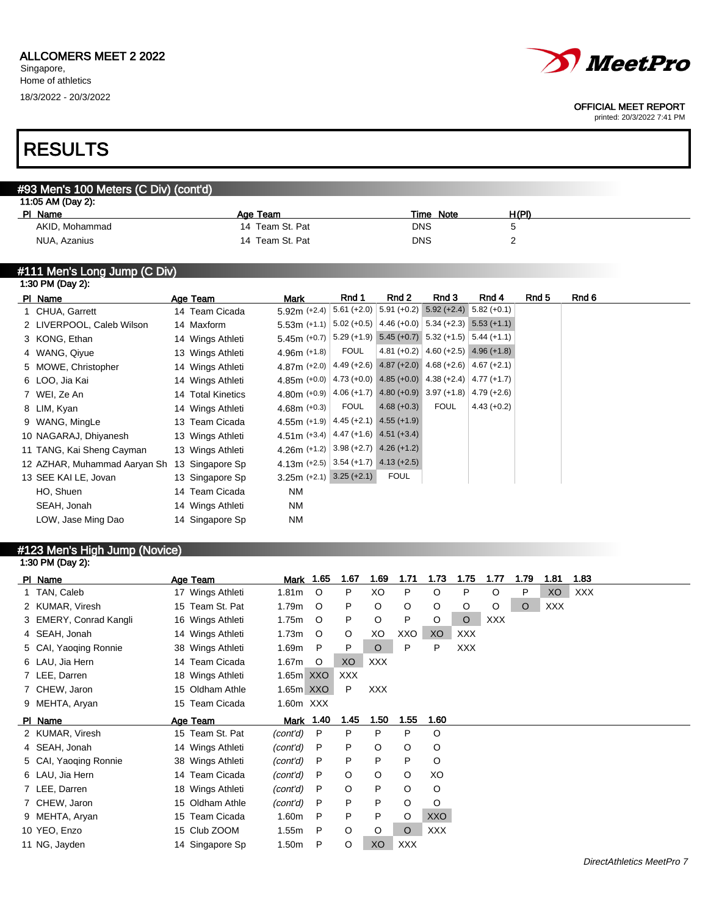ALLCOMERS MEET 2 2022
Singapore,
Home of athletics
18/3/2022 - 20/3/2022

OFFICIAL MEET REPORT
printed: 20/3/2022 7:41 PM

# RESULTS

## #93 Men's 100 Meters (C Div) (cont'd)

11:05 AM (Day 2):

| Pl | Name | Age | Team | Time | Note | H(Pl) |
|---|---|---|---|---|---|---|
| | AKID, Mohammad | 14 | Team St. Pat | DNS | | 5 |
| | NUA, Azanius | 14 | Team St. Pat | DNS | | 2 |

## #111 Men's Long Jump (C Div)

1:30 PM (Day 2):

| Pl | Name | Age | Team | Mark | Rnd 1 | Rnd 2 | Rnd 3 | Rnd 4 | Rnd 5 | Rnd 6 |
|---|---|---|---|---|---|---|---|---|---|---|
| 1 | CHUA, Garrett | 14 | Team Cicada | 5.92m (+2.4) | 5.61 (+2.0) | 5.91 (+0.2) | 5.92 (+2.4) | 5.82 (+0.1) | | |
| 2 | LIVERPOOL, Caleb Wilson | 14 | Maxform | 5.53m (+1.1) | 5.02 (+0.5) | 4.46 (+0.0) | 5.34 (+2.3) | 5.53 (+1.1) | | |
| 3 | KONG, Ethan | 14 | Wings Athleti | 5.45m (+0.7) | 5.29 (+1.9) | 5.45 (+0.7) | 5.32 (+1.5) | 5.44 (+1.1) | | |
| 4 | WANG, Qiyue | 13 | Wings Athleti | 4.96m (+1.8) | FOUL | 4.81 (+0.2) | 4.60 (+2.5) | 4.96 (+1.8) | | |
| 5 | MOWE, Christopher | 14 | Wings Athleti | 4.87m (+2.0) | 4.49 (+2.6) | 4.87 (+2.0) | 4.68 (+2.6) | 4.67 (+2.1) | | |
| 6 | LOO, Jia Kai | 14 | Wings Athleti | 4.85m (+0.0) | 4.73 (+0.0) | 4.85 (+0.0) | 4.38 (+2.4) | 4.77 (+1.7) | | |
| 7 | WEI, Ze An | 14 | Total Kinetics | 4.80m (+0.9) | 4.06 (+1.7) | 4.80 (+0.9) | 3.97 (+1.8) | 4.79 (+2.6) | | |
| 8 | LIM, Kyan | 14 | Wings Athleti | 4.68m (+0.3) | FOUL | 4.68 (+0.3) | FOUL | 4.43 (+0.2) | | |
| 9 | WANG, MingLe | 13 | Team Cicada | 4.55m (+1.9) | 4.45 (+2.1) | 4.55 (+1.9) | | | | |
| 10 | NAGARAJ, Dhiyanesh | 13 | Wings Athleti | 4.51m (+3.4) | 4.47 (+1.6) | 4.51 (+3.4) | | | | |
| 11 | TANG, Kai Sheng Cayman | 13 | Wings Athleti | 4.26m (+1.2) | 3.98 (+2.7) | 4.26 (+1.2) | | | | |
| 12 | AZHAR, Muhammad Aaryan Sh | 13 | Singapore Sp | 4.13m (+2.5) | 3.54 (+1.7) | 4.13 (+2.5) | | | | |
| 13 | SEE KAI LE, Jovan | 13 | Singapore Sp | 3.25m (+2.1) | 3.25 (+2.1) | FOUL | | | | |
| | HO, Shuen | 14 | Team Cicada | NM | | | | | | |
| | SEAH, Jonah | 14 | Wings Athleti | NM | | | | | | |
| | LOW, Jase Ming Dao | 14 | Singapore Sp | NM | | | | | | |

## #123 Men's High Jump (Novice)

1:30 PM (Day 2):

| Pl | Name | Age | Team | Mark | 1.65 | 1.67 | 1.69 | 1.71 | 1.73 | 1.75 | 1.77 | 1.79 | 1.81 | 1.83 |
|---|---|---|---|---|---|---|---|---|---|---|---|---|---|---|
| 1 | TAN, Caleb | 17 | Wings Athleti | 1.81m | O | P | XO | P | O | P | O | P | XO | XXX |
| 2 | KUMAR, Viresh | 15 | Team St. Pat | 1.79m | O | P | O | O | O | O | O | O | XXX | |
| 3 | EMERY, Conrad Kangli | 16 | Wings Athleti | 1.75m | O | P | O | P | O | O | XXX | | | |
| 4 | SEAH, Jonah | 14 | Wings Athleti | 1.73m | O | O | XO | XXO | XO | XXX | | | | |
| 5 | CAI, Yaoqing Ronnie | 38 | Wings Athleti | 1.69m | P | P | O | P | P | XXX | | | | |
| 6 | LAU, Jia Hern | 14 | Team Cicada | 1.67m | O | XO | XXX | | | | | | | |
| 7 | LEE, Darren | 18 | Wings Athleti | 1.65m | XXO | XXX | | | | | | | | |
| 7 | CHEW, Jaron | 15 | Oldham Athle | 1.65m | XXO | P | XXX | | | | | | | |
| 9 | MEHTA, Aryan | 15 | Team Cicada | 1.60m | XXX | | | | | | | | | |

| Pl | Name | Age | Team | Mark | 1.40 | 1.45 | 1.50 | 1.55 | 1.60 |
|---|---|---|---|---|---|---|---|---|---|
| 2 | KUMAR, Viresh | 15 | Team St. Pat | *(cont'd)* | P | P | P | P | O |
| 4 | SEAH, Jonah | 14 | Wings Athleti | *(cont'd)* | P | P | O | O | O |
| 5 | CAI, Yaoqing Ronnie | 38 | Wings Athleti | *(cont'd)* | P | P | P | P | O |
| 6 | LAU, Jia Hern | 14 | Team Cicada | *(cont'd)* | P | O | O | O | XO |
| 7 | LEE, Darren | 18 | Wings Athleti | *(cont'd)* | P | O | P | O | O |
| 7 | CHEW, Jaron | 15 | Oldham Athle | *(cont'd)* | P | P | P | O | O |
| 9 | MEHTA, Aryan | 15 | Team Cicada | 1.60m | P | P | P | O | XXO |
| 10 | YEO, Enzo | 15 | Club ZOOM | 1.55m | P | O | O | O | XXX |
| 11 | NG, Jayden | 14 | Singapore Sp | 1.50m | P | O | XO | XXX | |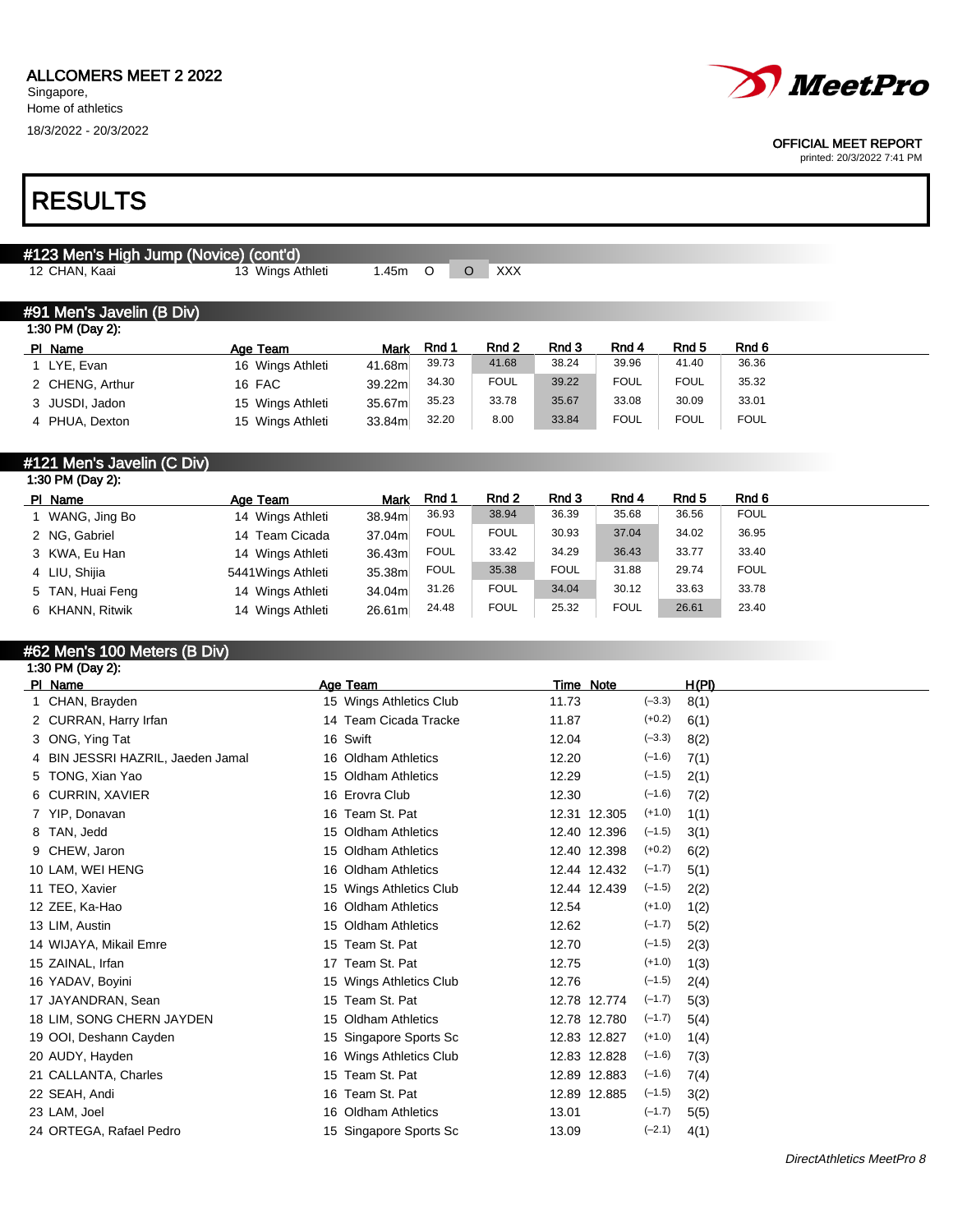ALLCOMERS MEET 2 2022
Singapore,
Home of athletics
18/3/2022 - 20/3/2022

OFFICIAL MEET REPORT
printed: 20/3/2022 7:41 PM

# RESULTS

## #123 Men's High Jump (Novice) (cont'd)

| | | | | | | |
|---|---|---|---|---|---|---|
| 12 CHAN, Kaai | 13 Wings Athleti | 1.45m | O | O | XXX | |

## #91 Men's Javelin (B Div)

1:30 PM (Day 2):

| Pl | Name | Age | Team | Mark | Rnd 1 | Rnd 2 | Rnd 3 | Rnd 4 | Rnd 5 | Rnd 6 |
|---|---|---|---|---|---|---|---|---|---|---|
| 1 | LYE, Evan | 16 | Wings Athleti | 41.68m | 39.73 | 41.68 | 38.24 | 39.96 | 41.40 | 36.36 |
| 2 | CHENG, Arthur | 16 | FAC | 39.22m | 34.30 | FOUL | 39.22 | FOUL | FOUL | 35.32 |
| 3 | JUSDI, Jadon | 15 | Wings Athleti | 35.67m | 35.23 | 33.78 | 35.67 | 33.08 | 30.09 | 33.01 |
| 4 | PHUA, Dexton | 15 | Wings Athleti | 33.84m | 32.20 | 8.00 | 33.84 | FOUL | FOUL | FOUL |

## #121 Men's Javelin (C Div)

1:30 PM (Day 2):

| Pl | Name | Age | Team | Mark | Rnd 1 | Rnd 2 | Rnd 3 | Rnd 4 | Rnd 5 | Rnd 6 |
|---|---|---|---|---|---|---|---|---|---|---|
| 1 | WANG, Jing Bo | 14 | Wings Athleti | 38.94m | 36.93 | 38.94 | 36.39 | 35.68 | 36.56 | FOUL |
| 2 | NG, Gabriel | 14 | Team Cicada | 37.04m | FOUL | FOUL | 30.93 | 37.04 | 34.02 | 36.95 |
| 3 | KWA, Eu Han | 14 | Wings Athleti | 36.43m | FOUL | 33.42 | 34.29 | 36.43 | 33.77 | 33.40 |
| 4 | LIU, Shijia | 5441 | Wings Athleti | 35.38m | FOUL | 35.38 | FOUL | 31.88 | 29.74 | FOUL |
| 5 | TAN, Huai Feng | 14 | Wings Athleti | 34.04m | 31.26 | FOUL | 34.04 | 30.12 | 33.63 | 33.78 |
| 6 | KHANN, Ritwik | 14 | Wings Athleti | 26.61m | 24.48 | FOUL | 25.32 | FOUL | 26.61 | 23.40 |

## #62 Men's 100 Meters (B Div)

1:30 PM (Day 2):

| Pl | Name | Age | Team | Time | Note | Wind | H(Pl) |
|---|---|---|---|---|---|---|---|
| 1 | CHAN, Brayden | 15 | Wings Athletics Club | 11.73 | | (−3.3) | 8(1) |
| 2 | CURRAN, Harry Irfan | 14 | Team Cicada Tracke | 11.87 | | (+0.2) | 6(1) |
| 3 | ONG, Ying Tat | 16 | Swift | 12.04 | | (−3.3) | 8(2) |
| 4 | BIN JESSRI HAZRIL, Jaeden Jamal | 16 | Oldham Athletics | 12.20 | | (−1.6) | 7(1) |
| 5 | TONG, Xian Yao | 15 | Oldham Athletics | 12.29 | | (−1.5) | 2(1) |
| 6 | CURRIN, XAVIER | 16 | Erovra Club | 12.30 | | (−1.6) | 7(2) |
| 7 | YIP, Donavan | 16 | Team St. Pat | 12.31 | 12.305 | (+1.0) | 1(1) |
| 8 | TAN, Jedd | 15 | Oldham Athletics | 12.40 | 12.396 | (−1.5) | 3(1) |
| 9 | CHEW, Jaron | 15 | Oldham Athletics | 12.40 | 12.398 | (+0.2) | 6(2) |
| 10 | LAM, WEI HENG | 16 | Oldham Athletics | 12.44 | 12.432 | (−1.7) | 5(1) |
| 11 | TEO, Xavier | 15 | Wings Athletics Club | 12.44 | 12.439 | (−1.5) | 2(2) |
| 12 | ZEE, Ka-Hao | 16 | Oldham Athletics | 12.54 | | (+1.0) | 1(2) |
| 13 | LIM, Austin | 15 | Oldham Athletics | 12.62 | | (−1.7) | 5(2) |
| 14 | WIJAYA, Mikail Emre | 15 | Team St. Pat | 12.70 | | (−1.5) | 2(3) |
| 15 | ZAINAL, Irfan | 17 | Team St. Pat | 12.75 | | (+1.0) | 1(3) |
| 16 | YADAV, Boyini | 15 | Wings Athletics Club | 12.76 | | (−1.5) | 2(4) |
| 17 | JAYANDRAN, Sean | 15 | Team St. Pat | 12.78 | 12.774 | (−1.7) | 5(3) |
| 18 | LIM, SONG CHERN JAYDEN | 15 | Oldham Athletics | 12.78 | 12.780 | (−1.7) | 5(4) |
| 19 | OOI, Deshann Cayden | 15 | Singapore Sports Sc | 12.83 | 12.827 | (+1.0) | 1(4) |
| 20 | AUDY, Hayden | 16 | Wings Athletics Club | 12.83 | 12.828 | (−1.6) | 7(3) |
| 21 | CALLANTA, Charles | 15 | Team St. Pat | 12.89 | 12.883 | (−1.6) | 7(4) |
| 22 | SEAH, Andi | 16 | Team St. Pat | 12.89 | 12.885 | (−1.5) | 3(2) |
| 23 | LAM, Joel | 16 | Oldham Athletics | 13.01 | | (−1.7) | 5(5) |
| 24 | ORTEGA, Rafael Pedro | 15 | Singapore Sports Sc | 13.09 | | (−2.1) | 4(1) |

*DirectAthletics MeetPro 8*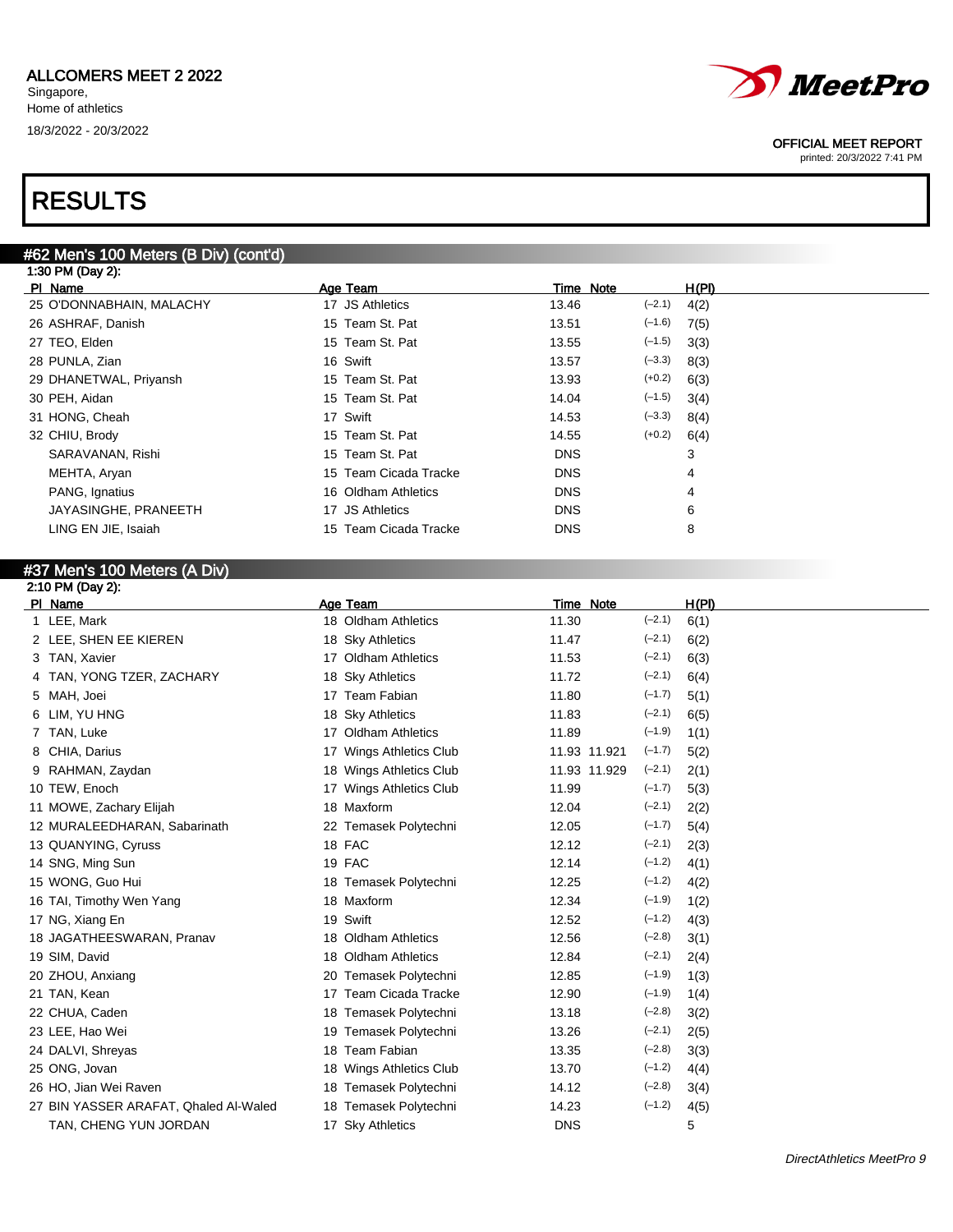ALLCOMERS MEET 2 2022
Singapore,
Home of athletics
18/3/2022 - 20/3/2022

OFFICIAL MEET REPORT
printed: 20/3/2022 7:41 PM

# RESULTS

## #62 Men's 100 Meters (B Div) (cont'd)

1:30 PM (Day 2):

| Pl | Name | Age | Team | Time | Note | | H(Pl) |
|---|---|---|---|---|---|---|---|
| 25 | O'DONNABHAIN, MALACHY | 17 | JS Athletics | 13.46 | | (−2.1) | 4(2) |
| 26 | ASHRAF, Danish | 15 | Team St. Pat | 13.51 | | (−1.6) | 7(5) |
| 27 | TEO, Elden | 15 | Team St. Pat | 13.55 | | (−1.5) | 3(3) |
| 28 | PUNLA, Zian | 16 | Swift | 13.57 | | (−3.3) | 8(3) |
| 29 | DHANETWAL, Priyansh | 15 | Team St. Pat | 13.93 | | (+0.2) | 6(3) |
| 30 | PEH, Aidan | 15 | Team St. Pat | 14.04 | | (−1.5) | 3(4) |
| 31 | HONG, Cheah | 17 | Swift | 14.53 | | (−3.3) | 8(4) |
| 32 | CHIU, Brody | 15 | Team St. Pat | 14.55 | | (+0.2) | 6(4) |
| | SARAVANAN, Rishi | 15 | Team St. Pat | DNS | | | 3 |
| | MEHTA, Aryan | 15 | Team Cicada Tracke | DNS | | | 4 |
| | PANG, Ignatius | 16 | Oldham Athletics | DNS | | | 4 |
| | JAYASINGHE, PRANEETH | 17 | JS Athletics | DNS | | | 6 |
| | LING EN JIE, Isaiah | 15 | Team Cicada Tracke | DNS | | | 8 |

## #37 Men's 100 Meters (A Div)

2:10 PM (Day 2):

| Pl | Name | Age | Team | Time | Note | | H(Pl) |
|---|---|---|---|---|---|---|---|
| 1 | LEE, Mark | 18 | Oldham Athletics | 11.30 | | (−2.1) | 6(1) |
| 2 | LEE, SHEN EE KIEREN | 18 | Sky Athletics | 11.47 | | (−2.1) | 6(2) |
| 3 | TAN, Xavier | 17 | Oldham Athletics | 11.53 | | (−2.1) | 6(3) |
| 4 | TAN, YONG TZER, ZACHARY | 18 | Sky Athletics | 11.72 | | (−2.1) | 6(4) |
| 5 | MAH, Joei | 17 | Team Fabian | 11.80 | | (−1.7) | 5(1) |
| 6 | LIM, YU HNG | 18 | Sky Athletics | 11.83 | | (−2.1) | 6(5) |
| 7 | TAN, Luke | 17 | Oldham Athletics | 11.89 | | (−1.9) | 1(1) |
| 8 | CHIA, Darius | 17 | Wings Athletics Club | 11.93 | 11.921 | (−1.7) | 5(2) |
| 9 | RAHMAN, Zaydan | 18 | Wings Athletics Club | 11.93 | 11.929 | (−2.1) | 2(1) |
| 10 | TEW, Enoch | 17 | Wings Athletics Club | 11.99 | | (−1.7) | 5(3) |
| 11 | MOWE, Zachary Elijah | 18 | Maxform | 12.04 | | (−2.1) | 2(2) |
| 12 | MURALEEDHARAN, Sabarinath | 22 | Temasek Polytechni | 12.05 | | (−1.7) | 5(4) |
| 13 | QUANYING, Cyruss | 18 | FAC | 12.12 | | (−2.1) | 2(3) |
| 14 | SNG, Ming Sun | 19 | FAC | 12.14 | | (−1.2) | 4(1) |
| 15 | WONG, Guo Hui | 18 | Temasek Polytechni | 12.25 | | (−1.2) | 4(2) |
| 16 | TAI, Timothy Wen Yang | 18 | Maxform | 12.34 | | (−1.9) | 1(2) |
| 17 | NG, Xiang En | 19 | Swift | 12.52 | | (−1.2) | 4(3) |
| 18 | JAGATHEESWARAN, Pranav | 18 | Oldham Athletics | 12.56 | | (−2.8) | 3(1) |
| 19 | SIM, David | 18 | Oldham Athletics | 12.84 | | (−2.1) | 2(4) |
| 20 | ZHOU, Anxiang | 20 | Temasek Polytechni | 12.85 | | (−1.9) | 1(3) |
| 21 | TAN, Kean | 17 | Team Cicada Tracke | 12.90 | | (−1.9) | 1(4) |
| 22 | CHUA, Caden | 18 | Temasek Polytechni | 13.18 | | (−2.8) | 3(2) |
| 23 | LEE, Hao Wei | 19 | Temasek Polytechni | 13.26 | | (−2.1) | 2(5) |
| 24 | DALVI, Shreyas | 18 | Team Fabian | 13.35 | | (−2.8) | 3(3) |
| 25 | ONG, Jovan | 18 | Wings Athletics Club | 13.70 | | (−1.2) | 4(4) |
| 26 | HO, Jian Wei Raven | 18 | Temasek Polytechni | 14.12 | | (−2.8) | 3(4) |
| 27 | BIN YASSER ARAFAT, Qhaled Al-Waled | 18 | Temasek Polytechni | 14.23 | | (−1.2) | 4(5) |
| | TAN, CHENG YUN JORDAN | 17 | Sky Athletics | DNS | | | 5 |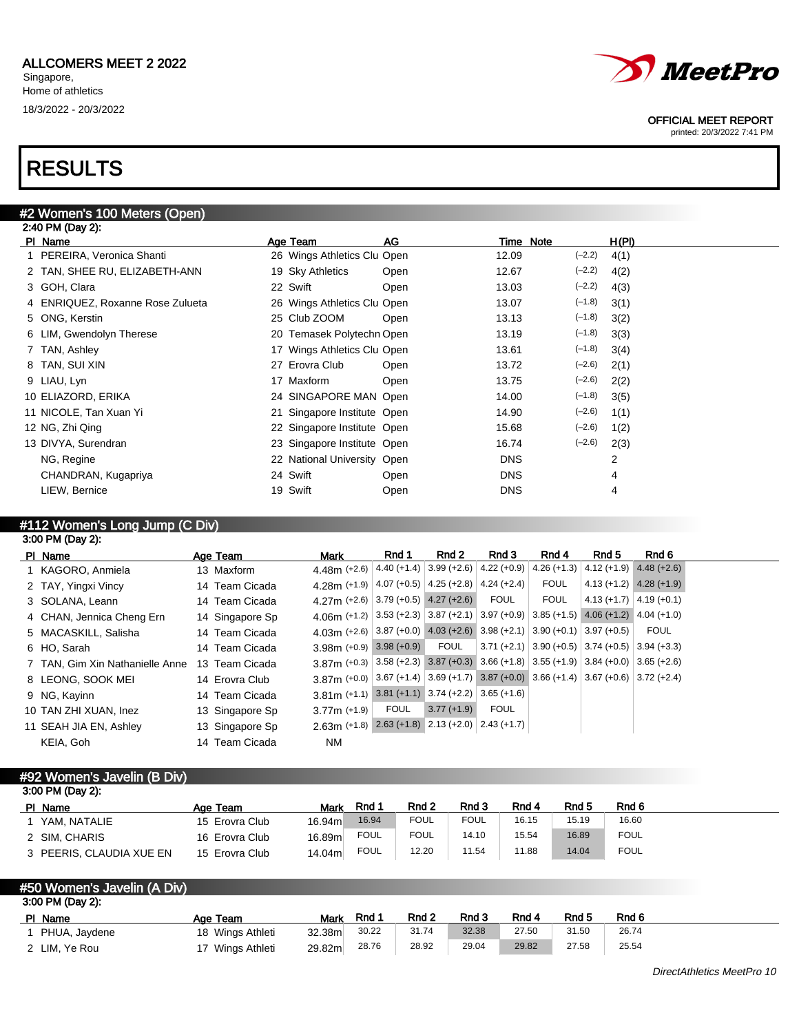ALLCOMERS MEET 2 2022

Singapore,
Home of athletics

18/3/2022 - 20/3/2022

OFFICIAL MEET REPORT
printed: 20/3/2022 7:41 PM

# RESULTS

## #2 Women's 100 Meters (Open)

2:40 PM (Day 2):

| Pl | Name | Age | Team | AG | Time | Note | | H(Pl) |
|---|---|---|---|---|---|---|---|---|
| 1 | PEREIRA, Veronica Shanti | 26 | Wings Athletics Clu | Open | 12.09 | | (−2.2) | 4(1) |
| 2 | TAN, SHEE RU, ELIZABETH-ANN | 19 | Sky Athletics | Open | 12.67 | | (−2.2) | 4(2) |
| 3 | GOH, Clara | 22 | Swift | Open | 13.03 | | (−2.2) | 4(3) |
| 4 | ENRIQUEZ, Roxanne Rose Zulueta | 26 | Wings Athletics Clu | Open | 13.07 | | (−1.8) | 3(1) |
| 5 | ONG, Kerstin | 25 | Club ZOOM | Open | 13.13 | | (−1.8) | 3(2) |
| 6 | LIM, Gwendolyn Therese | 20 | Temasek Polytechn | Open | 13.19 | | (−1.8) | 3(3) |
| 7 | TAN, Ashley | 17 | Wings Athletics Clu | Open | 13.61 | | (−1.8) | 3(4) |
| 8 | TAN, SUI XIN | 27 | Erovra Club | Open | 13.72 | | (−2.6) | 2(1) |
| 9 | LIAU, Lyn | 17 | Maxform | Open | 13.75 | | (−2.6) | 2(2) |
| 10 | ELIAZORD, ERIKA | 24 | SINGAPORE MAN | Open | 14.00 | | (−1.8) | 3(5) |
| 11 | NICOLE, Tan Xuan Yi | 21 | Singapore Institute | Open | 14.90 | | (−2.6) | 1(1) |
| 12 | NG, Zhi Qing | 22 | Singapore Institute | Open | 15.68 | | (−2.6) | 1(2) |
| 13 | DIVYA, Surendran | 23 | Singapore Institute | Open | 16.74 | | (−2.6) | 2(3) |
| | NG, Regine | 22 | National University | Open | DNS | | | 2 |
| | CHANDRAN, Kugapriya | 24 | Swift | Open | DNS | | | 4 |
| | LIEW, Bernice | 19 | Swift | Open | DNS | | | 4 |

## #112 Women's Long Jump (C Div)

3:00 PM (Day 2):

| Pl | Name | Age | Team | Mark | Rnd 1 | Rnd 2 | Rnd 3 | Rnd 4 | Rnd 5 | Rnd 6 |
|---|---|---|---|---|---|---|---|---|---|---|
| 1 | KAGORO, Anmiela | 13 | Maxform | 4.48m (+2.6) | 4.40 (+1.4) | 3.99 (+2.6) | 4.22 (+0.9) | 4.26 (+1.3) | 4.12 (+1.9) | 4.48 (+2.6) |
| 2 | TAY, Yingxi Vincy | 14 | Team Cicada | 4.28m (+1.9) | 4.07 (+0.5) | 4.25 (+2.8) | 4.24 (+2.4) | FOUL | 4.13 (+1.2) | 4.28 (+1.9) |
| 3 | SOLANA, Leann | 14 | Team Cicada | 4.27m (+2.6) | 3.79 (+0.5) | 4.27 (+2.6) | FOUL | FOUL | 4.13 (+1.7) | 4.19 (+0.1) |
| 4 | CHAN, Jennica Cheng Ern | 14 | Singapore Sp | 4.06m (+1.2) | 3.53 (+2.3) | 3.87 (+2.1) | 3.97 (+0.9) | 3.85 (+1.5) | 4.06 (+1.2) | 4.04 (+1.0) |
| 5 | MACASKILL, Salisha | 14 | Team Cicada | 4.03m (+2.6) | 3.87 (+0.0) | 4.03 (+2.6) | 3.98 (+2.1) | 3.90 (+0.1) | 3.97 (+0.5) | FOUL |
| 6 | HO, Sarah | 14 | Team Cicada | 3.98m (+0.9) | 3.98 (+0.9) | FOUL | 3.71 (+2.1) | 3.90 (+0.5) | 3.74 (+0.5) | 3.94 (+3.3) |
| 7 | TAN, Gim Xin Nathanielle Anne | 13 | Team Cicada | 3.87m (+0.3) | 3.58 (+2.3) | 3.87 (+0.3) | 3.66 (+1.8) | 3.55 (+1.9) | 3.84 (+0.0) | 3.65 (+2.6) |
| 8 | LEONG, SOOK MEI | 14 | Erovra Club | 3.87m (+0.0) | 3.67 (+1.4) | 3.69 (+1.7) | 3.87 (+0.0) | 3.66 (+1.4) | 3.67 (+0.6) | 3.72 (+2.4) |
| 9 | NG, Kayinn | 14 | Team Cicada | 3.81m (+1.1) | 3.81 (+1.1) | 3.74 (+2.2) | 3.65 (+1.6) | | | |
| 10 | TAN ZHI XUAN, Inez | 13 | Singapore Sp | 3.77m (+1.9) | FOUL | 3.77 (+1.9) | FOUL | | | |
| 11 | SEAH JIA EN, Ashley | 13 | Singapore Sp | 2.63m (+1.8) | 2.63 (+1.8) | 2.13 (+2.0) | 2.43 (+1.7) | | | |
| | KEIA, Goh | 14 | Team Cicada | NM | | | | | | |

## #92 Women's Javelin (B Div)

3:00 PM (Day 2):

| Pl | Name | Age | Team | Mark | Rnd 1 | Rnd 2 | Rnd 3 | Rnd 4 | Rnd 5 | Rnd 6 |
|---|---|---|---|---|---|---|---|---|---|---|
| 1 | YAM, NATALIE | 15 | Erovra Club | 16.94m | 16.94 | FOUL | FOUL | 16.15 | 15.19 | 16.60 |
| 2 | SIM, CHARIS | 16 | Erovra Club | 16.89m | FOUL | FOUL | 14.10 | 15.54 | 16.89 | FOUL |
| 3 | PEERIS, CLAUDIA XUE EN | 15 | Erovra Club | 14.04m | FOUL | 12.20 | 11.54 | 11.88 | 14.04 | FOUL |

## #50 Women's Javelin (A Div)

3:00 PM (Day 2):

| Pl | Name | Age | Team | Mark | Rnd 1 | Rnd 2 | Rnd 3 | Rnd 4 | Rnd 5 | Rnd 6 |
|---|---|---|---|---|---|---|---|---|---|---|
| 1 | PHUA, Jaydene | 18 | Wings Athleti | 32.38m | 30.22 | 31.74 | 32.38 | 27.50 | 31.50 | 26.74 |
| 2 | LIM, Ye Rou | 17 | Wings Athleti | 29.82m | 28.76 | 28.92 | 29.04 | 29.82 | 27.58 | 25.54 |

*DirectAthletics MeetPro 10*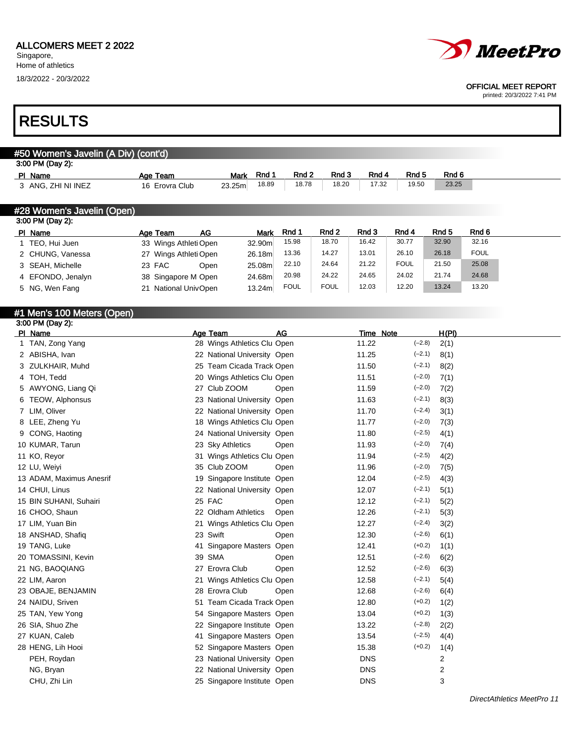ALLCOMERS MEET 2 2022
Singapore,
Home of athletics
18/3/2022 - 20/3/2022

OFFICIAL MEET REPORT
printed: 20/3/2022 7:41 PM

# RESULTS

## #50 Women's Javelin (A Div) (cont'd)

3:00 PM (Day 2):

| Pl | Name | Age | Team | Mark | Rnd 1 | Rnd 2 | Rnd 3 | Rnd 4 | Rnd 5 | Rnd 6 |
|---|---|---|---|---|---|---|---|---|---|---|
| 3 | ANG, ZHI NI INEZ | 16 | Erovra Club | 23.25m | 18.89 | 18.78 | 18.20 | 17.32 | 19.50 | 23.25 |

## #28 Women's Javelin (Open)

3:00 PM (Day 2):

| Pl | Name | Age | Team | AG | Mark | Rnd 1 | Rnd 2 | Rnd 3 | Rnd 4 | Rnd 5 | Rnd 6 |
|---|---|---|---|---|---|---|---|---|---|---|---|
| 1 | TEO, Hui Juen | 33 | Wings Athleti | Open | 32.90m | 15.98 | 18.70 | 16.42 | 30.77 | 32.90 | 32.16 |
| 2 | CHUNG, Vanessa | 27 | Wings Athleti | Open | 26.18m | 13.36 | 14.27 | 13.01 | 26.10 | 26.18 | FOUL |
| 3 | SEAH, Michelle | 23 | FAC | Open | 25.08m | 22.10 | 24.64 | 21.22 | FOUL | 21.50 | 25.08 |
| 4 | EFONDO, Jenalyn | 38 | Singapore M | Open | 24.68m | 20.98 | 24.22 | 24.65 | 24.02 | 21.74 | 24.68 |
| 5 | NG, Wen Fang | 21 | National Univ | Open | 13.24m | FOUL | FOUL | 12.03 | 12.20 | 13.24 | 13.20 |

## #1 Men's 100 Meters (Open)

3:00 PM (Day 2):

| Pl | Name | Age | Team | AG | Time | Note | Wind | H(Pl) |
|---|---|---|---|---|---|---|---|---|
| 1 | TAN, Zong Yang | 28 | Wings Athletics Clu | Open | 11.22 | | (−2.8) | 2(1) |
| 2 | ABISHA, Ivan | 22 | National University | Open | 11.25 | | (−2.1) | 8(1) |
| 3 | ZULKHAIR, Muhd | 25 | Team Cicada Track | Open | 11.50 | | (−2.1) | 8(2) |
| 4 | TOH, Tedd | 20 | Wings Athletics Clu | Open | 11.51 | | (−2.0) | 7(1) |
| 5 | AWYONG, Liang Qi | 27 | Club ZOOM | Open | 11.59 | | (−2.0) | 7(2) |
| 6 | TEOW, Alphonsus | 23 | National University | Open | 11.63 | | (−2.1) | 8(3) |
| 7 | LIM, Oliver | 22 | National University | Open | 11.70 | | (−2.4) | 3(1) |
| 8 | LEE, Zheng Yu | 18 | Wings Athletics Clu | Open | 11.77 | | (−2.0) | 7(3) |
| 9 | CONG, Haoting | 24 | National University | Open | 11.80 | | (−2.5) | 4(1) |
| 10 | KUMAR, Tarun | 23 | Sky Athletics | Open | 11.93 | | (−2.0) | 7(4) |
| 11 | KO, Reyor | 31 | Wings Athletics Clu | Open | 11.94 | | (−2.5) | 4(2) |
| 12 | LU, Weiyi | 35 | Club ZOOM | Open | 11.96 | | (−2.0) | 7(5) |
| 13 | ADAM, Maximus Anesrif | 19 | Singapore Institute | Open | 12.04 | | (−2.5) | 4(3) |
| 14 | CHUI, Linus | 22 | National University | Open | 12.07 | | (−2.1) | 5(1) |
| 15 | BIN SUHANI, Suhairi | 25 | FAC | Open | 12.12 | | (−2.1) | 5(2) |
| 16 | CHOO, Shaun | 22 | Oldham Athletics | Open | 12.26 | | (−2.1) | 5(3) |
| 17 | LIM, Yuan Bin | 21 | Wings Athletics Clu | Open | 12.27 | | (−2.4) | 3(2) |
| 18 | ANSHAD, Shafiq | 23 | Swift | Open | 12.30 | | (−2.6) | 6(1) |
| 19 | TANG, Luke | 41 | Singapore Masters | Open | 12.41 | | (+0.2) | 1(1) |
| 20 | TOMASSINI, Kevin | 39 | SMA | Open | 12.51 | | (−2.6) | 6(2) |
| 21 | NG, BAOQIANG | 27 | Erovra Club | Open | 12.52 | | (−2.6) | 6(3) |
| 22 | LIM, Aaron | 21 | Wings Athletics Clu | Open | 12.58 | | (−2.1) | 5(4) |
| 23 | OBAJE, BENJAMIN | 28 | Erovra Club | Open | 12.68 | | (−2.6) | 6(4) |
| 24 | NAIDU, Sriven | 51 | Team Cicada Track | Open | 12.80 | | (+0.2) | 1(2) |
| 25 | TAN, Yew Yong | 54 | Singapore Masters | Open | 13.04 | | (+0.2) | 1(3) |
| 26 | SIA, Shuo Zhe | 22 | Singapore Institute | Open | 13.22 | | (−2.8) | 2(2) |
| 27 | KUAN, Caleb | 41 | Singapore Masters | Open | 13.54 | | (−2.5) | 4(4) |
| 28 | HENG, Lih Hooi | 52 | Singapore Masters | Open | 15.38 | | (+0.2) | 1(4) |
| | PEH, Roydan | 23 | National University | Open | DNS | | | 2 |
| | NG, Bryan | 22 | National University | Open | DNS | | | 2 |
| | CHU, Zhi Lin | 25 | Singapore Institute | Open | DNS | | | 3 |

DirectAthletics MeetPro 11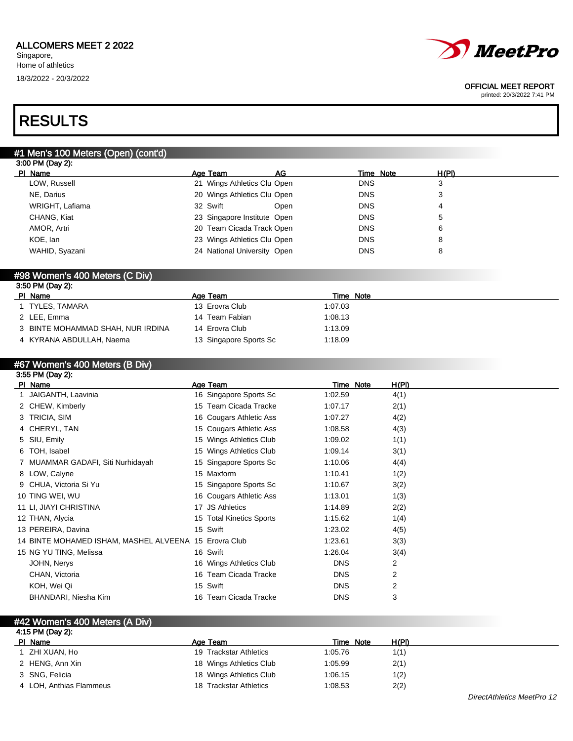# RESULTS

## #1 Men's 100 Meters (Open) (cont'd)

3:00 PM (Day 2):

| Pl | Name | Age | Team | AG | Time | Note | H(Pl) |
|---|---|---|---|---|---|---|---|
| | LOW, Russell | 21 | Wings Athletics Clu | Open | DNS | | 3 |
| | NE, Darius | 20 | Wings Athletics Clu | Open | DNS | | 3 |
| | WRIGHT, Lafiama | 32 | Swift | Open | DNS | | 4 |
| | CHANG, Kiat | 23 | Singapore Institute | Open | DNS | | 5 |
| | AMOR, Artri | 20 | Team Cicada Track | Open | DNS | | 6 |
| | KOE, Ian | 23 | Wings Athletics Clu | Open | DNS | | 8 |
| | WAHID, Syazani | 24 | National University | Open | DNS | | 8 |

## #98 Women's 400 Meters (C Div)

3:50 PM (Day 2):

| Pl | Name | Age | Team | Time | Note |
|---|---|---|---|---|---|
| 1 | TYLES, TAMARA | 13 | Erovra Club | 1:07.03 | |
| 2 | LEE, Emma | 14 | Team Fabian | 1:08.13 | |
| 3 | BINTE MOHAMMAD SHAH, NUR IRDINA | 14 | Erovra Club | 1:13.09 | |
| 4 | KYRANA ABDULLAH, Naema | 13 | Singapore Sports Sc | 1:18.09 | |

## #67 Women's 400 Meters (B Div)

3:55 PM (Day 2):

| Pl | Name | Age | Team | Time | Note | H(Pl) |
|---|---|---|---|---|---|---|
| 1 | JAIGANTH, Laavinia | 16 | Singapore Sports Sc | 1:02.59 | | 4(1) |
| 2 | CHEW, Kimberly | 15 | Team Cicada Tracke | 1:07.17 | | 2(1) |
| 3 | TRICIA, SIM | 16 | Cougars Athletic Ass | 1:07.27 | | 4(2) |
| 4 | CHERYL, TAN | 15 | Cougars Athletic Ass | 1:08.58 | | 4(3) |
| 5 | SIU, Emily | 15 | Wings Athletics Club | 1:09.02 | | 1(1) |
| 6 | TOH, Isabel | 15 | Wings Athletics Club | 1:09.14 | | 3(1) |
| 7 | MUAMMAR GADAFI, Siti Nurhidayah | 15 | Singapore Sports Sc | 1:10.06 | | 4(4) |
| 8 | LOW, Calyne | 15 | Maxform | 1:10.41 | | 1(2) |
| 9 | CHUA, Victoria Si Yu | 15 | Singapore Sports Sc | 1:10.67 | | 3(2) |
| 10 | TING WEI, WU | 16 | Cougars Athletic Ass | 1:13.01 | | 1(3) |
| 11 | LI, JIAYI CHRISTINA | 17 | JS Athletics | 1:14.89 | | 2(2) |
| 12 | THAN, Alycia | 15 | Total Kinetics Sports | 1:15.62 | | 1(4) |
| 13 | PEREIRA, Davina | 15 | Swift | 1:23.02 | | 4(5) |
| 14 | BINTE MOHAMED ISHAM, MASHEL ALVEENA | 15 | Erovra Club | 1:23.61 | | 3(3) |
| 15 | NG YU TING, Melissa | 16 | Swift | 1:26.04 | | 3(4) |
| | JOHN, Nerys | 16 | Wings Athletics Club | DNS | | 2 |
| | CHAN, Victoria | 16 | Team Cicada Tracke | DNS | | 2 |
| | KOH, Wei Qi | 15 | Swift | DNS | | 2 |
| | BHANDARI, Niesha Kim | 16 | Team Cicada Tracke | DNS | | 3 |

## #42 Women's 400 Meters (A Div)

4:15 PM (Day 2):

| Pl | Name | Age | Team | Time | Note | H(Pl) |
|---|---|---|---|---|---|---|
| 1 | ZHI XUAN, Ho | 19 | Trackstar Athletics | 1:05.76 | | 1(1) |
| 2 | HENG, Ann Xin | 18 | Wings Athletics Club | 1:05.99 | | 2(1) |
| 3 | SNG, Felicia | 18 | Wings Athletics Club | 1:06.15 | | 1(2) |
| 4 | LOH, Anthias Flammeus | 18 | Trackstar Athletics | 1:08.53 | | 2(2) |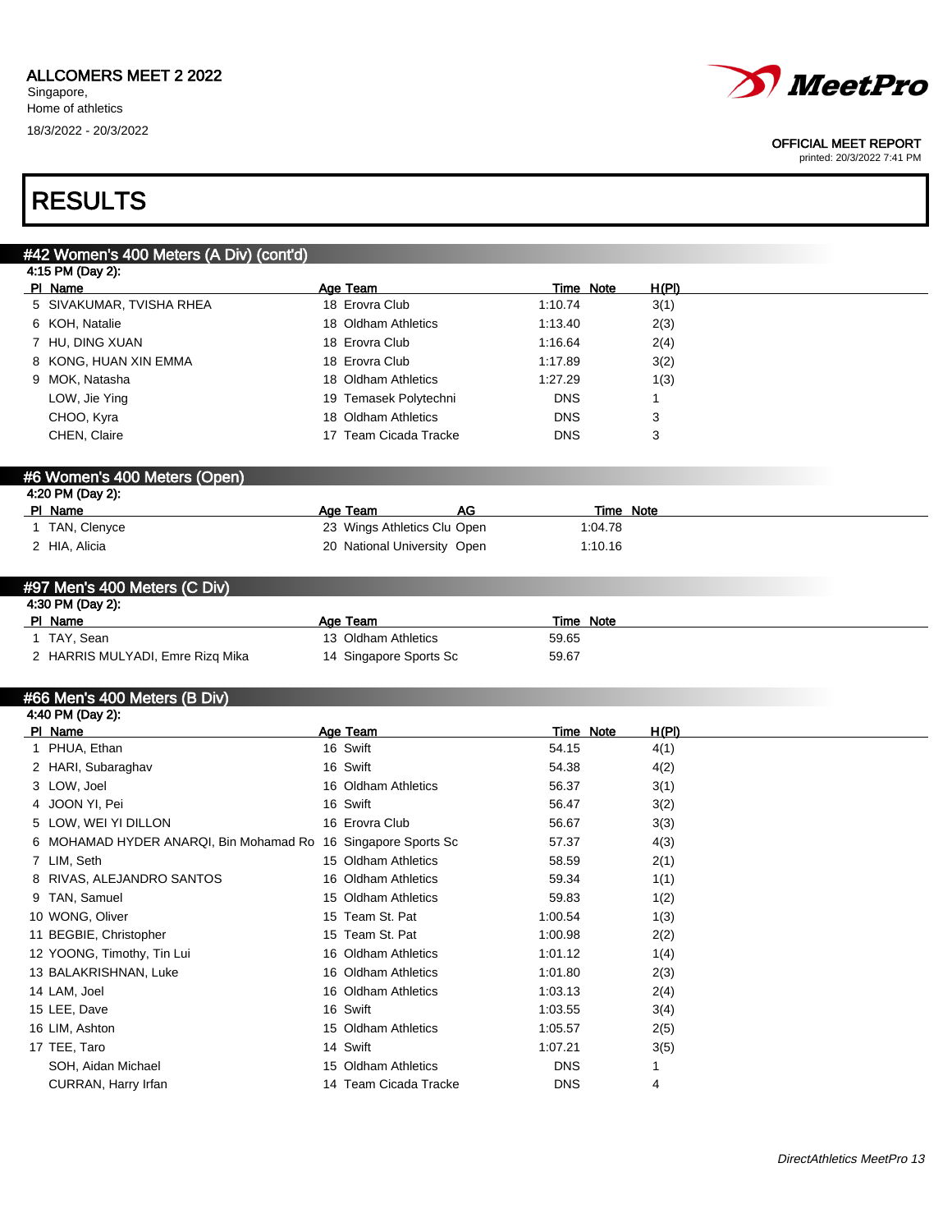## ALLCOMERS MEET 2 2022

Singapore,
Home of athletics
18/3/2022 - 20/3/2022

OFFICIAL MEET REPORT
printed: 20/3/2022 7:41 PM

# RESULTS

### #42 Women's 400 Meters (A Div) (cont'd)

4:15 PM (Day 2):

| Pl | Name | Age | Team | Time | Note | H(Pl) |
|---|---|---|---|---|---|---|
| 5 | SIVAKUMAR, TVISHA RHEA | 18 | Erovra Club | 1:10.74 | | 3(1) |
| 6 | KOH, Natalie | 18 | Oldham Athletics | 1:13.40 | | 2(3) |
| 7 | HU, DING XUAN | 18 | Erovra Club | 1:16.64 | | 2(4) |
| 8 | KONG, HUAN XIN EMMA | 18 | Erovra Club | 1:17.89 | | 3(2) |
| 9 | MOK, Natasha | 18 | Oldham Athletics | 1:27.29 | | 1(3) |
| | LOW, Jie Ying | 19 | Temasek Polytechni | DNS | | 1 |
| | CHOO, Kyra | 18 | Oldham Athletics | DNS | | 3 |
| | CHEN, Claire | 17 | Team Cicada Tracke | DNS | | 3 |

### #6 Women's 400 Meters (Open)

4:20 PM (Day 2):

| Pl | Name | Age | Team | AG | Time | Note |
|---|---|---|---|---|---|---|
| 1 | TAN, Clenyce | 23 | Wings Athletics Clu | Open | 1:04.78 | |
| 2 | HIA, Alicia | 20 | National University | Open | 1:10.16 | |

### #97 Men's 400 Meters (C Div)

4:30 PM (Day 2):

| Pl | Name | Age | Team | Time | Note |
|---|---|---|---|---|---|
| 1 | TAY, Sean | 13 | Oldham Athletics | 59.65 | |
| 2 | HARRIS MULYADI, Emre Rizq Mika | 14 | Singapore Sports Sc | 59.67 | |

### #66 Men's 400 Meters (B Div)

4:40 PM (Day 2):

| Pl | Name | Age | Team | Time | Note | H(Pl) |
|---|---|---|---|---|---|---|
| 1 | PHUA, Ethan | 16 | Swift | 54.15 | | 4(1) |
| 2 | HARI, Subaraghav | 16 | Swift | 54.38 | | 4(2) |
| 3 | LOW, Joel | 16 | Oldham Athletics | 56.37 | | 3(1) |
| 4 | JOON YI, Pei | 16 | Swift | 56.47 | | 3(2) |
| 5 | LOW, WEI YI DILLON | 16 | Erovra Club | 56.67 | | 3(3) |
| 6 | MOHAMAD HYDER ANARQI, Bin Mohamad Ro | 16 | Singapore Sports Sc | 57.37 | | 4(3) |
| 7 | LIM, Seth | 15 | Oldham Athletics | 58.59 | | 2(1) |
| 8 | RIVAS, ALEJANDRO SANTOS | 16 | Oldham Athletics | 59.34 | | 1(1) |
| 9 | TAN, Samuel | 15 | Oldham Athletics | 59.83 | | 1(2) |
| 10 | WONG, Oliver | 15 | Team St. Pat | 1:00.54 | | 1(3) |
| 11 | BEGBIE, Christopher | 15 | Team St. Pat | 1:00.98 | | 2(2) |
| 12 | YOONG, Timothy, Tin Lui | 16 | Oldham Athletics | 1:01.12 | | 1(4) |
| 13 | BALAKRISHNAN, Luke | 16 | Oldham Athletics | 1:01.80 | | 2(3) |
| 14 | LAM, Joel | 16 | Oldham Athletics | 1:03.13 | | 2(4) |
| 15 | LEE, Dave | 16 | Swift | 1:03.55 | | 3(4) |
| 16 | LIM, Ashton | 15 | Oldham Athletics | 1:05.57 | | 2(5) |
| 17 | TEE, Taro | 14 | Swift | 1:07.21 | | 3(5) |
| | SOH, Aidan Michael | 15 | Oldham Athletics | DNS | | 1 |
| | CURRAN, Harry Irfan | 14 | Team Cicada Tracke | DNS | | 4 |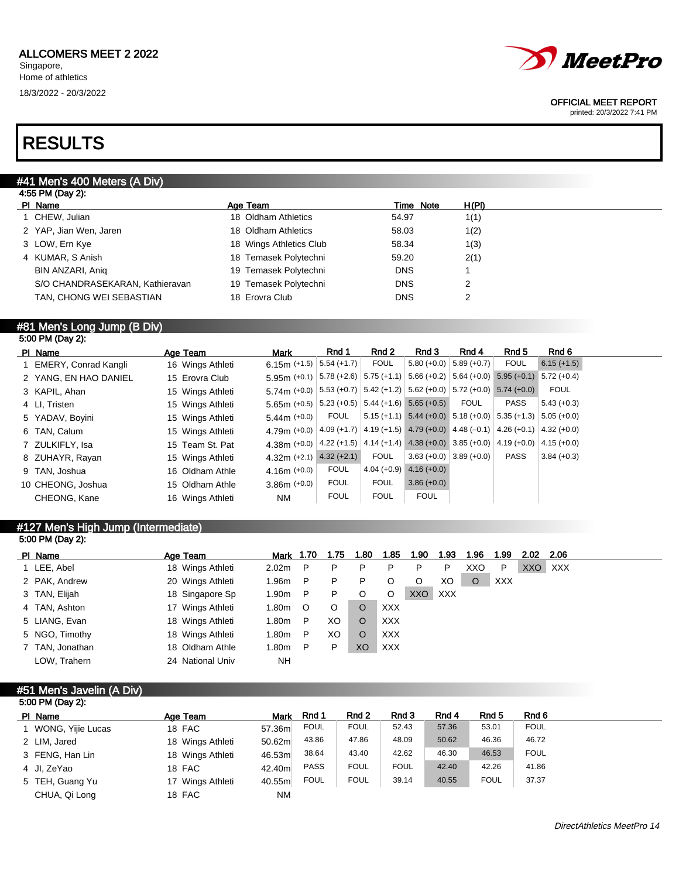ALLCOMERS MEET 2 2022
Singapore,
Home of athletics
18/3/2022 - 20/3/2022

OFFICIAL MEET REPORT
printed: 20/3/2022 7:41 PM

# RESULTS

## #41 Men's 400 Meters (A Div)

4:55 PM (Day 2):

| Pl | Name | Age | Team | Time | Note | H(Pl) |
|---|---|---|---|---|---|---|
| 1 | CHEW, Julian | 18 | Oldham Athletics | 54.97 | | 1(1) |
| 2 | YAP, Jian Wen, Jaren | 18 | Oldham Athletics | 58.03 | | 1(2) |
| 3 | LOW, Ern Kye | 18 | Wings Athletics Club | 58.34 | | 1(3) |
| 4 | KUMAR, S Anish | 18 | Temasek Polytechni | 59.20 | | 2(1) |
| | BIN ANZARI, Aniq | 19 | Temasek Polytechni | DNS | | 1 |
| | S/O CHANDRASEKARAN, Kathieravan | 19 | Temasek Polytechni | DNS | | 2 |
| | TAN, CHONG WEI SEBASTIAN | 18 | Erovra Club | DNS | | 2 |

## #81 Men's Long Jump (B Div)

5:00 PM (Day 2):

| Pl | Name | Age | Team | Mark | Rnd 1 | Rnd 2 | Rnd 3 | Rnd 4 | Rnd 5 | Rnd 6 |
|---|---|---|---|---|---|---|---|---|---|---|
| 1 | EMERY, Conrad Kangli | 16 | Wings Athleti | 6.15m (+1.5) | 5.54 (+1.7) | FOUL | 5.80 (+0.0) | 5.89 (+0.7) | FOUL | 6.15 (+1.5) |
| 2 | YANG, EN HAO DANIEL | 15 | Erovra Club | 5.95m (+0.1) | 5.78 (+2.6) | 5.75 (+1.1) | 5.66 (+0.2) | 5.64 (+0.0) | 5.95 (+0.1) | 5.72 (+0.4) |
| 3 | KAPIL, Ahan | 15 | Wings Athleti | 5.74m (+0.0) | 5.53 (+0.7) | 5.42 (+1.2) | 5.62 (+0.0) | 5.72 (+0.0) | 5.74 (+0.0) | FOUL |
| 4 | LI, Tristen | 15 | Wings Athleti | 5.65m (+0.5) | 5.23 (+0.5) | 5.44 (+1.6) | 5.65 (+0.5) | FOUL | PASS | 5.43 (+0.3) |
| 5 | YADAV, Boyini | 15 | Wings Athleti | 5.44m (+0.0) | FOUL | 5.15 (+1.1) | 5.44 (+0.0) | 5.18 (+0.0) | 5.35 (+1.3) | 5.05 (+0.0) |
| 6 | TAN, Calum | 15 | Wings Athleti | 4.79m (+0.0) | 4.09 (+1.7) | 4.19 (+1.5) | 4.79 (+0.0) | 4.48 (–0.1) | 4.26 (+0.1) | 4.32 (+0.0) |
| 7 | ZULKIFLY, Isa | 15 | Team St. Pat | 4.38m (+0.0) | 4.22 (+1.5) | 4.14 (+1.4) | 4.38 (+0.0) | 3.85 (+0.0) | 4.19 (+0.0) | 4.15 (+0.0) |
| 8 | ZUHAYR, Rayan | 15 | Wings Athleti | 4.32m (+2.1) | 4.32 (+2.1) | FOUL | 3.63 (+0.0) | 3.89 (+0.0) | PASS | 3.84 (+0.3) |
| 9 | TAN, Joshua | 16 | Oldham Athle | 4.16m (+0.0) | FOUL | 4.04 (+0.9) | 4.16 (+0.0) | | | |
| 10 | CHEONG, Joshua | 15 | Oldham Athle | 3.86m (+0.0) | FOUL | FOUL | 3.86 (+0.0) | | | |
| | CHEONG, Kane | 16 | Wings Athleti | NM | FOUL | FOUL | FOUL | | | |

## #127 Men's High Jump (Intermediate)

5:00 PM (Day 2):

| Pl | Name | Age | Team | Mark | 1.70 | 1.75 | 1.80 | 1.85 | 1.90 | 1.93 | 1.96 | 1.99 | 2.02 | 2.06 |
|---|---|---|---|---|---|---|---|---|---|---|---|---|---|---|
| 1 | LEE, Abel | 18 | Wings Athleti | 2.02m | P | P | P | P | P | P | XXO | P | XXO | XXX |
| 2 | PAK, Andrew | 20 | Wings Athleti | 1.96m | P | P | P | O | O | XO | O | XXX | | |
| 3 | TAN, Elijah | 18 | Singapore Sp | 1.90m | P | P | O | O | XXO | XXX | | | | |
| 4 | TAN, Ashton | 17 | Wings Athleti | 1.80m | O | O | O | XXX | | | | | | |
| 5 | LIANG, Evan | 18 | Wings Athleti | 1.80m | P | XO | O | XXX | | | | | | |
| 5 | NGO, Timothy | 18 | Wings Athleti | 1.80m | P | XO | O | XXX | | | | | | |
| 7 | TAN, Jonathan | 18 | Oldham Athle | 1.80m | P | P | XO | XXX | | | | | | |
| | LOW, Trahern | 24 | National Univ | NH | | | | | | | | | | |

## #51 Men's Javelin (A Div)

5:00 PM (Day 2):

| Pl | Name | Age | Team | Mark | Rnd 1 | Rnd 2 | Rnd 3 | Rnd 4 | Rnd 5 | Rnd 6 |
|---|---|---|---|---|---|---|---|---|---|---|
| 1 | WONG, Yijie Lucas | 18 | FAC | 57.36m | FOUL | FOUL | 52.43 | 57.36 | 53.01 | FOUL |
| 2 | LIM, Jared | 18 | Wings Athleti | 50.62m | 43.86 | 47.86 | 48.09 | 50.62 | 46.36 | 46.72 |
| 3 | FENG, Han Lin | 18 | Wings Athleti | 46.53m | 38.64 | 43.40 | 42.62 | 46.30 | 46.53 | FOUL |
| 4 | JI, ZeYao | 18 | FAC | 42.40m | PASS | FOUL | FOUL | 42.40 | 42.26 | 41.86 |
| 5 | TEH, Guang Yu | 17 | Wings Athleti | 40.55m | FOUL | FOUL | 39.14 | 40.55 | FOUL | 37.37 |
| | CHUA, Qi Long | 18 | FAC | NM | | | | | | |

*DirectAthletics MeetPro 14*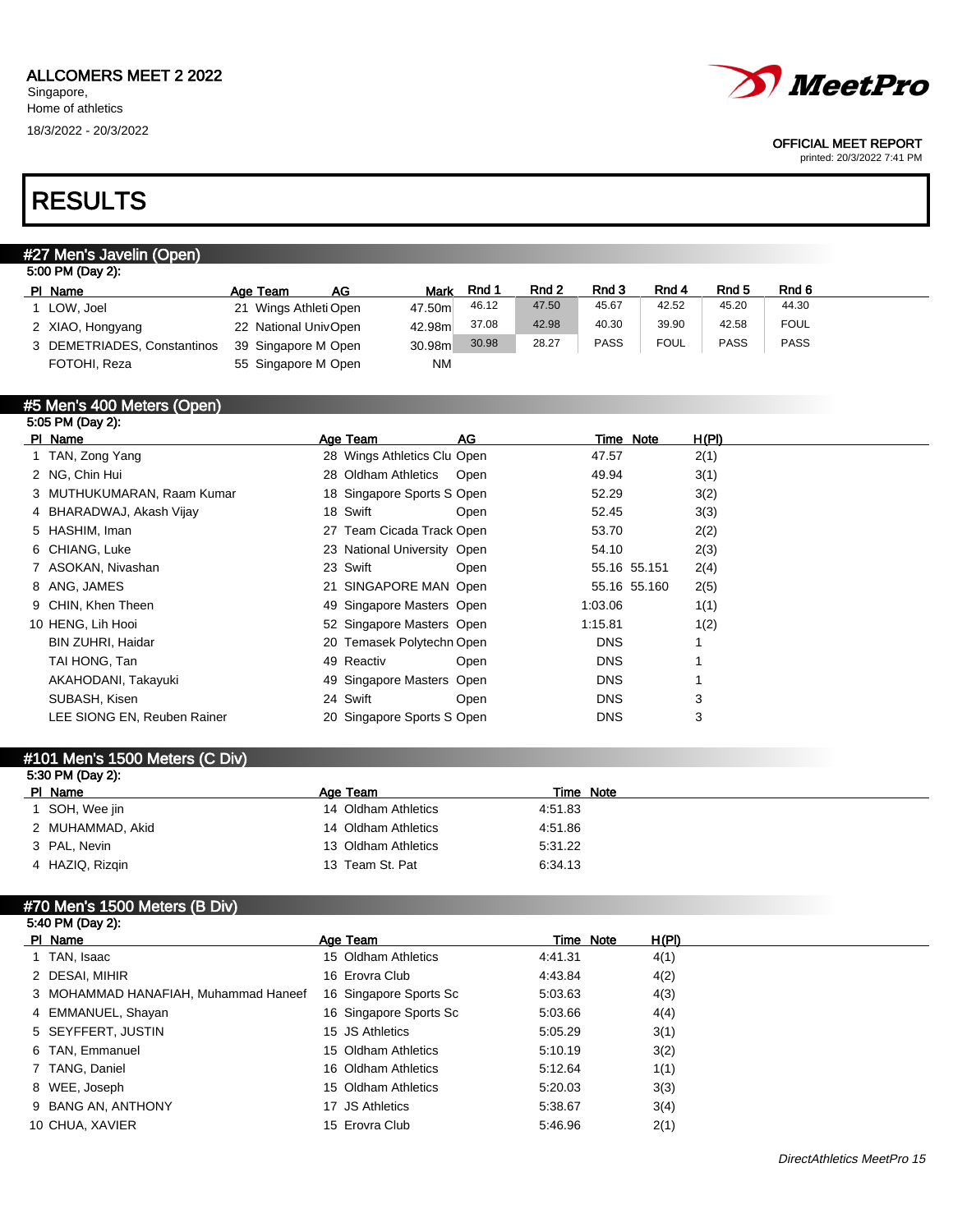ALLCOMERS MEET 2 2022
Singapore,
Home of athletics
18/3/2022 - 20/3/2022

OFFICIAL MEET REPORT
printed: 20/3/2022 7:41 PM

# RESULTS

## #27 Men's Javelin (Open)

5:00 PM (Day 2):

| Pl | Name | Age | Team | AG | Mark | Rnd 1 | Rnd 2 | Rnd 3 | Rnd 4 | Rnd 5 | Rnd 6 |
|---|---|---|---|---|---|---|---|---|---|---|---|
| 1 | LOW, Joel | 21 | Wings Athleti | Open | 47.50m | 46.12 | 47.50 | 45.67 | 42.52 | 45.20 | 44.30 |
| 2 | XIAO, Hongyang | 22 | National Univ | Open | 42.98m | 37.08 | 42.98 | 40.30 | 39.90 | 42.58 | FOUL |
| 3 | DEMETRIADES, Constantinos | 39 | Singapore M | Open | 30.98m | 30.98 | 28.27 | PASS | FOUL | PASS | PASS |
| | FOTOHI, Reza | 55 | Singapore M | Open | NM | | | | | | |

## #5 Men's 400 Meters (Open)

5:05 PM (Day 2):

| Pl | Name | Age | Team | AG | Time | Note | H(Pl) |
|---|---|---|---|---|---|---|---|
| 1 | TAN, Zong Yang | 28 | Wings Athletics Clu | Open | 47.57 | | 2(1) |
| 2 | NG, Chin Hui | 28 | Oldham Athletics | Open | 49.94 | | 3(1) |
| 3 | MUTHUKUMARAN, Raam Kumar | 18 | Singapore Sports S | Open | 52.29 | | 3(2) |
| 4 | BHARADWAJ, Akash Vijay | 18 | Swift | Open | 52.45 | | 3(3) |
| 5 | HASHIM, Iman | 27 | Team Cicada Track | Open | 53.70 | | 2(2) |
| 6 | CHIANG, Luke | 23 | National University | Open | 54.10 | | 2(3) |
| 7 | ASOKAN, Nivashan | 23 | Swift | Open | 55.16 | 55.151 | 2(4) |
| 8 | ANG, JAMES | 21 | SINGAPORE MAN | Open | 55.16 | 55.160 | 2(5) |
| 9 | CHIN, Khen Theen | 49 | Singapore Masters | Open | 1:03.06 | | 1(1) |
| 10 | HENG, Lih Hooi | 52 | Singapore Masters | Open | 1:15.81 | | 1(2) |
| | BIN ZUHRI, Haidar | 20 | Temasek Polytechn | Open | DNS | | 1 |
| | TAI HONG, Tan | 49 | Reactiv | Open | DNS | | 1 |
| | AKAHODANI, Takayuki | 49 | Singapore Masters | Open | DNS | | 1 |
| | SUBASH, Kisen | 24 | Swift | Open | DNS | | 3 |
| | LEE SIONG EN, Reuben Rainer | 20 | Singapore Sports S | Open | DNS | | 3 |

## #101 Men's 1500 Meters (C Div)

5:30 PM (Day 2):

| Pl | Name | Age | Team | Time | Note |
|---|---|---|---|---|---|
| 1 | SOH, Wee jin | 14 | Oldham Athletics | 4:51.83 | |
| 2 | MUHAMMAD, Akid | 14 | Oldham Athletics | 4:51.86 | |
| 3 | PAL, Nevin | 13 | Oldham Athletics | 5:31.22 | |
| 4 | HAZIQ, Rizqin | 13 | Team St. Pat | 6:34.13 | |

## #70 Men's 1500 Meters (B Div)

5:40 PM (Day 2):

| Pl | Name | Age | Team | Time | Note | H(Pl) |
|---|---|---|---|---|---|---|
| 1 | TAN, Isaac | 15 | Oldham Athletics | 4:41.31 | | 4(1) |
| 2 | DESAI, MIHIR | 16 | Erovra Club | 4:43.84 | | 4(2) |
| 3 | MOHAMMAD HANAFIAH, Muhammad Haneef | 16 | Singapore Sports Sc | 5:03.63 | | 4(3) |
| 4 | EMMANUEL, Shayan | 16 | Singapore Sports Sc | 5:03.66 | | 4(4) |
| 5 | SEYFFERT, JUSTIN | 15 | JS Athletics | 5:05.29 | | 3(1) |
| 6 | TAN, Emmanuel | 15 | Oldham Athletics | 5:10.19 | | 3(2) |
| 7 | TANG, Daniel | 16 | Oldham Athletics | 5:12.64 | | 1(1) |
| 8 | WEE, Joseph | 15 | Oldham Athletics | 5:20.03 | | 3(3) |
| 9 | BANG AN, ANTHONY | 17 | JS Athletics | 5:38.67 | | 3(4) |
| 10 | CHUA, XAVIER | 15 | Erovra Club | 5:46.96 | | 2(1) |

*DirectAthletics MeetPro 15*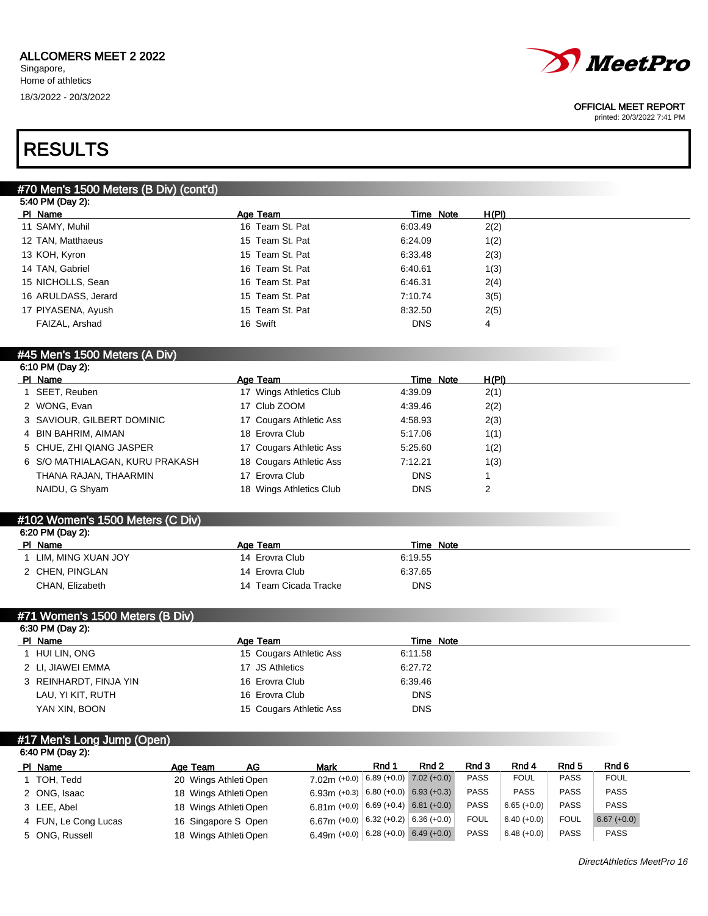ALLCOMERS MEET 2 2022
Singapore,
Home of athletics
18/3/2022 - 20/3/2022

OFFICIAL MEET REPORT
printed: 20/3/2022 7:41 PM

# RESULTS

## #70 Men's 1500 Meters (B Div) (cont'd)

5:40 PM (Day 2):

| Pl | Name | Age | Team | Time | Note | H(Pl) |
|---|---|---|---|---|---|---|
| 11 | SAMY, Muhil | 16 | Team St. Pat | 6:03.49 | | 2(2) |
| 12 | TAN, Matthaeus | 15 | Team St. Pat | 6:24.09 | | 1(2) |
| 13 | KOH, Kyron | 15 | Team St. Pat | 6:33.48 | | 2(3) |
| 14 | TAN, Gabriel | 16 | Team St. Pat | 6:40.61 | | 1(3) |
| 15 | NICHOLLS, Sean | 16 | Team St. Pat | 6:46.31 | | 2(4) |
| 16 | ARULDASS, Jerard | 15 | Team St. Pat | 7:10.74 | | 3(5) |
| 17 | PIYASENA, Ayush | 15 | Team St. Pat | 8:32.50 | | 2(5) |
| | FAIZAL, Arshad | 16 | Swift | DNS | | 4 |

## #45 Men's 1500 Meters (A Div)

6:10 PM (Day 2):

| Pl | Name | Age | Team | Time | Note | H(Pl) |
|---|---|---|---|---|---|---|
| 1 | SEET, Reuben | 17 | Wings Athletics Club | 4:39.09 | | 2(1) |
| 2 | WONG, Evan | 17 | Club ZOOM | 4:39.46 | | 2(2) |
| 3 | SAVIOUR, GILBERT DOMINIC | 17 | Cougars Athletic Ass | 4:58.93 | | 2(3) |
| 4 | BIN BAHRIM, AIMAN | 18 | Erovra Club | 5:17.06 | | 1(1) |
| 5 | CHUE, ZHI QIANG JASPER | 17 | Cougars Athletic Ass | 5:25.60 | | 1(2) |
| 6 | S/O MATHIALAGAN, KURU PRAKASH | 18 | Cougars Athletic Ass | 7:12.21 | | 1(3) |
| | THANA RAJAN, THAARMIN | 17 | Erovra Club | DNS | | 1 |
| | NAIDU, G Shyam | 18 | Wings Athletics Club | DNS | | 2 |

## #102 Women's 1500 Meters (C Div)

6:20 PM (Day 2):

| Pl | Name | Age | Team | Time | Note |
|---|---|---|---|---|---|
| 1 | LIM, MING XUAN JOY | 14 | Erovra Club | 6:19.55 | |
| 2 | CHEN, PINGLAN | 14 | Erovra Club | 6:37.65 | |
| | CHAN, Elizabeth | 14 | Team Cicada Tracke | DNS | |

## #71 Women's 1500 Meters (B Div)

6:30 PM (Day 2):

| Pl | Name | Age | Team | Time | Note |
|---|---|---|---|---|---|
| 1 | HUI LIN, ONG | 15 | Cougars Athletic Ass | 6:11.58 | |
| 2 | LI, JIAWEI EMMA | 17 | JS Athletics | 6:27.72 | |
| 3 | REINHARDT, FINJA YIN | 16 | Erovra Club | 6:39.46 | |
| | LAU, YI KIT, RUTH | 16 | Erovra Club | DNS | |
| | YAN XIN, BOON | 15 | Cougars Athletic Ass | DNS | |

## #17 Men's Long Jump (Open)

6:40 PM (Day 2):

| Pl | Name | Age | Team | AG | Mark | Rnd 1 | Rnd 2 | Rnd 3 | Rnd 4 | Rnd 5 | Rnd 6 |
|---|---|---|---|---|---|---|---|---|---|---|---|
| 1 | TOH, Tedd | 20 | Wings Athleti | Open | 7.02m (+0.0) | 6.89 (+0.0) | 7.02 (+0.0) | PASS | FOUL | PASS | FOUL |
| 2 | ONG, Isaac | 18 | Wings Athleti | Open | 6.93m (+0.3) | 6.80 (+0.0) | 6.93 (+0.3) | PASS | PASS | PASS | PASS |
| 3 | LEE, Abel | 18 | Wings Athleti | Open | 6.81m (+0.0) | 6.69 (+0.4) | 6.81 (+0.0) | PASS | 6.65 (+0.0) | PASS | PASS |
| 4 | FUN, Le Cong Lucas | 16 | Singapore S | Open | 6.67m (+0.0) | 6.32 (+0.2) | 6.36 (+0.0) | FOUL | 6.40 (+0.0) | FOUL | 6.67 (+0.0) |
| 5 | ONG, Russell | 18 | Wings Athleti | Open | 6.49m (+0.0) | 6.28 (+0.0) | 6.49 (+0.0) | PASS | 6.48 (+0.0) | PASS | PASS |

DirectAthletics MeetPro 16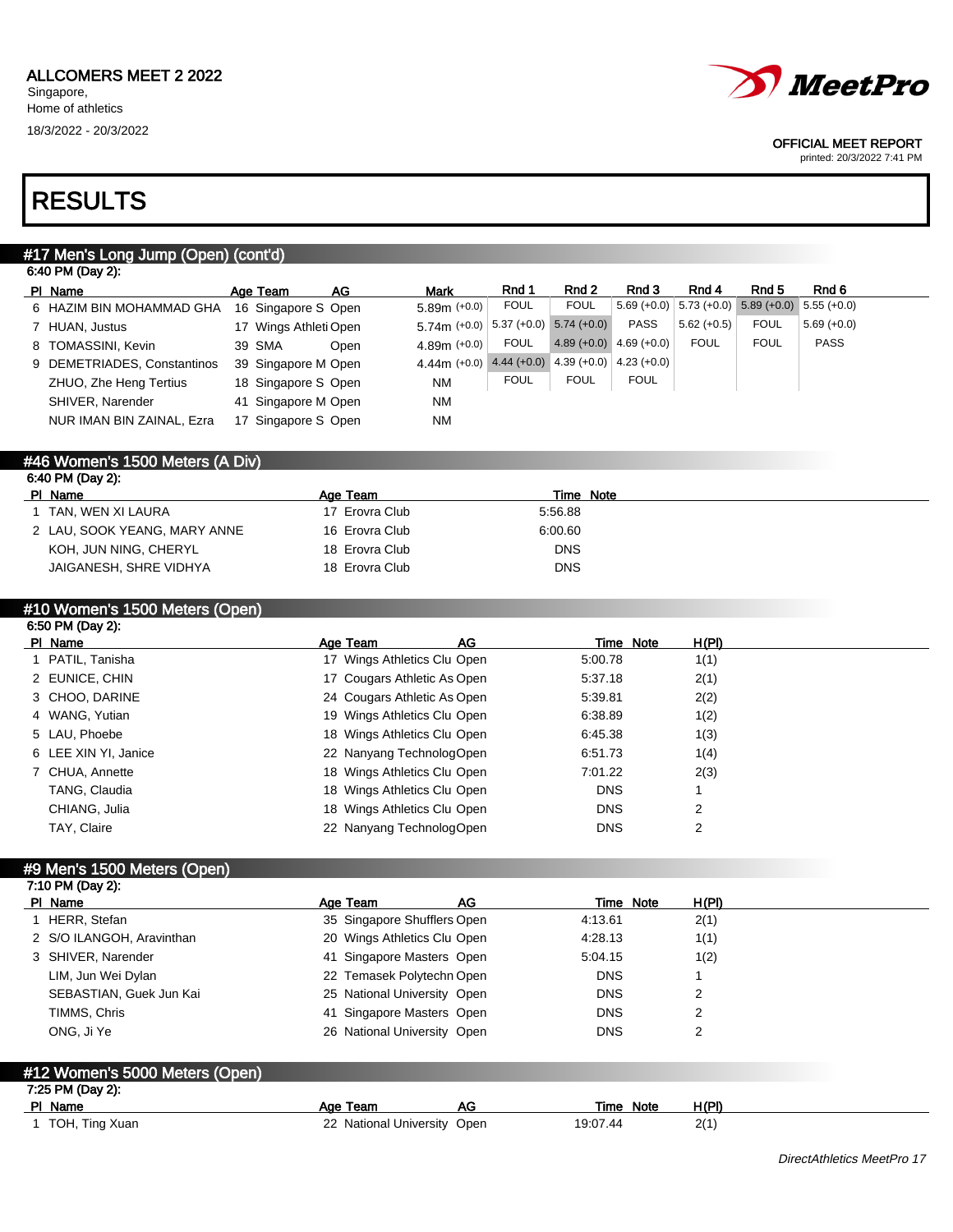ALLCOMERS MEET 2 2022
Singapore,
Home of athletics
18/3/2022 - 20/3/2022

OFFICIAL MEET REPORT
printed: 20/3/2022 7:41 PM

# RESULTS

## #17 Men's Long Jump (Open) (cont'd)

6:40 PM (Day 2):

| Pl | Name | Age | Team | AG | Mark | Rnd 1 | Rnd 2 | Rnd 3 | Rnd 4 | Rnd 5 | Rnd 6 |
|---|---|---|---|---|---|---|---|---|---|---|---|
| 6 | HAZIM BIN MOHAMMAD GHA | 16 | Singapore S | Open | 5.89m (+0.0) | FOUL | FOUL | 5.69 (+0.0) | 5.73 (+0.0) | 5.89 (+0.0) | 5.55 (+0.0) |
| 7 | HUAN, Justus | 17 | Wings Athleti | Open | 5.74m (+0.0) | 5.37 (+0.0) | 5.74 (+0.0) | PASS | 5.62 (+0.5) | FOUL | 5.69 (+0.0) |
| 8 | TOMASSINI, Kevin | 39 | SMA | Open | 4.89m (+0.0) | FOUL | 4.89 (+0.0) | 4.69 (+0.0) | FOUL | FOUL | PASS |
| 9 | DEMETRIADES, Constantinos | 39 | Singapore M | Open | 4.44m (+0.0) | 4.44 (+0.0) | 4.39 (+0.0) | 4.23 (+0.0) | | | |
| | ZHUO, Zhe Heng Tertius | 18 | Singapore S | Open | NM | FOUL | FOUL | FOUL | | | |
| | SHIVER, Narender | 41 | Singapore M | Open | NM | | | | | | |
| | NUR IMAN BIN ZAINAL, Ezra | 17 | Singapore S | Open | NM | | | | | | |

## #46 Women's 1500 Meters (A Div)

6:40 PM (Day 2):

| Pl | Name | Age | Team | Time | Note |
|---|---|---|---|---|---|
| 1 | TAN, WEN XI LAURA | 17 | Erovra Club | 5:56.88 | |
| 2 | LAU, SOOK YEANG, MARY ANNE | 16 | Erovra Club | 6:00.60 | |
| | KOH, JUN NING, CHERYL | 18 | Erovra Club | DNS | |
| | JAIGANESH, SHRE VIDHYA | 18 | Erovra Club | DNS | |

## #10 Women's 1500 Meters (Open)

6:50 PM (Day 2):

| Pl | Name | Age | Team | AG | Time | Note | H(Pl) |
|---|---|---|---|---|---|---|---|
| 1 | PATIL, Tanisha | 17 | Wings Athletics Clu | Open | 5:00.78 | | 1(1) |
| 2 | EUNICE, CHIN | 17 | Cougars Athletic As | Open | 5:37.18 | | 2(1) |
| 3 | CHOO, DARINE | 24 | Cougars Athletic As | Open | 5:39.81 | | 2(2) |
| 4 | WANG, Yutian | 19 | Wings Athletics Clu | Open | 6:38.89 | | 1(2) |
| 5 | LAU, Phoebe | 18 | Wings Athletics Clu | Open | 6:45.38 | | 1(3) |
| 6 | LEE XIN YI, Janice | 22 | Nanyang Technolog | Open | 6:51.73 | | 1(4) |
| 7 | CHUA, Annette | 18 | Wings Athletics Clu | Open | 7:01.22 | | 2(3) |
| | TANG, Claudia | 18 | Wings Athletics Clu | Open | DNS | | 1 |
| | CHIANG, Julia | 18 | Wings Athletics Clu | Open | DNS | | 2 |
| | TAY, Claire | 22 | Nanyang Technolog | Open | DNS | | 2 |

## #9 Men's 1500 Meters (Open)

7:10 PM (Day 2):

| Pl | Name | Age | Team | AG | Time | Note | H(Pl) |
|---|---|---|---|---|---|---|---|
| 1 | HERR, Stefan | 35 | Singapore Shuffles | Open | 4:13.61 | | 2(1) |
| 2 | S/O ILANGOH, Aravinthan | 20 | Wings Athletics Clu | Open | 4:28.13 | | 1(1) |
| 3 | SHIVER, Narender | 41 | Singapore Masters | Open | 5:04.15 | | 1(2) |
| | LIM, Jun Wei Dylan | 22 | Temasek Polytechn | Open | DNS | | 1 |
| | SEBASTIAN, Guek Jun Kai | 25 | National University | Open | DNS | | 2 |
| | TIMMS, Chris | 41 | Singapore Masters | Open | DNS | | 2 |
| | ONG, Ji Ye | 26 | National University | Open | DNS | | 2 |

## #12 Women's 5000 Meters (Open)

7:25 PM (Day 2):

| Pl | Name | Age | Team | AG | Time | Note | H(Pl) |
|---|---|---|---|---|---|---|---|
| 1 | TOH, Ting Xuan | 22 | National University | Open | 19:07.44 | | 2(1) |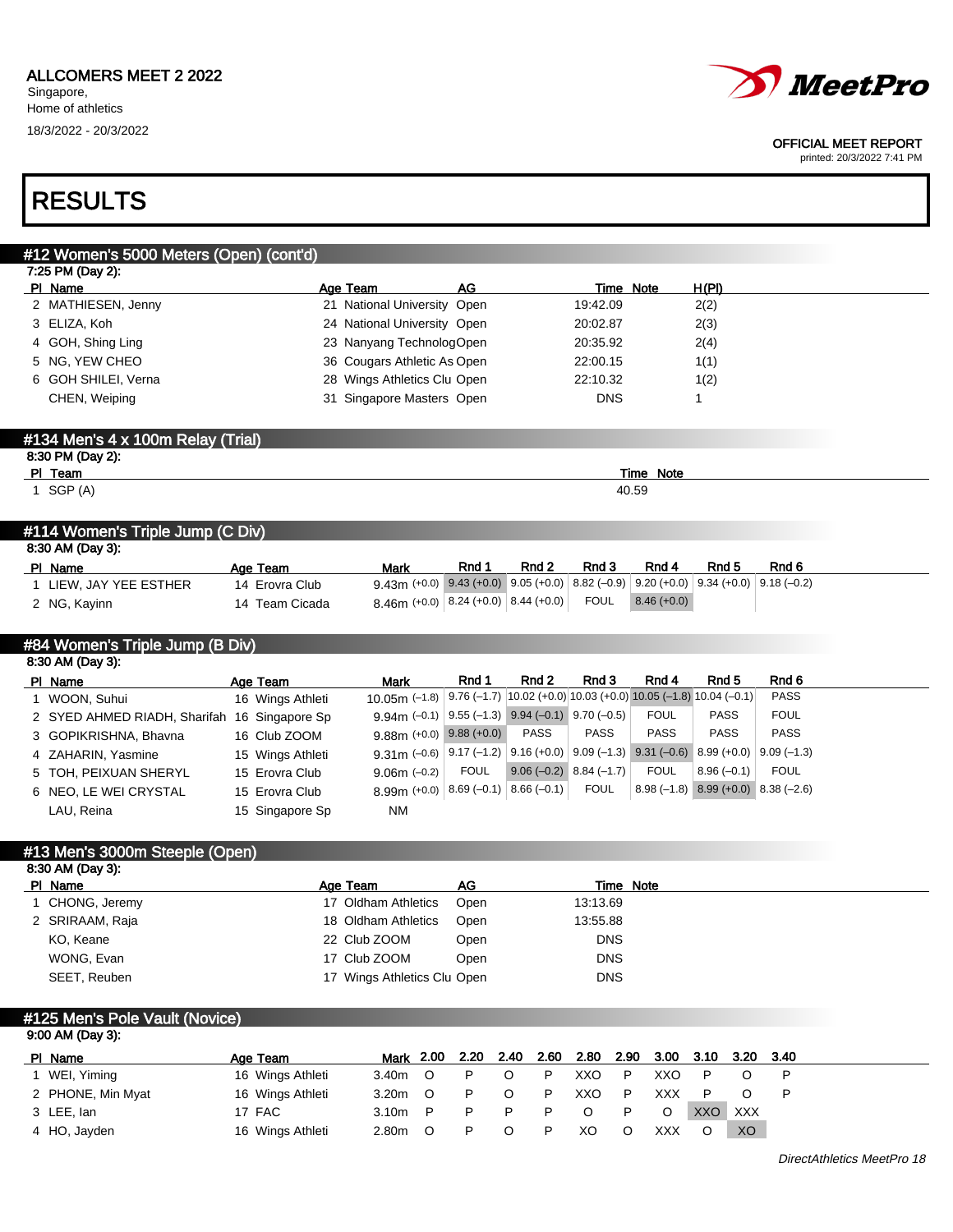ALLCOMERS MEET 2 2022
Singapore,
Home of athletics
18/3/2022 - 20/3/2022

OFFICIAL MEET REPORT
printed: 20/3/2022 7:41 PM

# RESULTS

## #12 Women's 5000 Meters (Open) (cont'd)

7:25 PM (Day 2):

| Pl | Name | Age | Team | AG | Time | Note | H(Pl) |
|---|---|---|---|---|---|---|---|
| 2 | MATHIESEN, Jenny | 21 | National University | Open | 19:42.09 | | 2(2) |
| 3 | ELIZA, Koh | 24 | National University | Open | 20:02.87 | | 2(3) |
| 4 | GOH, Shing Ling | 23 | Nanyang Technolog | Open | 20:35.92 | | 2(4) |
| 5 | NG, YEW CHEO | 36 | Cougars Athletic As | Open | 22:00.15 | | 1(1) |
| 6 | GOH SHILEI, Verna | 28 | Wings Athletics Clu | Open | 22:10.32 | | 1(2) |
| | CHEN, Weiping | 31 | Singapore Masters | Open | DNS | | 1 |

## #134 Men's 4 x 100m Relay (Trial)

8:30 PM (Day 2):

| Pl | Team | Time | Note |
|---|---|---|---|
| 1 | SGP (A) | 40.59 | |

## #114 Women's Triple Jump (C Div)

8:30 AM (Day 3):

| Pl | Name | Age | Team | Mark | Rnd 1 | Rnd 2 | Rnd 3 | Rnd 4 | Rnd 5 | Rnd 6 |
|---|---|---|---|---|---|---|---|---|---|---|
| 1 | LIEW, JAY YEE ESTHER | 14 | Erovra Club | 9.43m (+0.0) | 9.43 (+0.0) | 9.05 (+0.0) | 8.82 (–0.9) | 9.20 (+0.0) | 9.34 (+0.0) | 9.18 (–0.2) |
| 2 | NG, Kayinn | 14 | Team Cicada | 8.46m (+0.0) | 8.24 (+0.0) | 8.44 (+0.0) | FOUL | 8.46 (+0.0) | | |

## #84 Women's Triple Jump (B Div)

8:30 AM (Day 3):

| Pl | Name | Age | Team | Mark | Rnd 1 | Rnd 2 | Rnd 3 | Rnd 4 | Rnd 5 | Rnd 6 |
|---|---|---|---|---|---|---|---|---|---|---|
| 1 | WOON, Suhui | 16 | Wings Athleti | 10.05m (–1.8) | 9.76 (–1.7) | 10.02 (+0.0) | 10.03 (+0.0) | 10.05 (–1.8) | 10.04 (–0.1) | PASS |
| 2 | SYED AHMED RIADH, Sharifah | 16 | Singapore Sp | 9.94m (–0.1) | 9.55 (–1.3) | 9.94 (–0.1) | 9.70 (–0.5) | FOUL | PASS | FOUL |
| 3 | GOPIKRISHNA, Bhavna | 16 | Club ZOOM | 9.88m (+0.0) | 9.88 (+0.0) | PASS | PASS | PASS | PASS | PASS |
| 4 | ZAHARIN, Yasmine | 15 | Wings Athleti | 9.31m (–0.6) | 9.17 (–1.2) | 9.16 (+0.0) | 9.09 (–1.3) | 9.31 (–0.6) | 8.99 (+0.0) | 9.09 (–1.3) |
| 5 | TOH, PEIXUAN SHERYL | 15 | Erovra Club | 9.06m (–0.2) | FOUL | 9.06 (–0.2) | 8.84 (–1.7) | FOUL | 8.96 (–0.1) | FOUL |
| 6 | NEO, LE WEI CRYSTAL | 15 | Erovra Club | 8.99m (+0.0) | 8.69 (–0.1) | 8.66 (–0.1) | FOUL | 8.98 (–1.8) | 8.99 (+0.0) | 8.38 (–2.6) |
| | LAU, Reina | 15 | Singapore Sp | NM | | | | | | |

## #13 Men's 3000m Steeple (Open)

8:30 AM (Day 3):

| Pl | Name | Age | Team | AG | Time | Note |
|---|---|---|---|---|---|---|
| 1 | CHONG, Jeremy | 17 | Oldham Athletics | Open | 13:13.69 | |
| 2 | SRIRAAM, Raja | 18 | Oldham Athletics | Open | 13:55.88 | |
| | KO, Keane | 22 | Club ZOOM | Open | DNS | |
| | WONG, Evan | 17 | Club ZOOM | Open | DNS | |
| | SEET, Reuben | 17 | Wings Athletics Clu | Open | DNS | |

## #125 Men's Pole Vault (Novice)

9:00 AM (Day 3):

| Pl | Name | Age | Team | Mark | 2.00 | 2.20 | 2.40 | 2.60 | 2.80 | 2.90 | 3.00 | 3.10 | 3.20 | 3.40 |
|---|---|---|---|---|---|---|---|---|---|---|---|---|---|---|
| 1 | WEI, Yiming | 16 | Wings Athleti | 3.40m | O | P | O | P | XXO | P | XXO | P | O | P |
| 2 | PHONE, Min Myat | 16 | Wings Athleti | 3.20m | O | P | O | P | XXO | P | XXX | P | O | P |
| 3 | LEE, Ian | 17 | FAC | 3.10m | P | P | P | P | O | P | O | XXO | XXX | |
| 4 | HO, Jayden | 16 | Wings Athleti | 2.80m | O | P | O | P | XO | O | XXX | O | XO | |

*DirectAthletics MeetPro 18*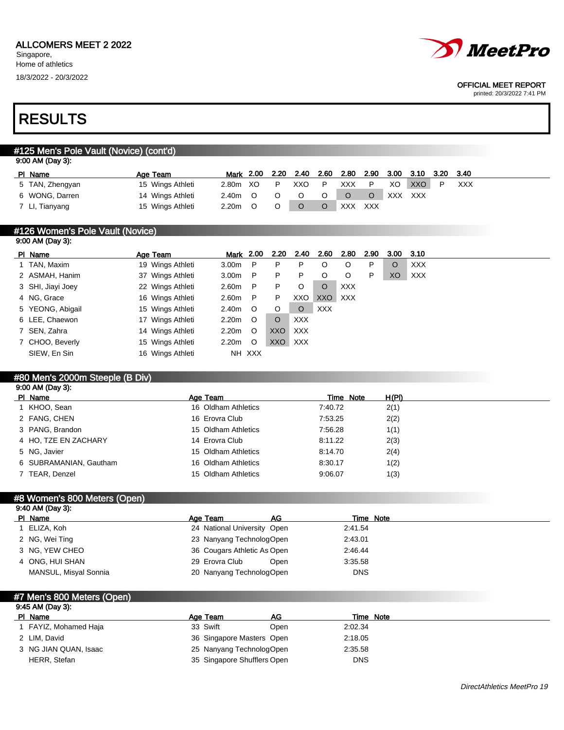ALLCOMERS MEET 2 2022
Singapore,
Home of athletics
18/3/2022 - 20/3/2022

OFFICIAL MEET REPORT
printed: 20/3/2022 7:41 PM

# RESULTS

## #125 Men's Pole Vault (Novice) (cont'd)

9:00 AM (Day 3):

| Pl | Name | Age | Team | Mark | 2.00 | 2.20 | 2.40 | 2.60 | 2.80 | 2.90 | 3.00 | 3.10 | 3.20 | 3.40 |
|---|---|---|---|---|---|---|---|---|---|---|---|---|---|---|
| 5 | TAN, Zhengyan | 15 | Wings Athleti | 2.80m | XO | P | XXO | P | XXX | P | XO | XXO | P | XXX |
| 6 | WONG, Darren | 14 | Wings Athleti | 2.40m | O | O | O | O | O | O | XXX | XXX | | |
| 7 | LI, Tianyang | 15 | Wings Athleti | 2.20m | O | O | O | O | XXX | XXX | | | | |

## #126 Women's Pole Vault (Novice)

9:00 AM (Day 3):

| Pl | Name | Age | Team | Mark | 2.00 | 2.20 | 2.40 | 2.60 | 2.80 | 2.90 | 3.00 | 3.10 |
|---|---|---|---|---|---|---|---|---|---|---|---|---|
| 1 | TAN, Maxim | 19 | Wings Athleti | 3.00m | P | P | P | O | O | P | O | XXX |
| 2 | ASMAH, Hanim | 37 | Wings Athleti | 3.00m | P | P | P | O | O | P | XO | XXX |
| 3 | SHI, Jiayi Joey | 22 | Wings Athleti | 2.60m | P | P | O | O | XXX | | | |
| 4 | NG, Grace | 16 | Wings Athleti | 2.60m | P | P | XXO | XXO | XXX | | | |
| 5 | YEONG, Abigail | 15 | Wings Athleti | 2.40m | O | O | O | XXX | | | | |
| 6 | LEE, Chaewon | 17 | Wings Athleti | 2.20m | O | O | XXX | | | | | |
| 7 | SEN, Zahra | 14 | Wings Athleti | 2.20m | O | XXO | XXX | | | | | |
| 7 | CHOO, Beverly | 15 | Wings Athleti | 2.20m | O | XXO | XXX | | | | | |
| | SIEW, En Sin | 16 | Wings Athleti | NH | XXX | | | | | | | |

## #80 Men's 2000m Steeple (B Div)

9:00 AM (Day 3):

| Pl | Name | Age | Team | Time | Note | H(Pl) |
|---|---|---|---|---|---|---|
| 1 | KHOO, Sean | 16 | Oldham Athletics | 7:40.72 | | 2(1) |
| 2 | FANG, CHEN | 16 | Erovra Club | 7:53.25 | | 2(2) |
| 3 | PANG, Brandon | 15 | Oldham Athletics | 7:56.28 | | 1(1) |
| 4 | HO, TZE EN ZACHARY | 14 | Erovra Club | 8:11.22 | | 2(3) |
| 5 | NG, Javier | 15 | Oldham Athletics | 8:14.70 | | 2(4) |
| 6 | SUBRAMANIAN, Gautham | 16 | Oldham Athletics | 8:30.17 | | 1(2) |
| 7 | TEAR, Denzel | 15 | Oldham Athletics | 9:06.07 | | 1(3) |

## #8 Women's 800 Meters (Open)

9:40 AM (Day 3):

| Pl | Name | Age | Team | AG | Time | Note |
|---|---|---|---|---|---|---|
| 1 | ELIZA, Koh | 24 | National University | Open | 2:41.54 | |
| 2 | NG, Wei Ting | 23 | Nanyang Technolog | Open | 2:43.01 | |
| 3 | NG, YEW CHEO | 36 | Cougars Athletic As | Open | 2:46.44 | |
| 4 | ONG, HUI SHAN | 29 | Erovra Club | Open | 3:35.58 | |
| | MANSUL, Misyal Sonnia | 20 | Nanyang Technolog | Open | DNS | |

## #7 Men's 800 Meters (Open)

9:45 AM (Day 3):

| Pl | Name | Age | Team | AG | Time | Note |
|---|---|---|---|---|---|---|
| 1 | FAYIZ, Mohamed Haja | 33 | Swift | Open | 2:02.34 | |
| 2 | LIM, David | 36 | Singapore Masters | Open | 2:18.05 | |
| 3 | NG JIAN QUAN, Isaac | 25 | Nanyang Technolog | Open | 2:35.58 | |
| | HERR, Stefan | 35 | Singapore Shufflers | Open | DNS | |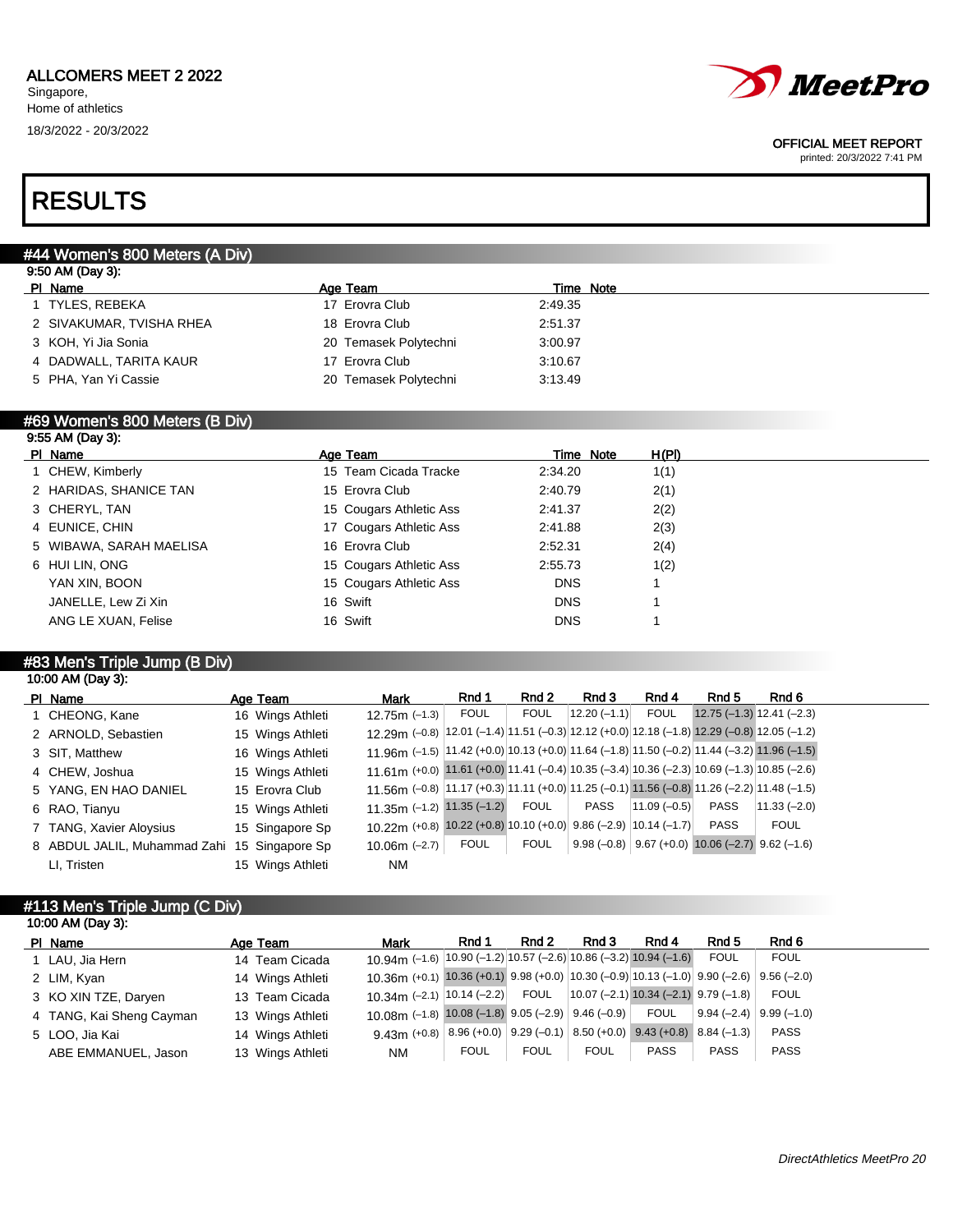ALLCOMERS MEET 2 2022

Singapore,
Home of athletics

18/3/2022 - 20/3/2022

OFFICIAL MEET REPORT
printed: 20/3/2022 7:41 PM

# RESULTS

## #44 Women's 800 Meters (A Div)

9:50 AM (Day 3):

| Pl | Name | Age | Team | Time | Note |
|---|---|---|---|---|---|
| 1 | TYLES, REBEKA | 17 | Erovra Club | 2:49.35 | |
| 2 | SIVAKUMAR, TVISHA RHEA | 18 | Erovra Club | 2:51.37 | |
| 3 | KOH, Yi Jia Sonia | 20 | Temasek Polytechni | 3:00.97 | |
| 4 | DADWALL, TARITA KAUR | 17 | Erovra Club | 3:10.67 | |
| 5 | PHA, Yan Yi Cassie | 20 | Temasek Polytechni | 3:13.49 | |

## #69 Women's 800 Meters (B Div)

9:55 AM (Day 3):

| Pl | Name | Age | Team | Time | Note | H(Pl) |
|---|---|---|---|---|---|---|
| 1 | CHEW, Kimberly | 15 | Team Cicada Tracke | 2:34.20 | | 1(1) |
| 2 | HARIDAS, SHANICE TAN | 15 | Erovra Club | 2:40.79 | | 2(1) |
| 3 | CHERYL, TAN | 15 | Cougars Athletic Ass | 2:41.37 | | 2(2) |
| 4 | EUNICE, CHIN | 17 | Cougars Athletic Ass | 2:41.88 | | 2(3) |
| 5 | WIBAWA, SARAH MAELISA | 16 | Erovra Club | 2:52.31 | | 2(4) |
| 6 | HUI LIN, ONG | 15 | Cougars Athletic Ass | 2:55.73 | | 1(2) |
| | YAN XIN, BOON | 15 | Cougars Athletic Ass | DNS | | 1 |
| | JANELLE, Lew Zi Xin | 16 | Swift | DNS | | 1 |
| | ANG LE XUAN, Felise | 16 | Swift | DNS | | 1 |

## #83 Men's Triple Jump (B Div)

10:00 AM (Day 3):

| Pl | Name | Age | Team | Mark | Rnd 1 | Rnd 2 | Rnd 3 | Rnd 4 | Rnd 5 | Rnd 6 |
|---|---|---|---|---|---|---|---|---|---|---|
| 1 | CHEONG, Kane | 16 | Wings Athleti | 12.75m (–1.3) | FOUL | FOUL | 12.20 (–1.1) | FOUL | 12.75 (–1.3) | 12.41 (–2.3) |
| 2 | ARNOLD, Sebastien | 15 | Wings Athleti | 12.29m (–0.8) | 12.01 (–1.4) | 11.51 (–0.3) | 12.12 (+0.0) | 12.18 (–1.8) | 12.29 (–0.8) | 12.05 (–1.2) |
| 3 | SIT, Matthew | 16 | Wings Athleti | 11.96m (–1.5) | 11.42 (+0.0) | 10.13 (+0.0) | 11.64 (–1.8) | 11.50 (–0.2) | 11.44 (–3.2) | 11.96 (–1.5) |
| 4 | CHEW, Joshua | 15 | Wings Athleti | 11.61m (+0.0) | 11.61 (+0.0) | 11.41 (–0.4) | 10.35 (–3.4) | 10.36 (–2.3) | 10.69 (–1.3) | 10.85 (–2.6) |
| 5 | YANG, EN HAO DANIEL | 15 | Erovra Club | 11.56m (–0.8) | 11.17 (+0.3) | 11.11 (+0.0) | 11.25 (–0.1) | 11.56 (–0.8) | 11.26 (–2.2) | 11.48 (–1.5) |
| 6 | RAO, Tianyu | 15 | Wings Athleti | 11.35m (–1.2) | 11.35 (–1.2) | FOUL | PASS | 11.09 (–0.5) | PASS | 11.33 (–2.0) |
| 7 | TANG, Xavier Aloysius | 15 | Singapore Sp | 10.22m (+0.8) | 10.22 (+0.8) | 10.10 (+0.0) | 9.86 (–2.9) | 10.14 (–1.7) | PASS | FOUL |
| 8 | ABDUL JALIL, Muhammad Zahi | 15 | Singapore Sp | 10.06m (–2.7) | FOUL | FOUL | 9.98 (–0.8) | 9.67 (+0.0) | 10.06 (–2.7) | 9.62 (–1.6) |
| | LI, Tristen | 15 | Wings Athleti | NM | | | | | | |

## #113 Men's Triple Jump (C Div)

10:00 AM (Day 3):

| Pl | Name | Age | Team | Mark | Rnd 1 | Rnd 2 | Rnd 3 | Rnd 4 | Rnd 5 | Rnd 6 |
|---|---|---|---|---|---|---|---|---|---|---|
| 1 | LAU, Jia Hern | 14 | Team Cicada | 10.94m (–1.6) | 10.90 (–1.2) | 10.57 (–2.6) | 10.86 (–3.2) | 10.94 (–1.6) | FOUL | FOUL |
| 2 | LIM, Kyan | 14 | Wings Athleti | 10.36m (+0.1) | 10.36 (+0.1) | 9.98 (+0.0) | 10.30 (–0.9) | 10.13 (–1.0) | 9.90 (–2.6) | 9.56 (–2.0) |
| 3 | KO XIN TZE, Daryen | 13 | Team Cicada | 10.34m (–2.1) | 10.14 (–2.2) | FOUL | 10.07 (–2.1) | 10.34 (–2.1) | 9.79 (–1.8) | FOUL |
| 4 | TANG, Kai Sheng Cayman | 13 | Wings Athleti | 10.08m (–1.8) | 10.08 (–1.8) | 9.05 (–2.9) | 9.46 (–0.9) | FOUL | 9.94 (–2.4) | 9.99 (–1.0) |
| 5 | LOO, Jia Kai | 14 | Wings Athleti | 9.43m (+0.8) | 8.96 (+0.0) | 9.29 (–0.1) | 8.50 (+0.0) | 9.43 (+0.8) | 8.84 (–1.3) | PASS |
| | ABE EMMANUEL, Jason | 13 | Wings Athleti | NM | FOUL | FOUL | FOUL | PASS | PASS | PASS |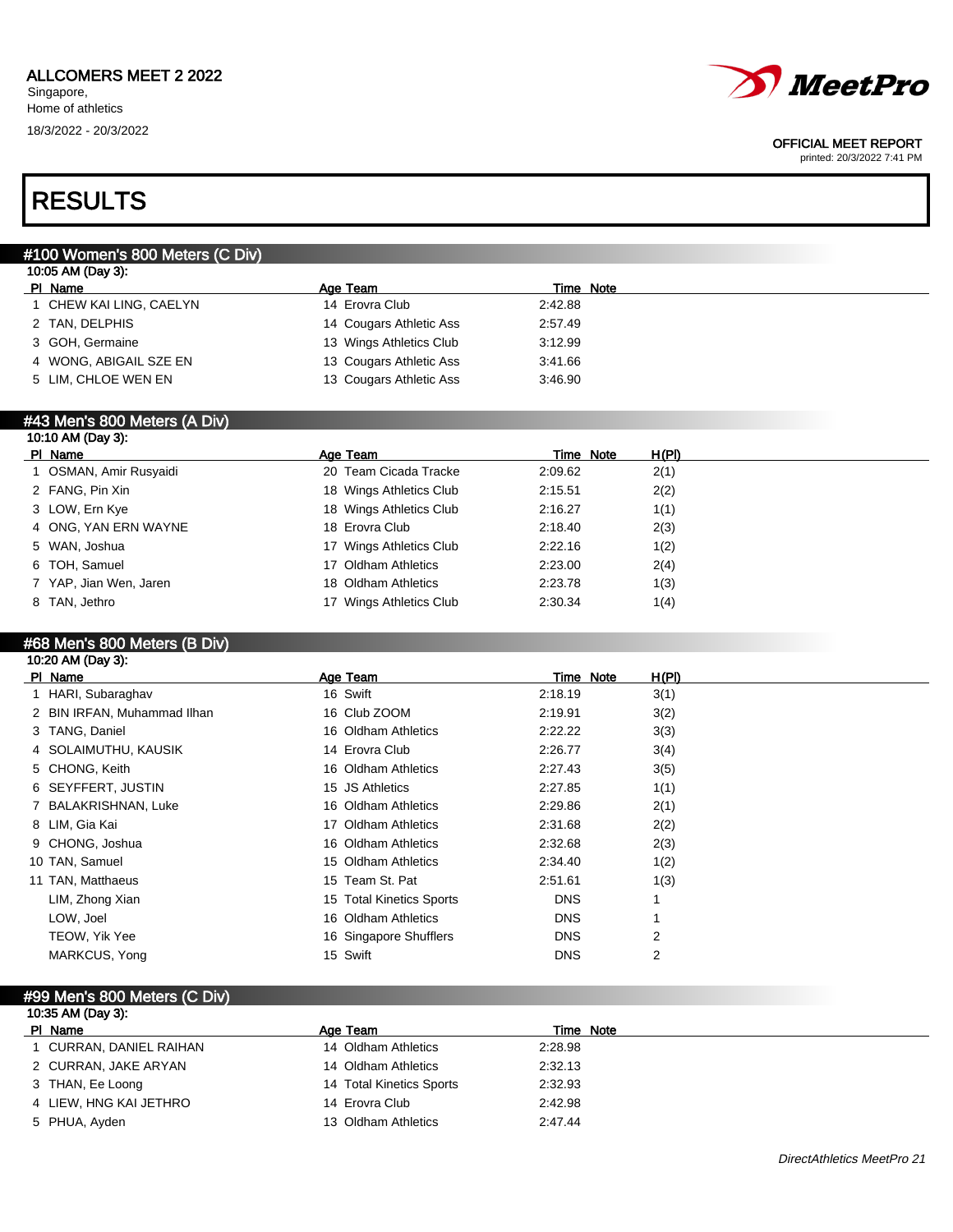ALLCOMERS MEET 2 2022
Singapore,
Home of athletics
18/3/2022 - 20/3/2022

OFFICIAL MEET REPORT
printed: 20/3/2022 7:41 PM

# RESULTS

## #100 Women's 800 Meters (C Div)

10:05 AM (Day 3):

| Pl | Name | Age | Team | Time | Note |
|---|---|---|---|---|---|
| 1 | CHEW KAI LING, CAELYN | 14 | Erovra Club | 2:42.88 | |
| 2 | TAN, DELPHIS | 14 | Cougars Athletic Ass | 2:57.49 | |
| 3 | GOH, Germaine | 13 | Wings Athletics Club | 3:12.99 | |
| 4 | WONG, ABIGAIL SZE EN | 13 | Cougars Athletic Ass | 3:41.66 | |
| 5 | LIM, CHLOE WEN EN | 13 | Cougars Athletic Ass | 3:46.90 | |

## #43 Men's 800 Meters (A Div)

10:10 AM (Day 3):

| Pl | Name | Age | Team | Time | Note | H(Pl) |
|---|---|---|---|---|---|---|
| 1 | OSMAN, Amir Rusyaidi | 20 | Team Cicada Tracke | 2:09.62 | | 2(1) |
| 2 | FANG, Pin Xin | 18 | Wings Athletics Club | 2:15.51 | | 2(2) |
| 3 | LOW, Ern Kye | 18 | Wings Athletics Club | 2:16.27 | | 1(1) |
| 4 | ONG, YAN ERN WAYNE | 18 | Erovra Club | 2:18.40 | | 2(3) |
| 5 | WAN, Joshua | 17 | Wings Athletics Club | 2:22.16 | | 1(2) |
| 6 | TOH, Samuel | 17 | Oldham Athletics | 2:23.00 | | 2(4) |
| 7 | YAP, Jian Wen, Jaren | 18 | Oldham Athletics | 2:23.78 | | 1(3) |
| 8 | TAN, Jethro | 17 | Wings Athletics Club | 2:30.34 | | 1(4) |

## #68 Men's 800 Meters (B Div)

10:20 AM (Day 3):

| Pl | Name | Age | Team | Time | Note | H(Pl) |
|---|---|---|---|---|---|---|
| 1 | HARI, Subaraghav | 16 | Swift | 2:18.19 | | 3(1) |
| 2 | BIN IRFAN, Muhammad Ilhan | 16 | Club ZOOM | 2:19.91 | | 3(2) |
| 3 | TANG, Daniel | 16 | Oldham Athletics | 2:22.22 | | 3(3) |
| 4 | SOLAIMUTHU, KAUSIK | 14 | Erovra Club | 2:26.77 | | 3(4) |
| 5 | CHONG, Keith | 16 | Oldham Athletics | 2:27.43 | | 3(5) |
| 6 | SEYFFERT, JUSTIN | 15 | JS Athletics | 2:27.85 | | 1(1) |
| 7 | BALAKRISHNAN, Luke | 16 | Oldham Athletics | 2:29.86 | | 2(1) |
| 8 | LIM, Gia Kai | 17 | Oldham Athletics | 2:31.68 | | 2(2) |
| 9 | CHONG, Joshua | 16 | Oldham Athletics | 2:32.68 | | 2(3) |
| 10 | TAN, Samuel | 15 | Oldham Athletics | 2:34.40 | | 1(2) |
| 11 | TAN, Matthaeus | 15 | Team St. Pat | 2:51.61 | | 1(3) |
| | LIM, Zhong Xian | 15 | Total Kinetics Sports | DNS | | 1 |
| | LOW, Joel | 16 | Oldham Athletics | DNS | | 1 |
| | TEOW, Yik Yee | 16 | Singapore Shufflers | DNS | | 2 |
| | MARKCUS, Yong | 15 | Swift | DNS | | 2 |

## #99 Men's 800 Meters (C Div)

10:35 AM (Day 3):

| Pl | Name | Age | Team | Time | Note |
|---|---|---|---|---|---|
| 1 | CURRAN, DANIEL RAIHAN | 14 | Oldham Athletics | 2:28.98 | |
| 2 | CURRAN, JAKE ARYAN | 14 | Oldham Athletics | 2:32.13 | |
| 3 | THAN, Ee Loong | 14 | Total Kinetics Sports | 2:32.93 | |
| 4 | LIEW, HNG KAI JETHRO | 14 | Erovra Club | 2:42.98 | |
| 5 | PHUA, Ayden | 13 | Oldham Athletics | 2:47.44 | |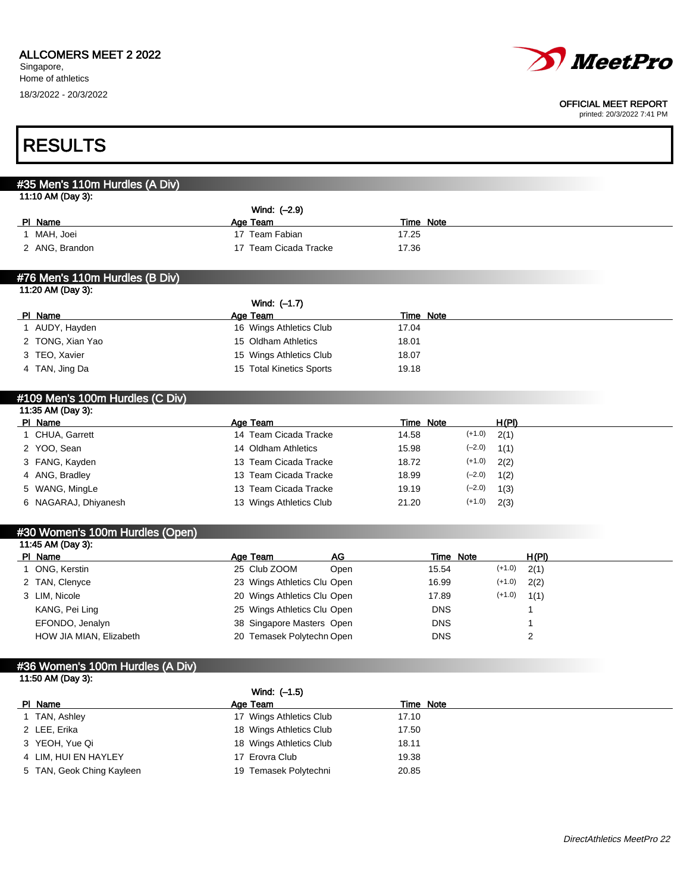ALLCOMERS MEET 2 2022
Singapore,
Home of athletics
18/3/2022 - 20/3/2022

OFFICIAL MEET REPORT
printed: 20/3/2022 7:41 PM

# RESULTS

## #35 Men's 110m Hurdles (A Div)

11:10 AM (Day 3):

Wind: (–2.9)

| Pl | Name | Age | Team | Time | Note |
|---|---|---|---|---|---|
| 1 | MAH, Joei | 17 | Team Fabian | 17.25 | |
| 2 | ANG, Brandon | 17 | Team Cicada Tracke | 17.36 | |

## #76 Men's 110m Hurdles (B Div)

11:20 AM (Day 3):

Wind: (–1.7)

| Pl | Name | Age | Team | Time | Note |
|---|---|---|---|---|---|
| 1 | AUDY, Hayden | 16 | Wings Athletics Club | 17.04 | |
| 2 | TONG, Xian Yao | 15 | Oldham Athletics | 18.01 | |
| 3 | TEO, Xavier | 15 | Wings Athletics Club | 18.07 | |
| 4 | TAN, Jing Da | 15 | Total Kinetics Sports | 19.18 | |

## #109 Men's 100m Hurdles (C Div)

11:35 AM (Day 3):

| Pl | Name | Age | Team | Time | Note | | H(Pl) |
|---|---|---|---|---|---|---|---|
| 1 | CHUA, Garrett | 14 | Team Cicada Tracke | 14.58 | | (+1.0) | 2(1) |
| 2 | YOO, Sean | 14 | Oldham Athletics | 15.98 | | (–2.0) | 1(1) |
| 3 | FANG, Kayden | 13 | Team Cicada Tracke | 18.72 | | (+1.0) | 2(2) |
| 4 | ANG, Bradley | 13 | Team Cicada Tracke | 18.99 | | (–2.0) | 1(2) |
| 5 | WANG, MingLe | 13 | Team Cicada Tracke | 19.19 | | (–2.0) | 1(3) |
| 6 | NAGARAJ, Dhiyanesh | 13 | Wings Athletics Club | 21.20 | | (+1.0) | 2(3) |

## #30 Women's 100m Hurdles (Open)

11:45 AM (Day 3):

| Pl | Name | Age | Team | AG | Time | Note | | H(Pl) |
|---|---|---|---|---|---|---|---|---|
| 1 | ONG, Kerstin | 25 | Club ZOOM | Open | 15.54 | | (+1.0) | 2(1) |
| 2 | TAN, Clenyce | 23 | Wings Athletics Clu | Open | 16.99 | | (+1.0) | 2(2) |
| 3 | LIM, Nicole | 20 | Wings Athletics Clu | Open | 17.89 | | (+1.0) | 1(1) |
| | KANG, Pei Ling | 25 | Wings Athletics Clu | Open | DNS | | | 1 |
| | EFONDO, Jenalyn | 38 | Singapore Masters | Open | DNS | | | 1 |
| | HOW JIA MIAN, Elizabeth | 20 | Temasek Polytechn | Open | DNS | | | 2 |

## #36 Women's 100m Hurdles (A Div)

11:50 AM (Day 3):

Wind: (–1.5)

| Pl | Name | Age | Team | Time | Note |
|---|---|---|---|---|---|
| 1 | TAN, Ashley | 17 | Wings Athletics Club | 17.10 | |
| 2 | LEE, Erika | 18 | Wings Athletics Club | 17.50 | |
| 3 | YEOH, Yue Qi | 18 | Wings Athletics Club | 18.11 | |
| 4 | LIM, HUI EN HAYLEY | 17 | Erovra Club | 19.38 | |
| 5 | TAN, Geok Ching Kayleen | 19 | Temasek Polytechni | 20.85 | |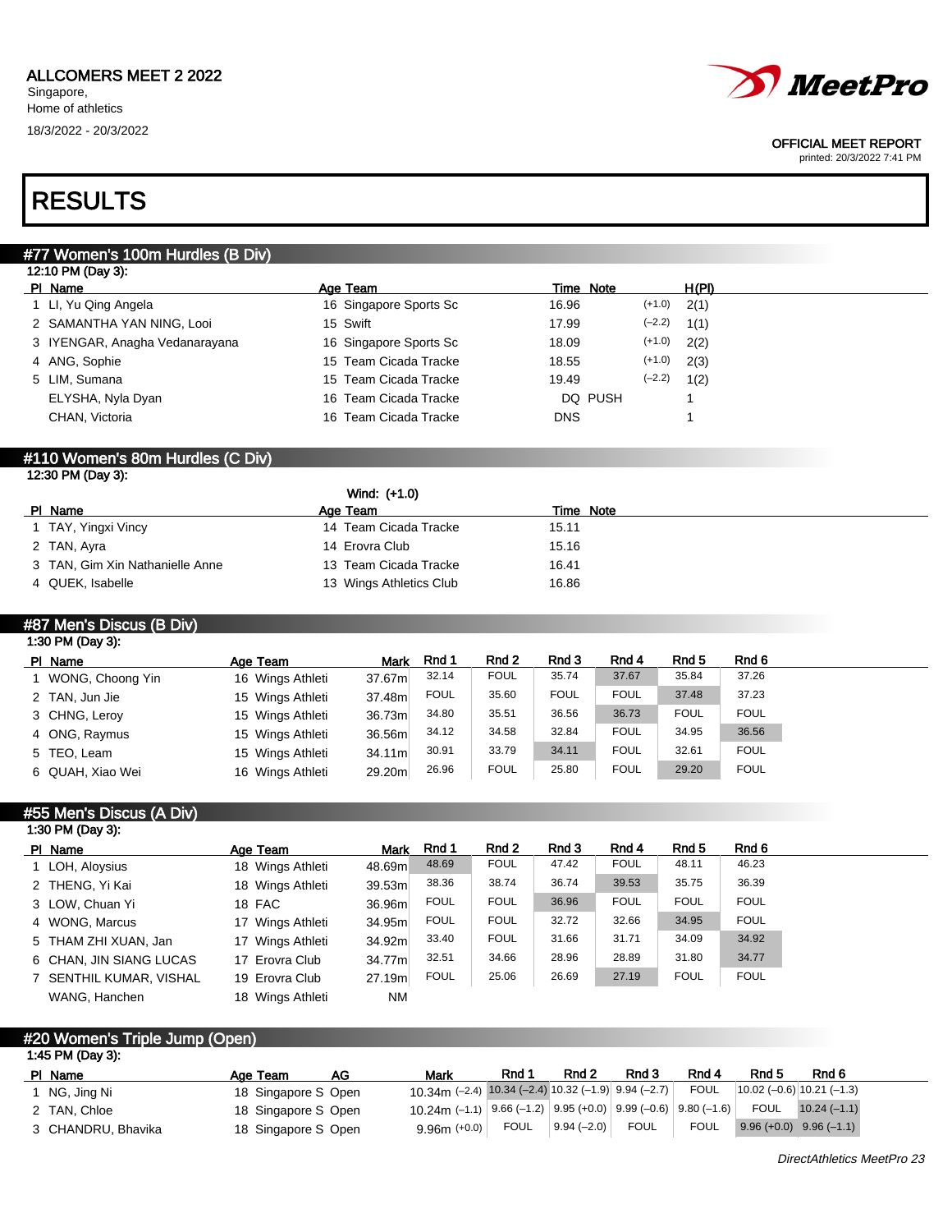ALLCOMERS MEET 2 2022
Singapore,
Home of athletics
18/3/2022 - 20/3/2022

OFFICIAL MEET REPORT
printed: 20/3/2022 7:41 PM

# RESULTS

## #77 Women's 100m Hurdles (B Div)

12:10 PM (Day 3):

| Pl | Name | Age | Team | Time | Note | Wind | H(Pl) |
|---|---|---|---|---|---|---|---|
| 1 | LI, Yu Qing Angela | 16 | Singapore Sports Sc | 16.96 | | (+1.0) | 2(1) |
| 2 | SAMANTHA YAN NING, Looi | 15 | Swift | 17.99 | | (−2.2) | 1(1) |
| 3 | IYENGAR, Anagha Vedanarayana | 16 | Singapore Sports Sc | 18.09 | | (+1.0) | 2(2) |
| 4 | ANG, Sophie | 15 | Team Cicada Tracke | 18.55 | | (+1.0) | 2(3) |
| 5 | LIM, Sumana | 15 | Team Cicada Tracke | 19.49 | | (−2.2) | 1(2) |
| | ELYSHA, Nyla Dyan | 16 | Team Cicada Tracke | DQ | PUSH | | 1 |
| | CHAN, Victoria | 16 | Team Cicada Tracke | DNS | | | 1 |

## #110 Women's 80m Hurdles (C Div)

12:30 PM (Day 3):

Wind: (+1.0)

| Pl | Name | Age | Team | Time | Note |
|---|---|---|---|---|---|
| 1 | TAY, Yingxi Vincy | 14 | Team Cicada Tracke | 15.11 | |
| 2 | TAN, Ayra | 14 | Erovra Club | 15.16 | |
| 3 | TAN, Gim Xin Nathanielle Anne | 13 | Team Cicada Tracke | 16.41 | |
| 4 | QUEK, Isabelle | 13 | Wings Athletics Club | 16.86 | |

## #87 Men's Discus (B Div)

1:30 PM (Day 3):

| Pl | Name | Age | Team | Mark | Rnd 1 | Rnd 2 | Rnd 3 | Rnd 4 | Rnd 5 | Rnd 6 |
|---|---|---|---|---|---|---|---|---|---|---|
| 1 | WONG, Choong Yin | 16 | Wings Athleti | 37.67m | 32.14 | FOUL | 35.74 | 37.67 | 35.84 | 37.26 |
| 2 | TAN, Jun Jie | 15 | Wings Athleti | 37.48m | FOUL | 35.60 | FOUL | FOUL | 37.48 | 37.23 |
| 3 | CHNG, Leroy | 15 | Wings Athleti | 36.73m | 34.80 | 35.51 | 36.56 | 36.73 | FOUL | FOUL |
| 4 | ONG, Raymus | 15 | Wings Athleti | 36.56m | 34.12 | 34.58 | 32.84 | FOUL | 34.95 | 36.56 |
| 5 | TEO, Leam | 15 | Wings Athleti | 34.11m | 30.91 | 33.79 | 34.11 | FOUL | 32.61 | FOUL |
| 6 | QUAH, Xiao Wei | 16 | Wings Athleti | 29.20m | 26.96 | FOUL | 25.80 | FOUL | 29.20 | FOUL |

## #55 Men's Discus (A Div)

1:30 PM (Day 3):

| Pl | Name | Age | Team | Mark | Rnd 1 | Rnd 2 | Rnd 3 | Rnd 4 | Rnd 5 | Rnd 6 |
|---|---|---|---|---|---|---|---|---|---|---|
| 1 | LOH, Aloysius | 18 | Wings Athleti | 48.69m | 48.69 | FOUL | 47.42 | FOUL | 48.11 | 46.23 |
| 2 | THENG, Yi Kai | 18 | Wings Athleti | 39.53m | 38.36 | 38.74 | 36.74 | 39.53 | 35.75 | 36.39 |
| 3 | LOW, Chuan Yi | 18 | FAC | 36.96m | FOUL | FOUL | 36.96 | FOUL | FOUL | FOUL |
| 4 | WONG, Marcus | 17 | Wings Athleti | 34.95m | FOUL | FOUL | 32.72 | 32.66 | 34.95 | FOUL |
| 5 | THAM ZHI XUAN, Jan | 17 | Wings Athleti | 34.92m | 33.40 | FOUL | 31.66 | 31.71 | 34.09 | 34.92 |
| 6 | CHAN, JIN SIANG LUCAS | 17 | Erovra Club | 34.77m | 32.51 | 34.66 | 28.96 | 28.89 | 31.80 | 34.77 |
| 7 | SENTHIL KUMAR, VISHAL | 19 | Erovra Club | 27.19m | FOUL | 25.06 | 26.69 | 27.19 | FOUL | FOUL |
| | WANG, Hanchen | 18 | Wings Athleti | NM | | | | | | |

## #20 Women's Triple Jump (Open)

1:45 PM (Day 3):

| Pl | Name | Age | Team | AG | Mark | Rnd 1 | Rnd 2 | Rnd 3 | Rnd 4 | Rnd 5 | Rnd 6 |
|---|---|---|---|---|---|---|---|---|---|---|---|
| 1 | NG, Jing Ni | 18 | Singapore S | Open | 10.34m (−2.4) | 10.34 (−2.4) | 10.32 (−1.9) | 9.94 (−2.7) | FOUL | 10.02 (−0.6) | 10.21 (−1.3) |
| 2 | TAN, Chloe | 18 | Singapore S | Open | 10.24m (−1.1) | 9.66 (−1.2) | 9.95 (+0.0) | 9.99 (−0.6) | 9.80 (−1.6) | FOUL | 10.24 (−1.1) |
| 3 | CHANDRU, Bhavika | 18 | Singapore S | Open | 9.96m (+0.0) | FOUL | 9.94 (−2.0) | FOUL | FOUL | 9.96 (+0.0) | 9.96 (−1.1) |

DirectAthletics MeetPro 23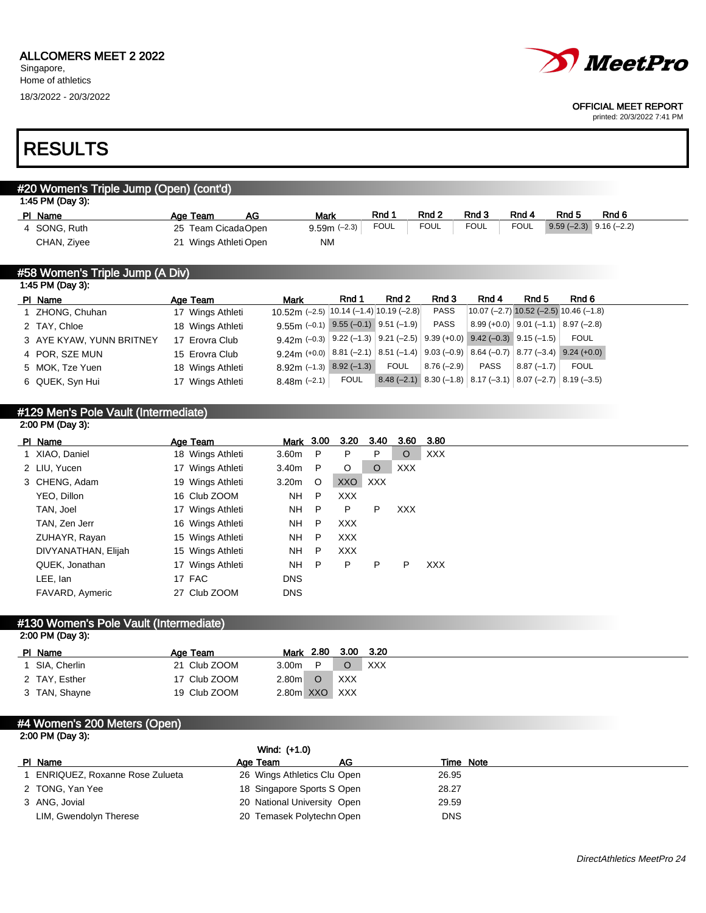ALLCOMERS MEET 2 2022
Singapore,
Home of athletics
18/3/2022 - 20/3/2022

OFFICIAL MEET REPORT
printed: 20/3/2022 7:41 PM

# RESULTS

## #20 Women's Triple Jump (Open) (cont'd)

1:45 PM (Day 3):

| Pl | Name | Age | Team | AG | Mark | Rnd 1 | Rnd 2 | Rnd 3 | Rnd 4 | Rnd 5 | Rnd 6 |
|---|---|---|---|---|---|---|---|---|---|---|---|
| 4 | SONG, Ruth | 25 | Team Cicada | Open | 9.59m (–2.3) | FOUL | FOUL | FOUL | FOUL | 9.59 (–2.3) | 9.16 (–2.2) |
| | CHAN, Ziyee | 21 | Wings Athleti | Open | NM | | | | | | |

## #58 Women's Triple Jump (A Div)

1:45 PM (Day 3):

| Pl | Name | Age | Team | Mark | Rnd 1 | Rnd 2 | Rnd 3 | Rnd 4 | Rnd 5 | Rnd 6 |
|---|---|---|---|---|---|---|---|---|---|---|
| 1 | ZHONG, Chuhan | 17 | Wings Athleti | 10.52m (–2.5) | 10.14 (–1.4) | 10.19 (–2.8) | PASS | 10.07 (–2.7) | 10.52 (–2.5) | 10.46 (–1.8) |
| 2 | TAY, Chloe | 18 | Wings Athleti | 9.55m (–0.1) | 9.55 (–0.1) | 9.51 (–1.9) | PASS | 8.99 (+0.0) | 9.01 (–1.1) | 8.97 (–2.8) |
| 3 | AYE KYAW, YUNN BRITNEY | 17 | Erovra Club | 9.42m (–0.3) | 9.22 (–1.3) | 9.21 (–2.5) | 9.39 (+0.0) | 9.42 (–0.3) | 9.15 (–1.5) | FOUL |
| 4 | POR, SZE MUN | 15 | Erovra Club | 9.24m (+0.0) | 8.81 (–2.1) | 8.51 (–1.4) | 9.03 (–0.9) | 8.64 (–0.7) | 8.77 (–3.4) | 9.24 (+0.0) |
| 5 | MOK, Tze Yuen | 18 | Wings Athleti | 8.92m (–1.3) | 8.92 (–1.3) | FOUL | 8.76 (–2.9) | PASS | 8.87 (–1.7) | FOUL |
| 6 | QUEK, Syn Hui | 17 | Wings Athleti | 8.48m (–2.1) | FOUL | 8.48 (–2.1) | 8.30 (–1.8) | 8.17 (–3.1) | 8.07 (–2.7) | 8.19 (–3.5) |

## #129 Men's Pole Vault (Intermediate)

2:00 PM (Day 3):

| Pl | Name | Age | Team | Mark | 3.00 | 3.20 | 3.40 | 3.60 | 3.80 |
|---|---|---|---|---|---|---|---|---|---|
| 1 | XIAO, Daniel | 18 | Wings Athleti | 3.60m | P | P | P | O | XXX |
| 2 | LIU, Yucen | 17 | Wings Athleti | 3.40m | P | O | O | XXX | |
| 3 | CHENG, Adam | 19 | Wings Athleti | 3.20m | O | XXO | XXX | | |
| | YEO, Dillon | 16 | Club ZOOM | NH | P | XXX | | | |
| | TAN, Joel | 17 | Wings Athleti | NH | P | P | P | XXX | |
| | TAN, Zen Jerr | 16 | Wings Athleti | NH | P | XXX | | | |
| | ZUHAYR, Rayan | 15 | Wings Athleti | NH | P | XXX | | | |
| | DIVYANATHAN, Elijah | 15 | Wings Athleti | NH | P | XXX | | | |
| | QUEK, Jonathan | 17 | Wings Athleti | NH | P | P | P | P | XXX |
| | LEE, Ian | 17 | FAC | DNS | | | | | |
| | FAVARD, Aymeric | 27 | Club ZOOM | DNS | | | | | |

## #130 Women's Pole Vault (Intermediate)

2:00 PM (Day 3):

| Pl | Name | Age | Team | Mark | 2.80 | 3.00 | 3.20 |
|---|---|---|---|---|---|---|---|
| 1 | SIA, Cherlin | 21 | Club ZOOM | 3.00m | P | O | XXX |
| 2 | TAY, Esther | 17 | Club ZOOM | 2.80m | O | XXX | |
| 3 | TAN, Shayne | 19 | Club ZOOM | 2.80m | XXO | XXX | |

## #4 Women's 200 Meters (Open)

2:00 PM (Day 3):

Wind: (+1.0)

| Pl | Name | Age | Team | AG | Time | Note |
|---|---|---|---|---|---|---|
| 1 | ENRIQUEZ, Roxanne Rose Zulueta | 26 | Wings Athletics Clu | Open | 26.95 | |
| 2 | TONG, Yan Yee | 18 | Singapore Sports S | Open | 28.27 | |
| 3 | ANG, Jovial | 20 | National University | Open | 29.59 | |
| | LIM, Gwendolyn Therese | 20 | Temasek Polytechn | Open | DNS | |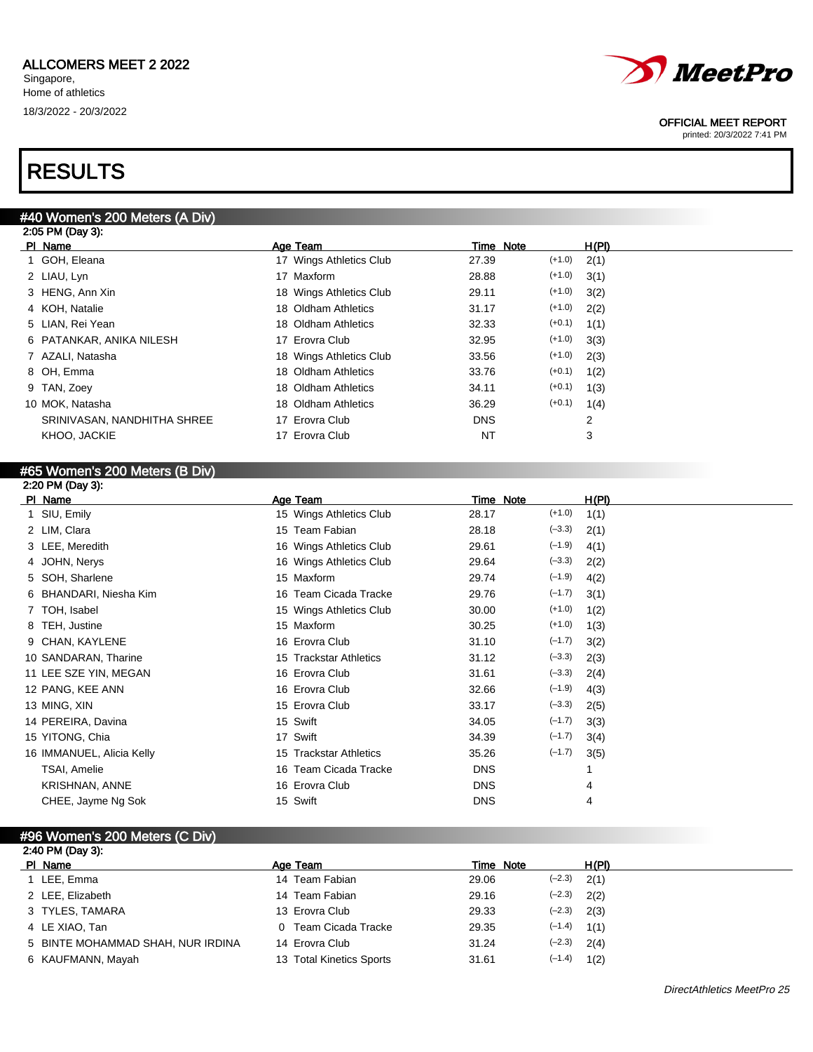ALLCOMERS MEET 2 2022
Singapore,
Home of athletics
18/3/2022 - 20/3/2022

OFFICIAL MEET REPORT
printed: 20/3/2022 7:41 PM

# RESULTS

## #40 Women's 200 Meters (A Div)

2:05 PM (Day 3):

| Pl | Name | Age | Team | Time | Note | | H(Pl) |
|---|---|---|---|---|---|---|---|
| 1 | GOH, Eleana | 17 | Wings Athletics Club | 27.39 | | (+1.0) | 2(1) |
| 2 | LIAU, Lyn | 17 | Maxform | 28.88 | | (+1.0) | 3(1) |
| 3 | HENG, Ann Xin | 18 | Wings Athletics Club | 29.11 | | (+1.0) | 3(2) |
| 4 | KOH, Natalie | 18 | Oldham Athletics | 31.17 | | (+1.0) | 2(2) |
| 5 | LIAN, Rei Yean | 18 | Oldham Athletics | 32.33 | | (+0.1) | 1(1) |
| 6 | PATANKAR, ANIKA NILESH | 17 | Erovra Club | 32.95 | | (+1.0) | 3(3) |
| 7 | AZALI, Natasha | 18 | Wings Athletics Club | 33.56 | | (+1.0) | 2(3) |
| 8 | OH, Emma | 18 | Oldham Athletics | 33.76 | | (+0.1) | 1(2) |
| 9 | TAN, Zoey | 18 | Oldham Athletics | 34.11 | | (+0.1) | 1(3) |
| 10 | MOK, Natasha | 18 | Oldham Athletics | 36.29 | | (+0.1) | 1(4) |
| | SRINIVASAN, NANDHITHA SHREE | 17 | Erovra Club | DNS | | | 2 |
| | KHOO, JACKIE | 17 | Erovra Club | NT | | | 3 |

## #65 Women's 200 Meters (B Div)

2:20 PM (Day 3):

| Pl | Name | Age | Team | Time | Note | | H(Pl) |
|---|---|---|---|---|---|---|---|
| 1 | SIU, Emily | 15 | Wings Athletics Club | 28.17 | | (+1.0) | 1(1) |
| 2 | LIM, Clara | 15 | Team Fabian | 28.18 | | (−3.3) | 2(1) |
| 3 | LEE, Meredith | 16 | Wings Athletics Club | 29.61 | | (−1.9) | 4(1) |
| 4 | JOHN, Nerys | 16 | Wings Athletics Club | 29.64 | | (−3.3) | 2(2) |
| 5 | SOH, Sharlene | 15 | Maxform | 29.74 | | (−1.9) | 4(2) |
| 6 | BHANDARI, Niesha Kim | 16 | Team Cicada Tracke | 29.76 | | (−1.7) | 3(1) |
| 7 | TOH, Isabel | 15 | Wings Athletics Club | 30.00 | | (+1.0) | 1(2) |
| 8 | TEH, Justine | 15 | Maxform | 30.25 | | (+1.0) | 1(3) |
| 9 | CHAN, KAYLENE | 16 | Erovra Club | 31.10 | | (−1.7) | 3(2) |
| 10 | SANDARAN, Tharine | 15 | Trackstar Athletics | 31.12 | | (−3.3) | 2(3) |
| 11 | LEE SZE YIN, MEGAN | 16 | Erovra Club | 31.61 | | (−3.3) | 2(4) |
| 12 | PANG, KEE ANN | 16 | Erovra Club | 32.66 | | (−1.9) | 4(3) |
| 13 | MING, XIN | 15 | Erovra Club | 33.17 | | (−3.3) | 2(5) |
| 14 | PEREIRA, Davina | 15 | Swift | 34.05 | | (−1.7) | 3(3) |
| 15 | YITONG, Chia | 17 | Swift | 34.39 | | (−1.7) | 3(4) |
| 16 | IMMANUEL, Alicia Kelly | 15 | Trackstar Athletics | 35.26 | | (−1.7) | 3(5) |
| | TSAI, Amelie | 16 | Team Cicada Tracke | DNS | | | 1 |
| | KRISHNAN, ANNE | 16 | Erovra Club | DNS | | | 4 |
| | CHEE, Jayme Ng Sok | 15 | Swift | DNS | | | 4 |

## #96 Women's 200 Meters (C Div)

2:40 PM (Day 3):

| Pl | Name | Age | Team | Time | Note | | H(Pl) |
|---|---|---|---|---|---|---|---|
| 1 | LEE, Emma | 14 | Team Fabian | 29.06 | | (−2.3) | 2(1) |
| 2 | LEE, Elizabeth | 14 | Team Fabian | 29.16 | | (−2.3) | 2(2) |
| 3 | TYLES, TAMARA | 13 | Erovra Club | 29.33 | | (−2.3) | 2(3) |
| 4 | LE XIAO, Tan | 0 | Team Cicada Tracke | 29.35 | | (−1.4) | 1(1) |
| 5 | BINTE MOHAMMAD SHAH, NUR IRDINA | 14 | Erovra Club | 31.24 | | (−2.3) | 2(4) |
| 6 | KAUFMANN, Mayah | 13 | Total Kinetics Sports | 31.61 | | (−1.4) | 1(2) |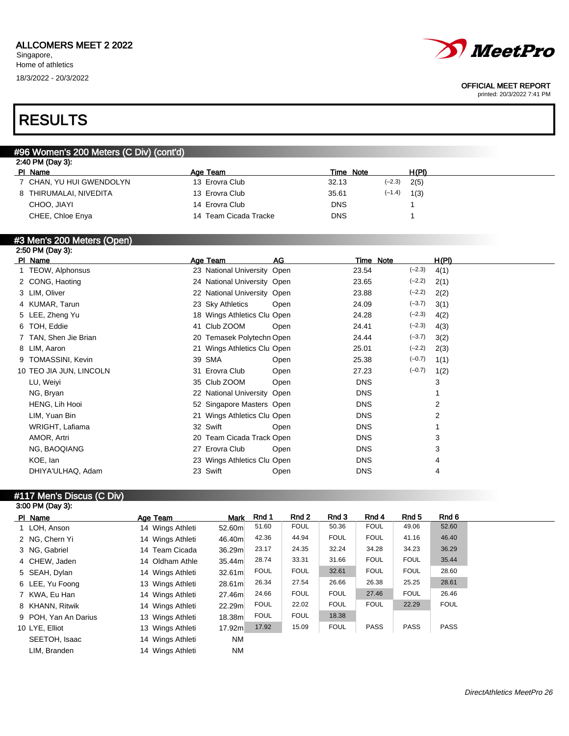ALLCOMERS MEET 2 2022
Singapore,
Home of athletics
18/3/2022 - 20/3/2022

OFFICIAL MEET REPORT
printed: 20/3/2022 7:41 PM

# RESULTS

## #96 Women's 200 Meters (C Div) (cont'd)

2:40 PM (Day 3):

| Pl | Name | Age | Team | Time | Note | | H(Pl) |
|---|---|---|---|---|---|---|---|
| 7 | CHAN, YU HUI GWENDOLYN | 13 | Erovra Club | 32.13 | | (−2.3) | 2(5) |
| 8 | THIRUMALAI, NIVEDITA | 13 | Erovra Club | 35.61 | | (−1.4) | 1(3) |
| | CHOO, JIAYI | 14 | Erovra Club | DNS | | | 1 |
| | CHEE, Chloe Enya | 14 | Team Cicada Tracke | DNS | | | 1 |

## #3 Men's 200 Meters (Open)

2:50 PM (Day 3):

| Pl | Name | Age | Team | AG | Time | Note | | H(Pl) |
|---|---|---|---|---|---|---|---|---|
| 1 | TEOW, Alphonsus | 23 | National University | Open | 23.54 | | (−2.3) | 4(1) |
| 2 | CONG, Haoting | 24 | National University | Open | 23.65 | | (−2.2) | 2(1) |
| 3 | LIM, Oliver | 22 | National University | Open | 23.88 | | (−2.2) | 2(2) |
| 4 | KUMAR, Tarun | 23 | Sky Athletics | Open | 24.09 | | (−3.7) | 3(1) |
| 5 | LEE, Zheng Yu | 18 | Wings Athletics Clu | Open | 24.28 | | (−2.3) | 4(2) |
| 6 | TOH, Eddie | 41 | Club ZOOM | Open | 24.41 | | (−2.3) | 4(3) |
| 7 | TAN, Shen Jie Brian | 20 | Temasek Polytechn | Open | 24.44 | | (−3.7) | 3(2) |
| 8 | LIM, Aaron | 21 | Wings Athletics Clu | Open | 25.01 | | (−2.2) | 2(3) |
| 9 | TOMASSINI, Kevin | 39 | SMA | Open | 25.38 | | (−0.7) | 1(1) |
| 10 | TEO JIA JUN, LINCOLN | 31 | Erovra Club | Open | 27.23 | | (−0.7) | 1(2) |
| | LU, Weiyi | 35 | Club ZOOM | Open | DNS | | | 3 |
| | NG, Bryan | 22 | National University | Open | DNS | | | 1 |
| | HENG, Lih Hooi | 52 | Singapore Masters | Open | DNS | | | 2 |
| | LIM, Yuan Bin | 21 | Wings Athletics Clu | Open | DNS | | | 2 |
| | WRIGHT, Lafiama | 32 | Swift | Open | DNS | | | 1 |
| | AMOR, Artri | 20 | Team Cicada Track | Open | DNS | | | 3 |
| | NG, BAOQIANG | 27 | Erovra Club | Open | DNS | | | 3 |
| | KOE, Ian | 23 | Wings Athletics Clu | Open | DNS | | | 4 |
| | DHIYA'ULHAQ, Adam | 23 | Swift | Open | DNS | | | 4 |

## #117 Men's Discus (C Div)

3:00 PM (Day 3):

| Pl | Name | Age | Team | Mark | Rnd 1 | Rnd 2 | Rnd 3 | Rnd 4 | Rnd 5 | Rnd 6 |
|---|---|---|---|---|---|---|---|---|---|---|
| 1 | LOH, Anson | 14 | Wings Athleti | 52.60m | 51.60 | FOUL | 50.36 | FOUL | 49.06 | 52.60 |
| 2 | NG, Chern Yi | 14 | Wings Athleti | 46.40m | 42.36 | 44.94 | FOUL | FOUL | 41.16 | 46.40 |
| 3 | NG, Gabriel | 14 | Team Cicada | 36.29m | 23.17 | 24.35 | 32.24 | 34.28 | 34.23 | 36.29 |
| 4 | CHEW, Jaden | 14 | Oldham Athle | 35.44m | 28.74 | 33.31 | 31.66 | FOUL | FOUL | 35.44 |
| 5 | SEAH, Dylan | 14 | Wings Athleti | 32.61m | FOUL | FOUL | 32.61 | FOUL | FOUL | 28.60 |
| 6 | LEE, Yu Foong | 13 | Wings Athleti | 28.61m | 26.34 | 27.54 | 26.66 | 26.38 | 25.25 | 28.61 |
| 7 | KWA, Eu Han | 14 | Wings Athleti | 27.46m | 24.66 | FOUL | FOUL | 27.46 | FOUL | 26.46 |
| 8 | KHANN, Ritwik | 14 | Wings Athleti | 22.29m | FOUL | 22.02 | FOUL | FOUL | 22.29 | FOUL |
| 9 | POH, Yan An Darius | 13 | Wings Athleti | 18.38m | FOUL | FOUL | 18.38 | | | |
| 10 | LYE, Elliot | 13 | Wings Athleti | 17.92m | 17.92 | 15.09 | FOUL | PASS | PASS | PASS |
| | SEETOH, Isaac | 14 | Wings Athleti | NM | | | | | | |
| | LIM, Branden | 14 | Wings Athleti | NM | | | | | | |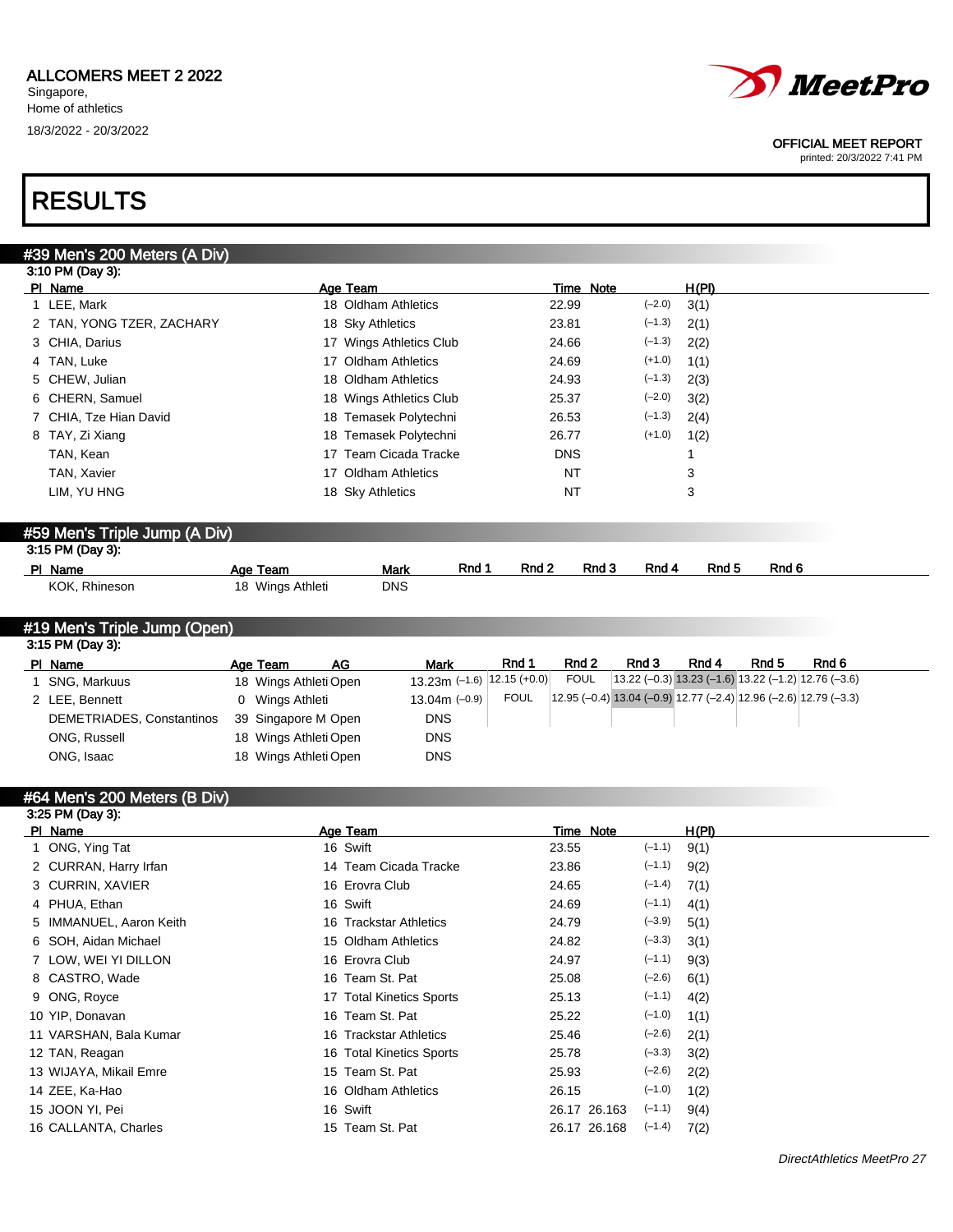ALLCOMERS MEET 2 2022
Singapore,
Home of athletics
18/3/2022 - 20/3/2022

OFFICIAL MEET REPORT
printed: 20/3/2022 7:41 PM

# RESULTS

## #39 Men's 200 Meters (A Div)

3:10 PM (Day 3):

| Pl | Name | Age | Team | Time | Note | | H(Pl) |
|---|---|---|---|---|---|---|---|
| 1 | LEE, Mark | 18 | Oldham Athletics | 22.99 | | (–2.0) | 3(1) |
| 2 | TAN, YONG TZER, ZACHARY | 18 | Sky Athletics | 23.81 | | (–1.3) | 2(1) |
| 3 | CHIA, Darius | 17 | Wings Athletics Club | 24.66 | | (–1.3) | 2(2) |
| 4 | TAN, Luke | 17 | Oldham Athletics | 24.69 | | (+1.0) | 1(1) |
| 5 | CHEW, Julian | 18 | Oldham Athletics | 24.93 | | (–1.3) | 2(3) |
| 6 | CHERN, Samuel | 18 | Wings Athletics Club | 25.37 | | (–2.0) | 3(2) |
| 7 | CHIA, Tze Hian David | 18 | Temasek Polytechni | 26.53 | | (–1.3) | 2(4) |
| 8 | TAY, Zi Xiang | 18 | Temasek Polytechni | 26.77 | | (+1.0) | 1(2) |
| | TAN, Kean | 17 | Team Cicada Tracke | DNS | | | 1 |
| | TAN, Xavier | 17 | Oldham Athletics | NT | | | 3 |
| | LIM, YU HNG | 18 | Sky Athletics | NT | | | 3 |

## #59 Men's Triple Jump (A Div)

3:15 PM (Day 3):

| Pl | Name | Age | Team | Mark | Rnd 1 | Rnd 2 | Rnd 3 | Rnd 4 | Rnd 5 | Rnd 6 |
|---|---|---|---|---|---|---|---|---|---|---|
| | KOK, Rhineson | 18 | Wings Athleti | DNS | | | | | | |

## #19 Men's Triple Jump (Open)

3:15 PM (Day 3):

| Pl | Name | Age | Team | AG | Mark | Rnd 1 | Rnd 2 | Rnd 3 | Rnd 4 | Rnd 5 | Rnd 6 |
|---|---|---|---|---|---|---|---|---|---|---|---|
| 1 | SNG, Markuus | 18 | Wings Athleti | Open | 13.23m (–1.6) | 12.15 (+0.0) | FOUL | 13.22 (–0.3) | 13.23 (–1.6) | 13.22 (–1.2) | 12.76 (–3.6) |
| 2 | LEE, Bennett | 0 | Wings Athleti | | 13.04m (–0.9) | FOUL | 12.95 (–0.4) | 13.04 (–0.9) | 12.77 (–2.4) | 12.96 (–2.6) | 12.79 (–3.3) |
| | DEMETRIADES, Constantinos | 39 | Singapore M | Open | DNS | | | | | | |
| | ONG, Russell | 18 | Wings Athleti | Open | DNS | | | | | | |
| | ONG, Isaac | 18 | Wings Athleti | Open | DNS | | | | | | |

## #64 Men's 200 Meters (B Div)

3:25 PM (Day 3):

| Pl | Name | Age | Team | Time | Note | | H(Pl) |
|---|---|---|---|---|---|---|---|
| 1 | ONG, Ying Tat | 16 | Swift | 23.55 | | (–1.1) | 9(1) |
| 2 | CURRAN, Harry Irfan | 14 | Team Cicada Tracke | 23.86 | | (–1.1) | 9(2) |
| 3 | CURRIN, XAVIER | 16 | Erovra Club | 24.65 | | (–1.4) | 7(1) |
| 4 | PHUA, Ethan | 16 | Swift | 24.69 | | (–1.1) | 4(1) |
| 5 | IMMANUEL, Aaron Keith | 16 | Trackstar Athletics | 24.79 | | (–3.9) | 5(1) |
| 6 | SOH, Aidan Michael | 15 | Oldham Athletics | 24.82 | | (–3.3) | 3(1) |
| 7 | LOW, WEI YI DILLON | 16 | Erovra Club | 24.97 | | (–1.1) | 9(3) |
| 8 | CASTRO, Wade | 16 | Team St. Pat | 25.08 | | (–2.6) | 6(1) |
| 9 | ONG, Royce | 17 | Total Kinetics Sports | 25.13 | | (–1.1) | 4(2) |
| 10 | YIP, Donavan | 16 | Team St. Pat | 25.22 | | (–1.0) | 1(1) |
| 11 | VARSHAN, Bala Kumar | 16 | Trackstar Athletics | 25.46 | | (–2.6) | 2(1) |
| 12 | TAN, Reagan | 16 | Total Kinetics Sports | 25.78 | | (–3.3) | 3(2) |
| 13 | WIJAYA, Mikail Emre | 15 | Team St. Pat | 25.93 | | (–2.6) | 2(2) |
| 14 | ZEE, Ka-Hao | 16 | Oldham Athletics | 26.15 | | (–1.0) | 1(2) |
| 15 | JOON YI, Pei | 16 | Swift | 26.17 | 26.163 | (–1.1) | 9(4) |
| 16 | CALLANTA, Charles | 15 | Team St. Pat | 26.17 | 26.168 | (–1.4) | 7(2) |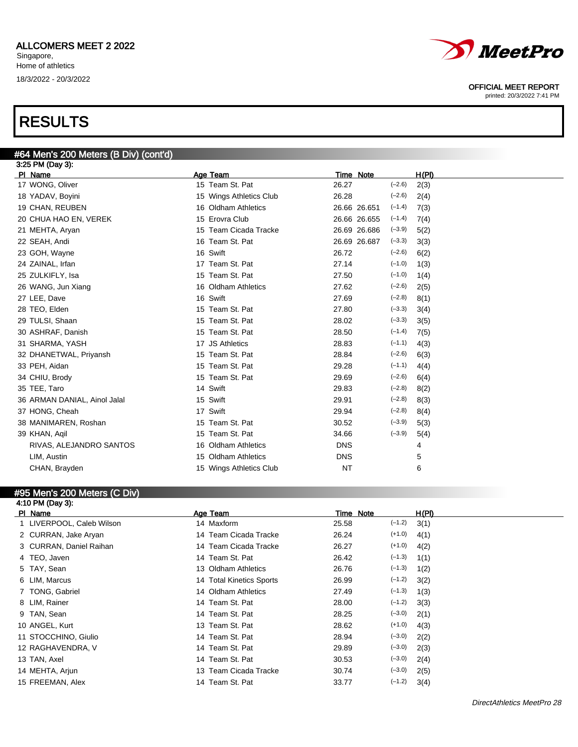ALLCOMERS MEET 2 2022
Singapore,
Home of athletics
18/3/2022 - 20/3/2022

OFFICIAL MEET REPORT
printed: 20/3/2022 7:41 PM

# RESULTS

## #64 Men's 200 Meters (B Div) (cont'd)

3:25 PM (Day 3):

| Pl | Name | Age | Team | Time | Note | Wind | H(Pl) |
|---|---|---|---|---|---|---|---|
| 17 | WONG, Oliver | 15 | Team St. Pat | 26.27 | | (-2.6) | 2(3) |
| 18 | YADAV, Boyini | 15 | Wings Athletics Club | 26.28 | | (-2.6) | 2(4) |
| 19 | CHAN, REUBEN | 16 | Oldham Athletics | 26.66 | 26.651 | (-1.4) | 7(3) |
| 20 | CHUA HAO EN, VEREK | 15 | Erovra Club | 26.66 | 26.655 | (-1.4) | 7(4) |
| 21 | MEHTA, Aryan | 15 | Team Cicada Tracke | 26.69 | 26.686 | (-3.9) | 5(2) |
| 22 | SEAH, Andi | 16 | Team St. Pat | 26.69 | 26.687 | (-3.3) | 3(3) |
| 23 | GOH, Wayne | 16 | Swift | 26.72 | | (-2.6) | 6(2) |
| 24 | ZAINAL, Irfan | 17 | Team St. Pat | 27.14 | | (-1.0) | 1(3) |
| 25 | ZULKIFLY, Isa | 15 | Team St. Pat | 27.50 | | (-1.0) | 1(4) |
| 26 | WANG, Jun Xiang | 16 | Oldham Athletics | 27.62 | | (-2.6) | 2(5) |
| 27 | LEE, Dave | 16 | Swift | 27.69 | | (-2.8) | 8(1) |
| 28 | TEO, Elden | 15 | Team St. Pat | 27.80 | | (-3.3) | 3(4) |
| 29 | TULSI, Shaan | 15 | Team St. Pat | 28.02 | | (-3.3) | 3(5) |
| 30 | ASHRAF, Danish | 15 | Team St. Pat | 28.50 | | (-1.4) | 7(5) |
| 31 | SHARMA, YASH | 17 | JS Athletics | 28.83 | | (-1.1) | 4(3) |
| 32 | DHANETWAL, Priyansh | 15 | Team St. Pat | 28.84 | | (-2.6) | 6(3) |
| 33 | PEH, Aidan | 15 | Team St. Pat | 29.28 | | (-1.1) | 4(4) |
| 34 | CHIU, Brody | 15 | Team St. Pat | 29.69 | | (-2.6) | 6(4) |
| 35 | TEE, Taro | 14 | Swift | 29.83 | | (-2.8) | 8(2) |
| 36 | ARMAN DANIAL, Ainol Jalal | 15 | Swift | 29.91 | | (-2.8) | 8(3) |
| 37 | HONG, Cheah | 17 | Swift | 29.94 | | (-2.8) | 8(4) |
| 38 | MANIMAREN, Roshan | 15 | Team St. Pat | 30.52 | | (-3.9) | 5(3) |
| 39 | KHAN, Aqil | 15 | Team St. Pat | 34.66 | | (-3.9) | 5(4) |
| | RIVAS, ALEJANDRO SANTOS | 16 | Oldham Athletics | DNS | | | 4 |
| | LIM, Austin | 15 | Oldham Athletics | DNS | | | 5 |
| | CHAN, Brayden | 15 | Wings Athletics Club | NT | | | 6 |

## #95 Men's 200 Meters (C Div)

4:10 PM (Day 3):

| Pl | Name | Age | Team | Time | Note | Wind | H(Pl) |
|---|---|---|---|---|---|---|---|
| 1 | LIVERPOOL, Caleb Wilson | 14 | Maxform | 25.58 | | (-1.2) | 3(1) |
| 2 | CURRAN, Jake Aryan | 14 | Team Cicada Tracke | 26.24 | | (+1.0) | 4(1) |
| 3 | CURRAN, Daniel Raihan | 14 | Team Cicada Tracke | 26.27 | | (+1.0) | 4(2) |
| 4 | TEO, Javen | 14 | Team St. Pat | 26.42 | | (-1.3) | 1(1) |
| 5 | TAY, Sean | 13 | Oldham Athletics | 26.76 | | (-1.3) | 1(2) |
| 6 | LIM, Marcus | 14 | Total Kinetics Sports | 26.99 | | (-1.2) | 3(2) |
| 7 | TONG, Gabriel | 14 | Oldham Athletics | 27.49 | | (-1.3) | 1(3) |
| 8 | LIM, Rainer | 14 | Team St. Pat | 28.00 | | (-1.2) | 3(3) |
| 9 | TAN, Sean | 14 | Team St. Pat | 28.25 | | (-3.0) | 2(1) |
| 10 | ANGEL, Kurt | 13 | Team St. Pat | 28.62 | | (+1.0) | 4(3) |
| 11 | STOCCHINO, Giulio | 14 | Team St. Pat | 28.94 | | (-3.0) | 2(2) |
| 12 | RAGHAVENDRA, V | 14 | Team St. Pat | 29.89 | | (-3.0) | 2(3) |
| 13 | TAN, Axel | 14 | Team St. Pat | 30.53 | | (-3.0) | 2(4) |
| 14 | MEHTA, Arjun | 13 | Team Cicada Tracke | 30.74 | | (-3.0) | 2(5) |
| 15 | FREEMAN, Alex | 14 | Team St. Pat | 33.77 | | (-1.2) | 3(4) |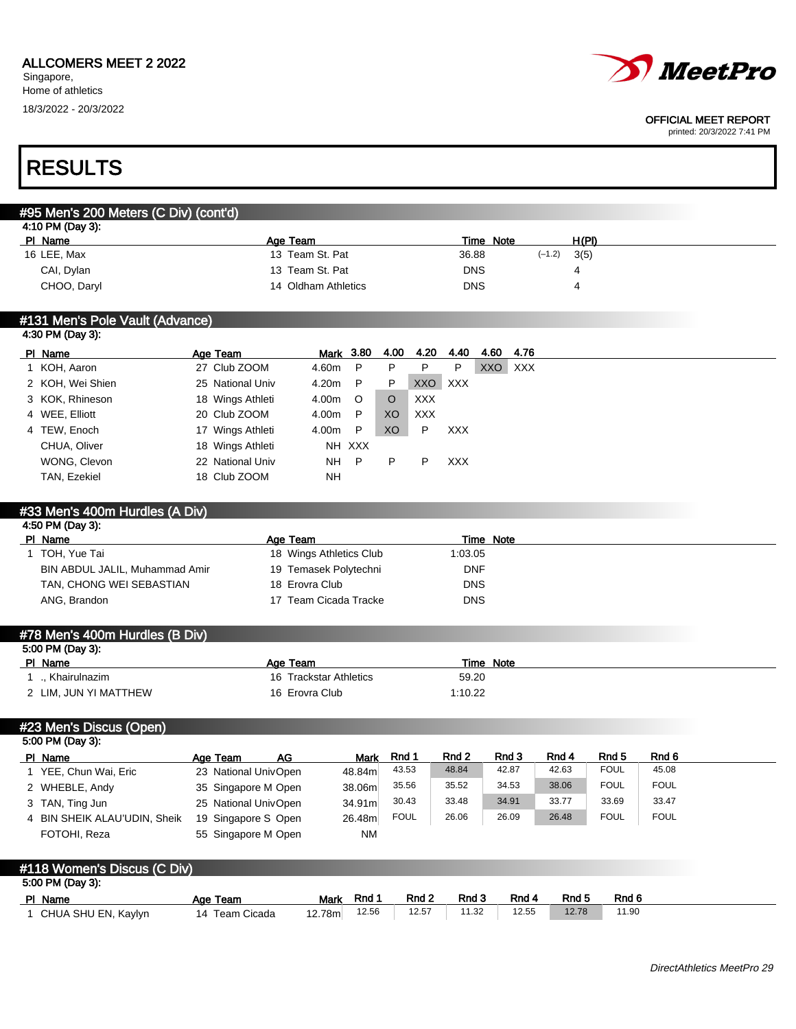ALLCOMERS MEET 2 2022
Singapore,
Home of athletics
18/3/2022 - 20/3/2022

OFFICIAL MEET REPORT
printed: 20/3/2022 7:41 PM

# RESULTS

## #95 Men's 200 Meters (C Div) (cont'd)

4:10 PM (Day 3):

| Pl | Name | Age | Team | Time | Note | | H(Pl) |
|---|---|---|---|---|---|---|---|
| 16 | LEE, Max | 13 | Team St. Pat | 36.88 | | (-1.2) | 3(5) |
| | CAI, Dylan | 13 | Team St. Pat | DNS | | | 4 |
| | CHOO, Daryl | 14 | Oldham Athletics | DNS | | | 4 |

## #131 Men's Pole Vault (Advance)

4:30 PM (Day 3):

| Pl | Name | Age | Team | Mark | 3.80 | 4.00 | 4.20 | 4.40 | 4.60 | 4.76 |
|---|---|---|---|---|---|---|---|---|---|---|
| 1 | KOH, Aaron | 27 | Club ZOOM | 4.60m | P | P | P | P | XXO | XXX |
| 2 | KOH, Wei Shien | 25 | National Univ | 4.20m | P | P | XXO | XXX | | |
| 3 | KOK, Rhineson | 18 | Wings Athleti | 4.00m | O | O | XXX | | | |
| 4 | WEE, Elliott | 20 | Club ZOOM | 4.00m | P | XO | XXX | | | |
| 4 | TEW, Enoch | 17 | Wings Athleti | 4.00m | P | XO | P | XXX | | |
| | CHUA, Oliver | 18 | Wings Athleti | NH | XXX | | | | | |
| | WONG, Clevon | 22 | National Univ | NH | P | P | P | XXX | | |
| | TAN, Ezekiel | 18 | Club ZOOM | NH | | | | | | |

## #33 Men's 400m Hurdles (A Div)

4:50 PM (Day 3):

| Pl | Name | Age | Team | Time | Note |
|---|---|---|---|---|---|
| 1 | TOH, Yue Tai | 18 | Wings Athletics Club | 1:03.05 | |
| | BIN ABDUL JALIL, Muhammad Amir | 19 | Temasek Polytechni | DNF | |
| | TAN, CHONG WEI SEBASTIAN | 18 | Erovra Club | DNS | |
| | ANG, Brandon | 17 | Team Cicada Tracke | DNS | |

## #78 Men's 400m Hurdles (B Div)

5:00 PM (Day 3):

| Pl | Name | Age | Team | Time | Note |
|---|---|---|---|---|---|
| 1 | ., Khairulnazim | 16 | Trackstar Athletics | 59.20 | |
| 2 | LIM, JUN YI MATTHEW | 16 | Erovra Club | 1:10.22 | |

## #23 Men's Discus (Open)

5:00 PM (Day 3):

| Pl | Name | Age | Team | AG | Mark | Rnd 1 | Rnd 2 | Rnd 3 | Rnd 4 | Rnd 5 | Rnd 6 |
|---|---|---|---|---|---|---|---|---|---|---|---|
| 1 | YEE, Chun Wai, Eric | 23 | National Univ | Open | 48.84m | 43.53 | 48.84 | 42.87 | 42.63 | FOUL | 45.08 |
| 2 | WHEBLE, Andy | 35 | Singapore M | Open | 38.06m | 35.56 | 35.52 | 34.53 | 38.06 | FOUL | FOUL |
| 3 | TAN, Ting Jun | 25 | National Univ | Open | 34.91m | 30.43 | 33.48 | 34.91 | 33.77 | 33.69 | 33.47 |
| 4 | BIN SHEIK ALAU'UDIN, Sheik | 19 | Singapore S | Open | 26.48m | FOUL | 26.06 | 26.09 | 26.48 | FOUL | FOUL |
| | FOTOHI, Reza | 55 | Singapore M | Open | NM | | | | | | |

## #118 Women's Discus (C Div)

5:00 PM (Day 3):

| Pl | Name | Age | Team | Mark | Rnd 1 | Rnd 2 | Rnd 3 | Rnd 4 | Rnd 5 | Rnd 6 |
|---|---|---|---|---|---|---|---|---|---|---|
| 1 | CHUA SHU EN, Kaylyn | 14 | Team Cicada | 12.78m | 12.56 | 12.57 | 11.32 | 12.55 | 12.78 | 11.90 |

DirectAthletics MeetPro 29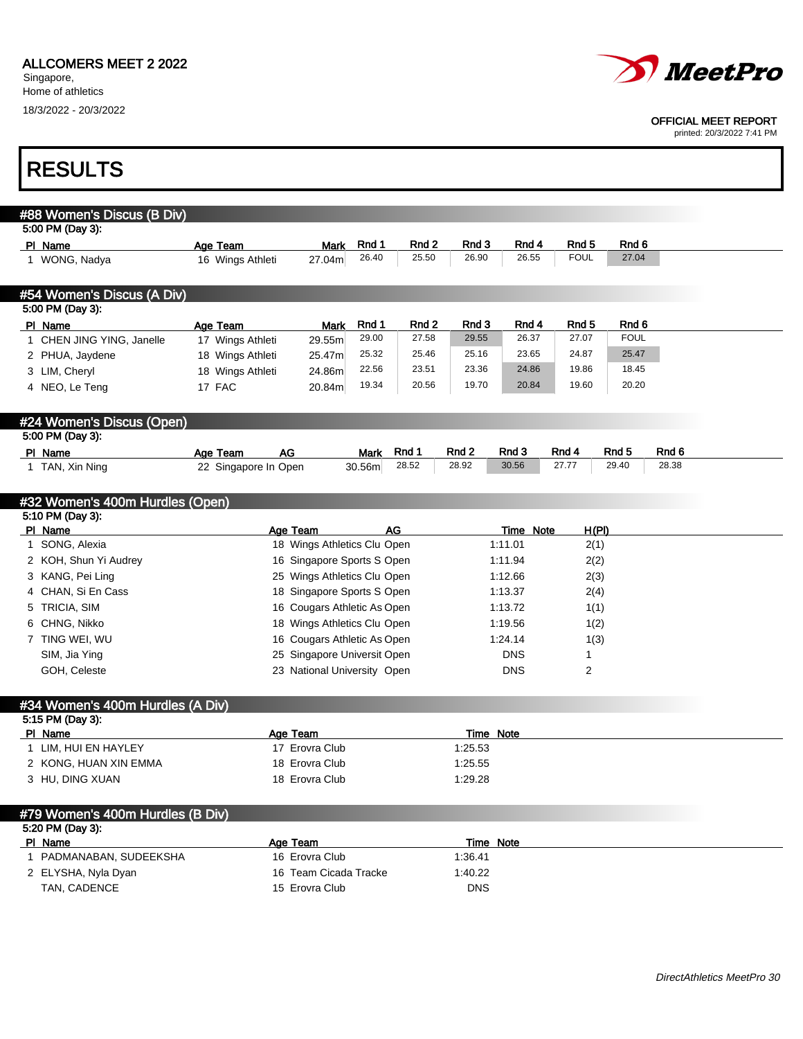ALLCOMERS MEET 2 2022
Singapore,
Home of athletics
18/3/2022 - 20/3/2022

OFFICIAL MEET REPORT
printed: 20/3/2022 7:41 PM

# RESULTS

## #88 Women's Discus (B Div)

5:00 PM (Day 3):

| Pl | Name | Age | Team | Mark | Rnd 1 | Rnd 2 | Rnd 3 | Rnd 4 | Rnd 5 | Rnd 6 |
|---|---|---|---|---|---|---|---|---|---|---|
| 1 | WONG, Nadya | 16 | Wings Athleti | 27.04m | 26.40 | 25.50 | 26.90 | 26.55 | FOUL | 27.04 |

## #54 Women's Discus (A Div)

5:00 PM (Day 3):

| Pl | Name | Age | Team | Mark | Rnd 1 | Rnd 2 | Rnd 3 | Rnd 4 | Rnd 5 | Rnd 6 |
|---|---|---|---|---|---|---|---|---|---|---|
| 1 | CHEN JING YING, Janelle | 17 | Wings Athleti | 29.55m | 29.00 | 27.58 | 29.55 | 26.37 | 27.07 | FOUL |
| 2 | PHUA, Jaydene | 18 | Wings Athleti | 25.47m | 25.32 | 25.46 | 25.16 | 23.65 | 24.87 | 25.47 |
| 3 | LIM, Cheryl | 18 | Wings Athleti | 24.86m | 22.56 | 23.51 | 23.36 | 24.86 | 19.86 | 18.45 |
| 4 | NEO, Le Teng | 17 | FAC | 20.84m | 19.34 | 20.56 | 19.70 | 20.84 | 19.60 | 20.20 |

## #24 Women's Discus (Open)

5:00 PM (Day 3):

| Pl | Name | Age | Team | AG | Mark | Rnd 1 | Rnd 2 | Rnd 3 | Rnd 4 | Rnd 5 | Rnd 6 |
|---|---|---|---|---|---|---|---|---|---|---|---|
| 1 | TAN, Xin Ning | 22 | Singapore In | Open | 30.56m | 28.52 | 28.92 | 30.56 | 27.77 | 29.40 | 28.38 |

## #32 Women's 400m Hurdles (Open)

5:10 PM (Day 3):

| Pl | Name | Age | Team | AG | Time | Note | H(Pl) |
|---|---|---|---|---|---|---|---|
| 1 | SONG, Alexia | 18 | Wings Athletics Clu | Open | 1:11.01 | | 2(1) |
| 2 | KOH, Shun Yi Audrey | 16 | Singapore Sports S | Open | 1:11.94 | | 2(2) |
| 3 | KANG, Pei Ling | 25 | Wings Athletics Clu | Open | 1:12.66 | | 2(3) |
| 4 | CHAN, Si En Cass | 18 | Singapore Sports S | Open | 1:13.37 | | 2(4) |
| 5 | TRICIA, SIM | 16 | Cougars Athletic As | Open | 1:13.72 | | 1(1) |
| 6 | CHNG, Nikko | 18 | Wings Athletics Clu | Open | 1:19.56 | | 1(2) |
| 7 | TING WEI, WU | 16 | Cougars Athletic As | Open | 1:24.14 | | 1(3) |
| | SIM, Jia Ying | 25 | Singapore Universit | Open | DNS | | 1 |
| | GOH, Celeste | 23 | National University | Open | DNS | | 2 |

## #34 Women's 400m Hurdles (A Div)

5:15 PM (Day 3):

| Pl | Name | Age | Team | Time | Note |
|---|---|---|---|---|---|
| 1 | LIM, HUI EN HAYLEY | 17 | Erovra Club | 1:25.53 | |
| 2 | KONG, HUAN XIN EMMA | 18 | Erovra Club | 1:25.55 | |
| 3 | HU, DING XUAN | 18 | Erovra Club | 1:29.28 | |

## #79 Women's 400m Hurdles (B Div)

5:20 PM (Day 3):

| Pl | Name | Age | Team | Time | Note |
|---|---|---|---|---|---|
| 1 | PADMANABAN, SUDEEKSHA | 16 | Erovra Club | 1:36.41 | |
| 2 | ELYSHA, Nyla Dyan | 16 | Team Cicada Tracke | 1:40.22 | |
| | TAN, CADENCE | 15 | Erovra Club | DNS | |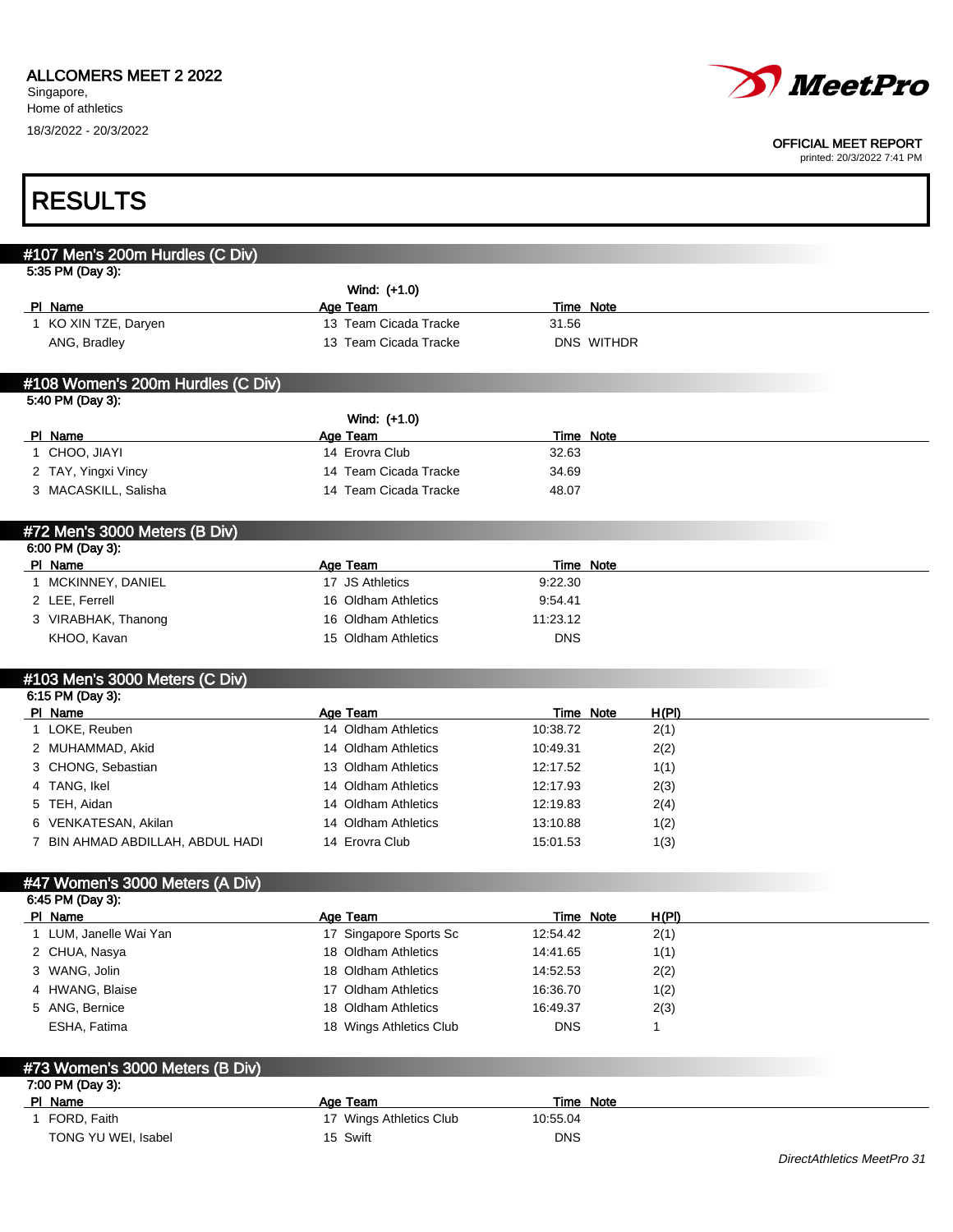ALLCOMERS MEET 2 2022

Singapore,
Home of athletics

18/3/2022 - 20/3/2022

OFFICIAL MEET REPORT
printed: 20/3/2022 7:41 PM

# RESULTS

## #107 Men's 200m Hurdles (C Div)

5:35 PM (Day 3):

Wind: (+1.0)

| Pl | Name | Age | Team | Time | Note |
|---|---|---|---|---|---|
| 1 | KO XIN TZE, Daryen | 13 | Team Cicada Tracke | 31.56 | |
| | ANG, Bradley | 13 | Team Cicada Tracke | DNS | WITHDR |

## #108 Women's 200m Hurdles (C Div)

5:40 PM (Day 3):

Wind: (+1.0)

| Pl | Name | Age | Team | Time | Note |
|---|---|---|---|---|---|
| 1 | CHOO, JIAYI | 14 | Erovra Club | 32.63 | |
| 2 | TAY, Yingxi Vincy | 14 | Team Cicada Tracke | 34.69 | |
| 3 | MACASKILL, Salisha | 14 | Team Cicada Tracke | 48.07 | |

## #72 Men's 3000 Meters (B Div)

6:00 PM (Day 3):

| Pl | Name | Age | Team | Time | Note |
|---|---|---|---|---|---|
| 1 | MCKINNEY, DANIEL | 17 | JS Athletics | 9:22.30 | |
| 2 | LEE, Ferrell | 16 | Oldham Athletics | 9:54.41 | |
| 3 | VIRABHAK, Thanong | 16 | Oldham Athletics | 11:23.12 | |
| | KHOO, Kavan | 15 | Oldham Athletics | DNS | |

## #103 Men's 3000 Meters (C Div)

6:15 PM (Day 3):

| Pl | Name | Age | Team | Time | Note | H(Pl) |
|---|---|---|---|---|---|---|
| 1 | LOKE, Reuben | 14 | Oldham Athletics | 10:38.72 | | 2(1) |
| 2 | MUHAMMAD, Akid | 14 | Oldham Athletics | 10:49.31 | | 2(2) |
| 3 | CHONG, Sebastian | 13 | Oldham Athletics | 12:17.52 | | 1(1) |
| 4 | TANG, Ikel | 14 | Oldham Athletics | 12:17.93 | | 2(3) |
| 5 | TEH, Aidan | 14 | Oldham Athletics | 12:19.83 | | 2(4) |
| 6 | VENKATESAN, Akilan | 14 | Oldham Athletics | 13:10.88 | | 1(2) |
| 7 | BIN AHMAD ABDILLAH, ABDUL HADI | 14 | Erovra Club | 15:01.53 | | 1(3) |

## #47 Women's 3000 Meters (A Div)

6:45 PM (Day 3):

| Pl | Name | Age | Team | Time | Note | H(Pl) |
|---|---|---|---|---|---|---|
| 1 | LUM, Janelle Wai Yan | 17 | Singapore Sports Sc | 12:54.42 | | 2(1) |
| 2 | CHUA, Nasya | 18 | Oldham Athletics | 14:41.65 | | 1(1) |
| 3 | WANG, Jolin | 18 | Oldham Athletics | 14:52.53 | | 2(2) |
| 4 | HWANG, Blaise | 17 | Oldham Athletics | 16:36.70 | | 1(2) |
| 5 | ANG, Bernice | 18 | Oldham Athletics | 16:49.37 | | 2(3) |
| | ESHA, Fatima | 18 | Wings Athletics Club | DNS | | 1 |

## #73 Women's 3000 Meters (B Div)

7:00 PM (Day 3):

| Pl | Name | Age | Team | Time | Note |
|---|---|---|---|---|---|
| 1 | FORD, Faith | 17 | Wings Athletics Club | 10:55.04 | |
| | TONG YU WEI, Isabel | 15 | Swift | DNS | |